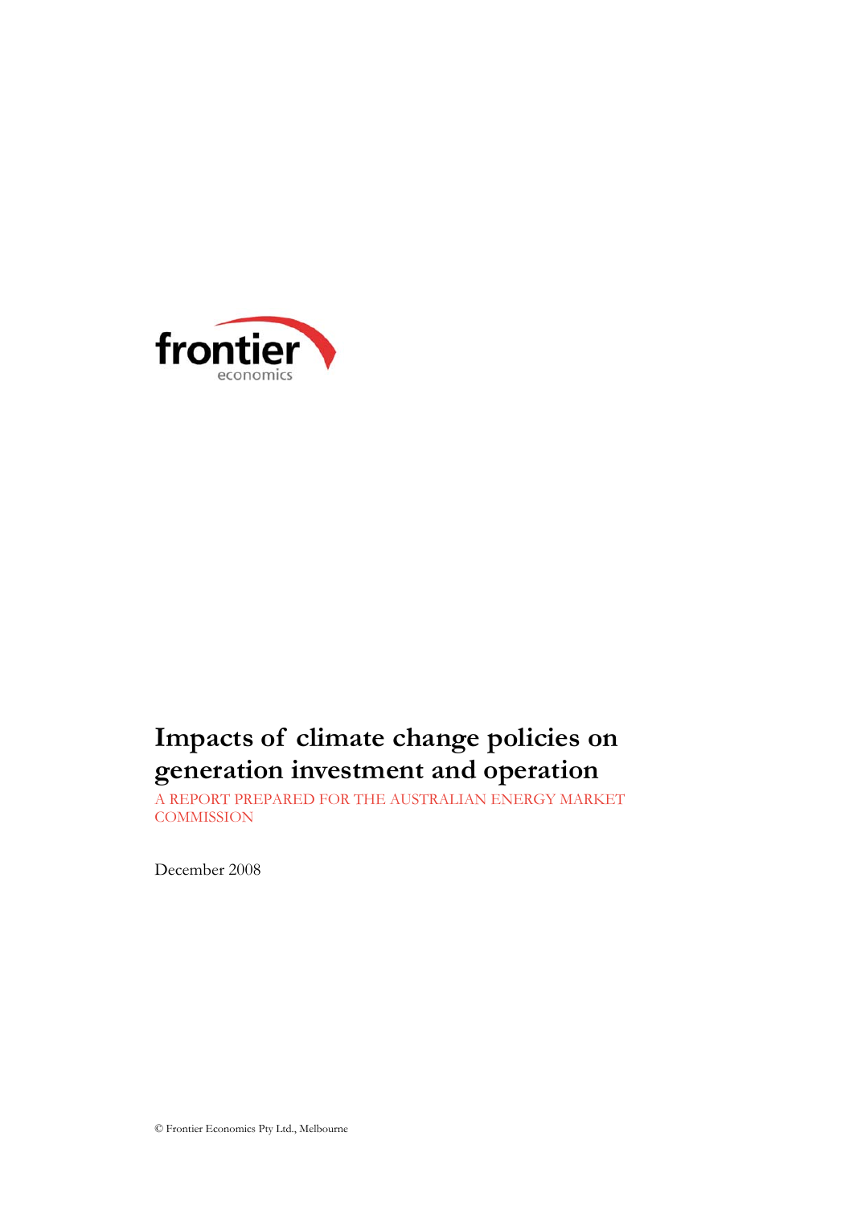frontier

economics

# Impacts of climate change policies on generation investment and operation

A REPORT PREPARED FOR THE AUSTRALIAN ENERGY MARKET COMMISSION

December 2008

© Frontier Economics Pty Ltd., Melbourne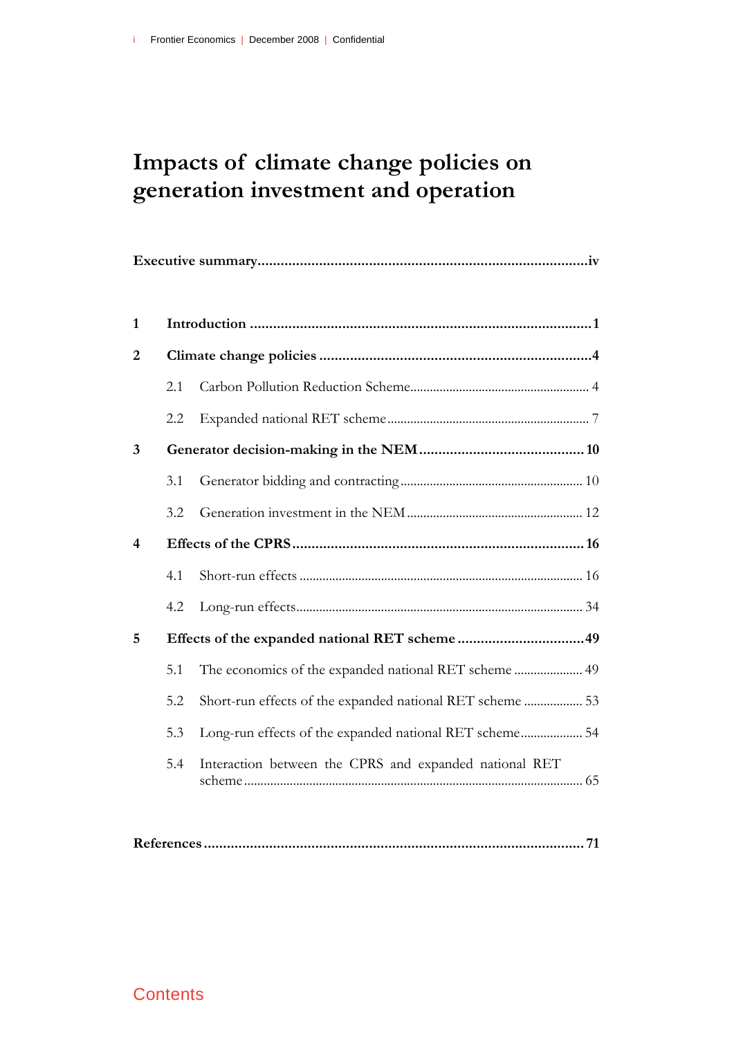# Impacts of climate change policies on generation investment and operation

**Executive summary** ..... iv

**1 Introduction** ..... 1

**2 Climate change policies** ..... 4

- 2.1 Carbon Pollution Reduction Scheme ..... 4
- 2.2 Expanded national RET scheme ..... 7

**3 Generator decision-making in the NEM** ..... 10

- 3.1 Generator bidding and contracting ..... 10
- 3.2 Generation investment in the NEM ..... 12

**4 Effects of the CPRS** ..... 16

- 4.1 Short-run effects ..... 16
- 4.2 Long-run effects ..... 34

**5 Effects of the expanded national RET scheme** ..... 49

- 5.1 The economics of the expanded national RET scheme ..... 49
- 5.2 Short-run effects of the expanded national RET scheme ..... 53
- 5.3 Long-run effects of the expanded national RET scheme ..... 54
- 5.4 Interaction between the CPRS and expanded national RET scheme ..... 65

**References** ..... 71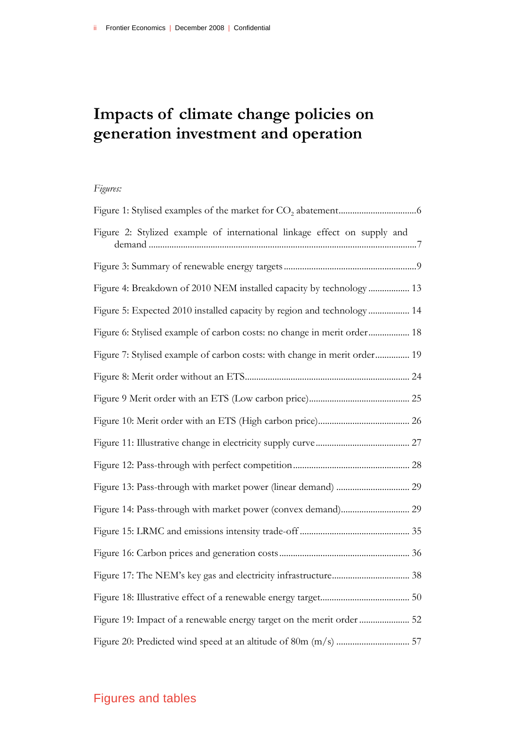# Impacts of climate change policies on generation investment and operation

*Figures:*

Figure 1: Stylised examples of the market for $CO_2$ abatement .................................6

Figure 2: Stylized example of international linkage effect on supply and demand ....................................................................................................................7

Figure 3: Summary of renewable energy targets .........................................................9

Figure 4: Breakdown of 2010 NEM installed capacity by technology .................. 13

Figure 5: Expected 2010 installed capacity by region and technology .................. 14

Figure 6: Stylised example of carbon costs: no change in merit order .................. 18

Figure 7: Stylised example of carbon costs: with change in merit order ............... 19

Figure 8: Merit order without an ETS ....................................................................... 24

Figure 9 Merit order with an ETS (Low carbon price) ............................................ 25

Figure 10: Merit order with an ETS (High carbon price) ........................................ 26

Figure 11: Illustrative change in electricity supply curve ......................................... 27

Figure 12: Pass-through with perfect competition ................................................... 28

Figure 13: Pass-through with market power (linear demand) ................................ 29

Figure 14: Pass-through with market power (convex demand) .............................. 29

Figure 15: LRMC and emissions intensity trade-off ................................................ 35

Figure 16: Carbon prices and generation costs ......................................................... 36

Figure 17: The NEM's key gas and electricity infrastructure .................................. 38

Figure 18: Illustrative effect of a renewable energy target ....................................... 50

Figure 19: Impact of a renewable energy target on the merit order ...................... 52

Figure 20: Predicted wind speed at an altitude of 80m (m/s) ................................ 57

## Figures and tables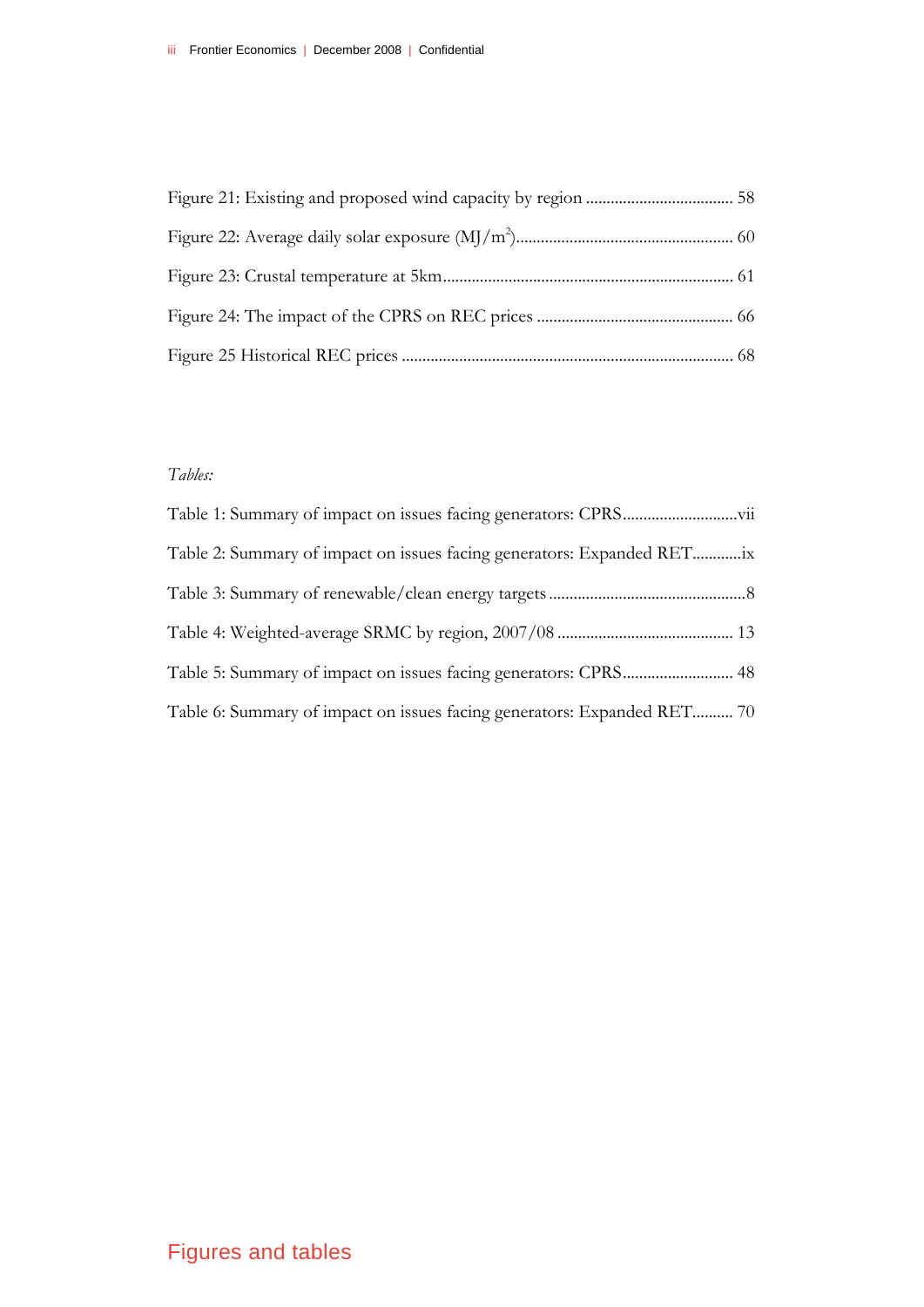Figure 21: Existing and proposed wind capacity by region .................................... 58

Figure 22: Average daily solar exposure ($MJ/m^2$)..................................................... 60

Figure 23: Crustal temperature at 5km....................................................................... 61

Figure 24: The impact of the CPRS on REC prices ................................................ 66

Figure 25 Historical REC prices ................................................................................. 68

*Tables:*

Table 1: Summary of impact on issues facing generators: CPRS............................vii

Table 2: Summary of impact on issues facing generators: Expanded RET............ix

Table 3: Summary of renewable/clean energy targets ................................................8

Table 4: Weighted-average SRMC by region, 2007/08 ........................................... 13

Table 5: Summary of impact on issues facing generators: CPRS........................... 48

Table 6: Summary of impact on issues facing generators: Expanded RET.......... 70

Figures and tables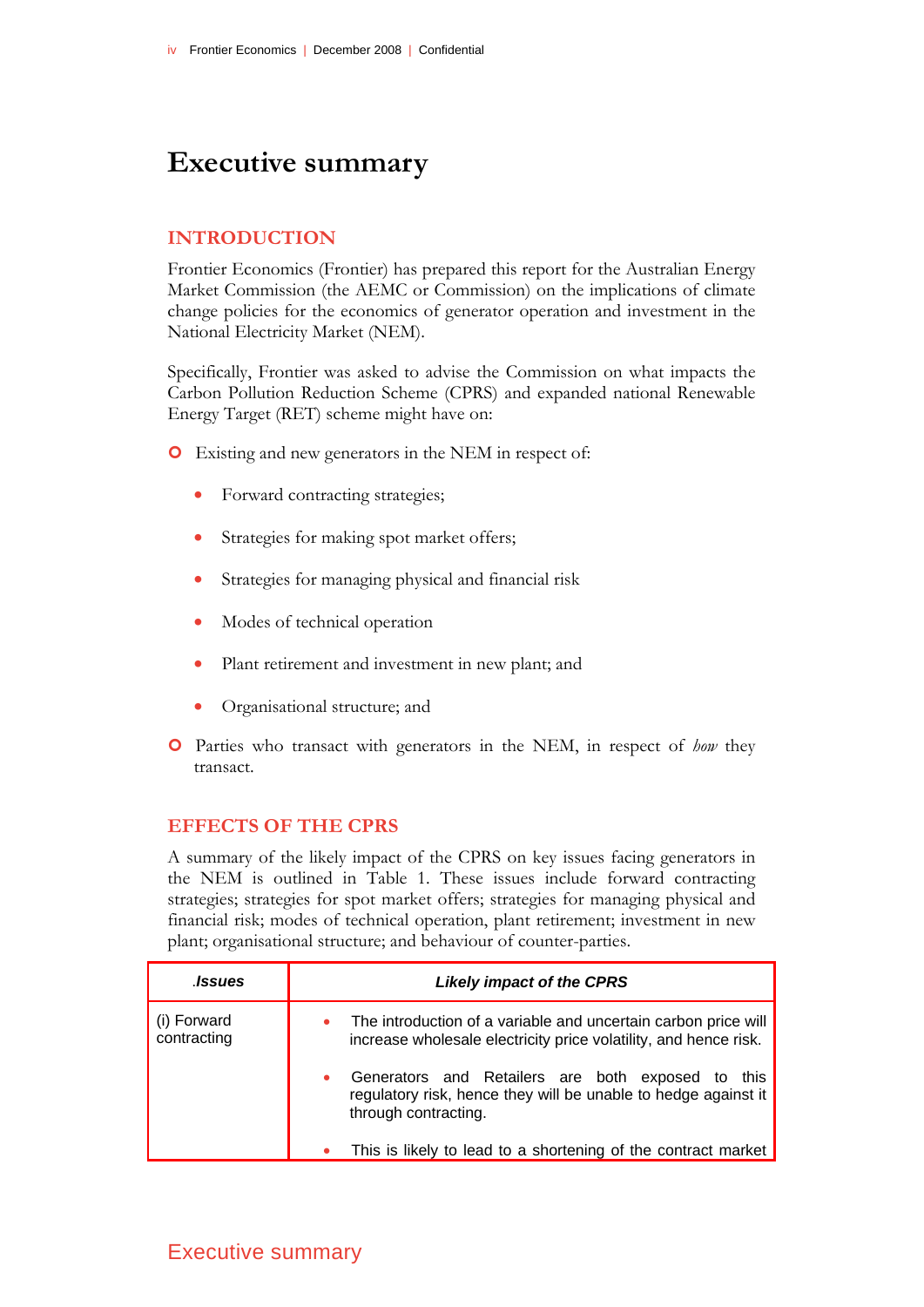# Executive summary

## INTRODUCTION

Frontier Economics (Frontier) has prepared this report for the Australian Energy Market Commission (the AEMC or Commission) on the implications of climate change policies for the economics of generator operation and investment in the National Electricity Market (NEM).

Specifically, Frontier was asked to advise the Commission on what impacts the Carbon Pollution Reduction Scheme (CPRS) and expanded national Renewable Energy Target (RET) scheme might have on:

- Existing and new generators in the NEM in respect of:
  - Forward contracting strategies;
  - Strategies for making spot market offers;
  - Strategies for managing physical and financial risk
  - Modes of technical operation
  - Plant retirement and investment in new plant; and
  - Organisational structure; and
- Parties who transact with generators in the NEM, in respect of *how* they transact.

## EFFECTS OF THE CPRS

A summary of the likely impact of the CPRS on key issues facing generators in the NEM is outlined in Table 1. These issues include forward contracting strategies; strategies for spot market offers; strategies for managing physical and financial risk; modes of technical operation, plant retirement; investment in new plant; organisational structure; and behaviour of counter-parties.

| *.Issues* | *Likely impact of the CPRS* |
|---|---|
| (i) Forward contracting | • The introduction of a variable and uncertain carbon price will increase wholesale electricity price volatility, and hence risk.<br>• Generators and Retailers are both exposed to this regulatory risk, hence they will be unable to hedge against it through contracting.<br>• This is likely to lead to a shortening of the contract market |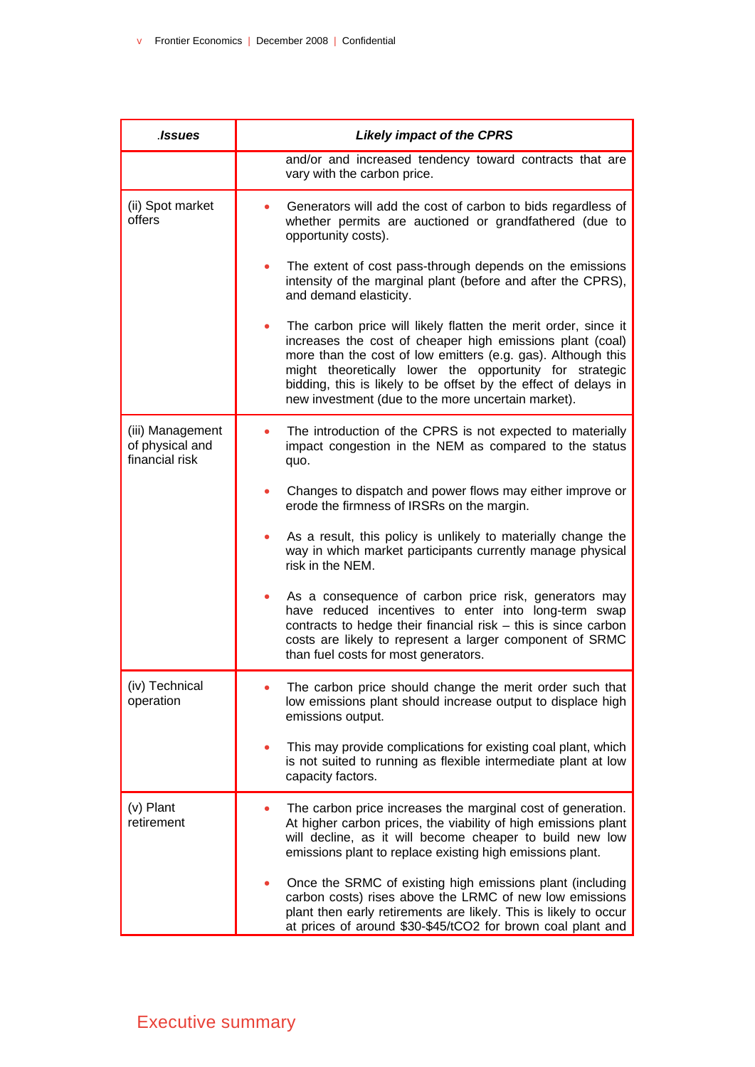| *.Issues* | *Likely impact of the CPRS* |
| --- | --- |
| | and/or and increased tendency toward contracts that are vary with the carbon price. |
| (ii) Spot market offers | • Generators will add the cost of carbon to bids regardless of whether permits are auctioned or grandfathered (due to opportunity costs).<br><br>• The extent of cost pass-through depends on the emissions intensity of the marginal plant (before and after the CPRS), and demand elasticity.<br><br>• The carbon price will likely flatten the merit order, since it increases the cost of cheaper high emissions plant (coal) more than the cost of low emitters (e.g. gas). Although this might theoretically lower the opportunity for strategic bidding, this is likely to be offset by the effect of delays in new investment (due to the more uncertain market). |
| (iii) Management of physical and financial risk | • The introduction of the CPRS is not expected to materially impact congestion in the NEM as compared to the status quo.<br><br>• Changes to dispatch and power flows may either improve or erode the firmness of IRSRs on the margin.<br><br>• As a result, this policy is unlikely to materially change the way in which market participants currently manage physical risk in the NEM.<br><br>• As a consequence of carbon price risk, generators may have reduced incentives to enter into long-term swap contracts to hedge their financial risk – this is since carbon costs are likely to represent a larger component of SRMC than fuel costs for most generators. |
| (iv) Technical operation | • The carbon price should change the merit order such that low emissions plant should increase output to displace high emissions output.<br><br>• This may provide complications for existing coal plant, which is not suited to running as flexible intermediate plant at low capacity factors. |
| (v) Plant retirement | • The carbon price increases the marginal cost of generation. At higher carbon prices, the viability of high emissions plant will decline, as it will become cheaper to build new low emissions plant to replace existing high emissions plant.<br><br>• Once the SRMC of existing high emissions plant (including carbon costs) rises above the LRMC of new low emissions plant then early retirements are likely. This is likely to occur at prices of around \$30-\$45/t$CO_2$ for brown coal plant and |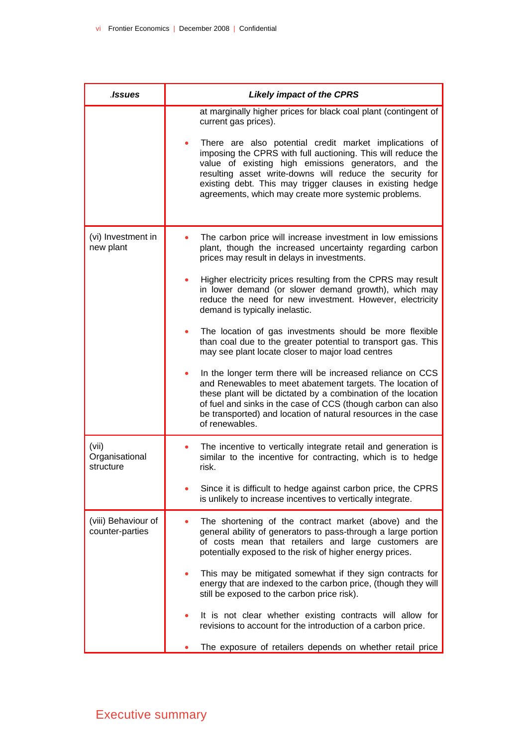| .Issues | Likely impact of the CPRS |
|---|---|
| | at marginally higher prices for black coal plant (contingent of current gas prices).<br><br>• There are also potential credit market implications of imposing the CPRS with full auctioning. This will reduce the value of existing high emissions generators, and the resulting asset write-downs will reduce the security for existing debt. This may trigger clauses in existing hedge agreements, which may create more systemic problems. |
| (vi) Investment in new plant | • The carbon price will increase investment in low emissions plant, though the increased uncertainty regarding carbon prices may result in delays in investments.<br><br>• Higher electricity prices resulting from the CPRS may result in lower demand (or slower demand growth), which may reduce the need for new investment. However, electricity demand is typically inelastic.<br><br>• The location of gas investments should be more flexible than coal due to the greater potential to transport gas. This may see plant locate closer to major load centres<br><br>• In the longer term there will be increased reliance on CCS and Renewables to meet abatement targets. The location of these plant will be dictated by a combination of the location of fuel and sinks in the case of CCS (though carbon can also be transported) and location of natural resources in the case of renewables. |
| (vii) Organisational structure | • The incentive to vertically integrate retail and generation is similar to the incentive for contracting, which is to hedge risk.<br><br>• Since it is difficult to hedge against carbon price, the CPRS is unlikely to increase incentives to vertically integrate. |
| (viii) Behaviour of counter-parties | • The shortening of the contract market (above) and the general ability of generators to pass-through a large portion of costs mean that retailers and large customers are potentially exposed to the risk of higher energy prices.<br><br>• This may be mitigated somewhat if they sign contracts for energy that are indexed to the carbon price, (though they will still be exposed to the carbon price risk).<br><br>• It is not clear whether existing contracts will allow for revisions to account for the introduction of a carbon price.<br><br>• The exposure of retailers depends on whether retail price |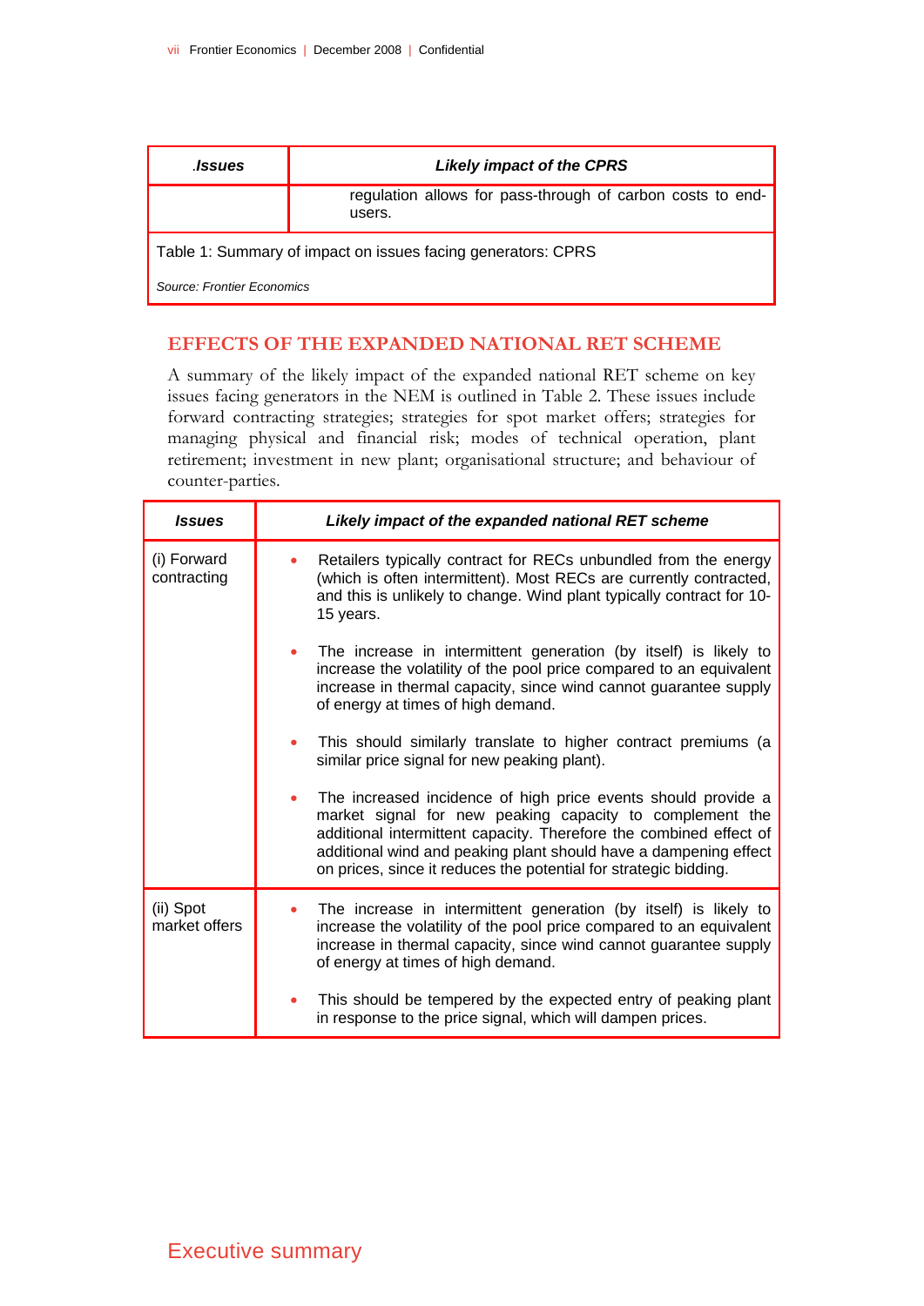| .Issues | Likely impact of the CPRS |
|---|---|
| | regulation allows for pass-through of carbon costs to end-users. |

Table 1: Summary of impact on issues facing generators: CPRS

*Source: Frontier Economics*

## EFFECTS OF THE EXPANDED NATIONAL RET SCHEME

A summary of the likely impact of the expanded national RET scheme on key issues facing generators in the NEM is outlined in Table 2. These issues include forward contracting strategies; strategies for spot market offers; strategies for managing physical and financial risk; modes of technical operation, plant retirement; investment in new plant; organisational structure; and behaviour of counter-parties.

| Issues | Likely impact of the expanded national RET scheme |
|---|---|
| (i) Forward contracting | • Retailers typically contract for RECs unbundled from the energy (which is often intermittent). Most RECs are currently contracted, and this is unlikely to change. Wind plant typically contract for 10-15 years.<br><br>• The increase in intermittent generation (by itself) is likely to increase the volatility of the pool price compared to an equivalent increase in thermal capacity, since wind cannot guarantee supply of energy at times of high demand.<br><br>• This should similarly translate to higher contract premiums (a similar price signal for new peaking plant).<br><br>• The increased incidence of high price events should provide a market signal for new peaking capacity to complement the additional intermittent capacity. Therefore the combined effect of additional wind and peaking plant should have a dampening effect on prices, since it reduces the potential for strategic bidding. |
| (ii) Spot market offers | • The increase in intermittent generation (by itself) is likely to increase the volatility of the pool price compared to an equivalent increase in thermal capacity, since wind cannot guarantee supply of energy at times of high demand.<br><br>• This should be tempered by the expected entry of peaking plant in response to the price signal, which will dampen prices. |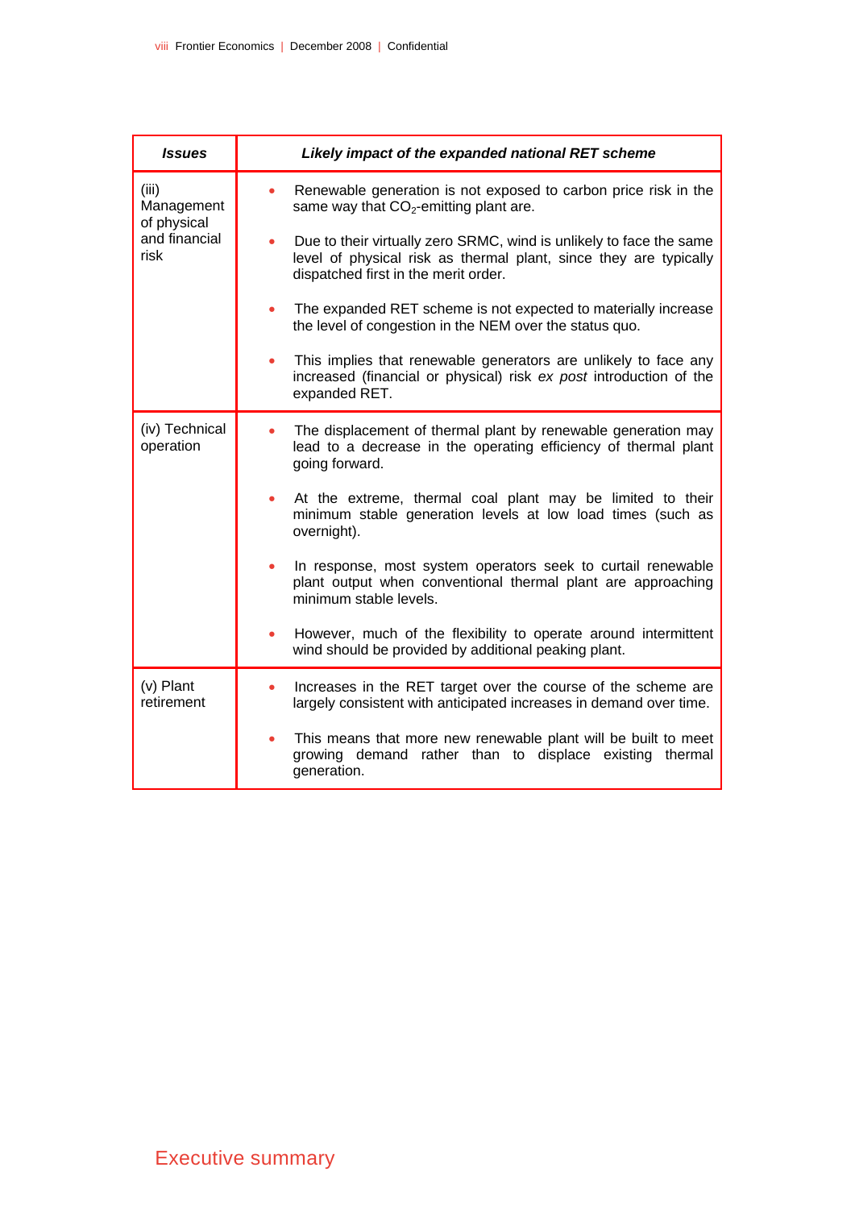| ***Issues*** | ***Likely impact of the expanded national RET scheme*** |
|---|---|
| (iii) Management of physical and financial risk | • Renewable generation is not exposed to carbon price risk in the same way that $CO_2$-emitting plant are.<br><br>• Due to their virtually zero SRMC, wind is unlikely to face the same level of physical risk as thermal plant, since they are typically dispatched first in the merit order.<br><br>• The expanded RET scheme is not expected to materially increase the level of congestion in the NEM over the status quo.<br><br>• This implies that renewable generators are unlikely to face any increased (financial or physical) risk *ex post* introduction of the expanded RET. |
| (iv) Technical operation | • The displacement of thermal plant by renewable generation may lead to a decrease in the operating efficiency of thermal plant going forward.<br><br>• At the extreme, thermal coal plant may be limited to their minimum stable generation levels at low load times (such as overnight).<br><br>• In response, most system operators seek to curtail renewable plant output when conventional thermal plant are approaching minimum stable levels.<br><br>• However, much of the flexibility to operate around intermittent wind should be provided by additional peaking plant. |
| (v) Plant retirement | • Increases in the RET target over the course of the scheme are largely consistent with anticipated increases in demand over time.<br><br>• This means that more new renewable plant will be built to meet growing demand rather than to displace existing thermal generation. |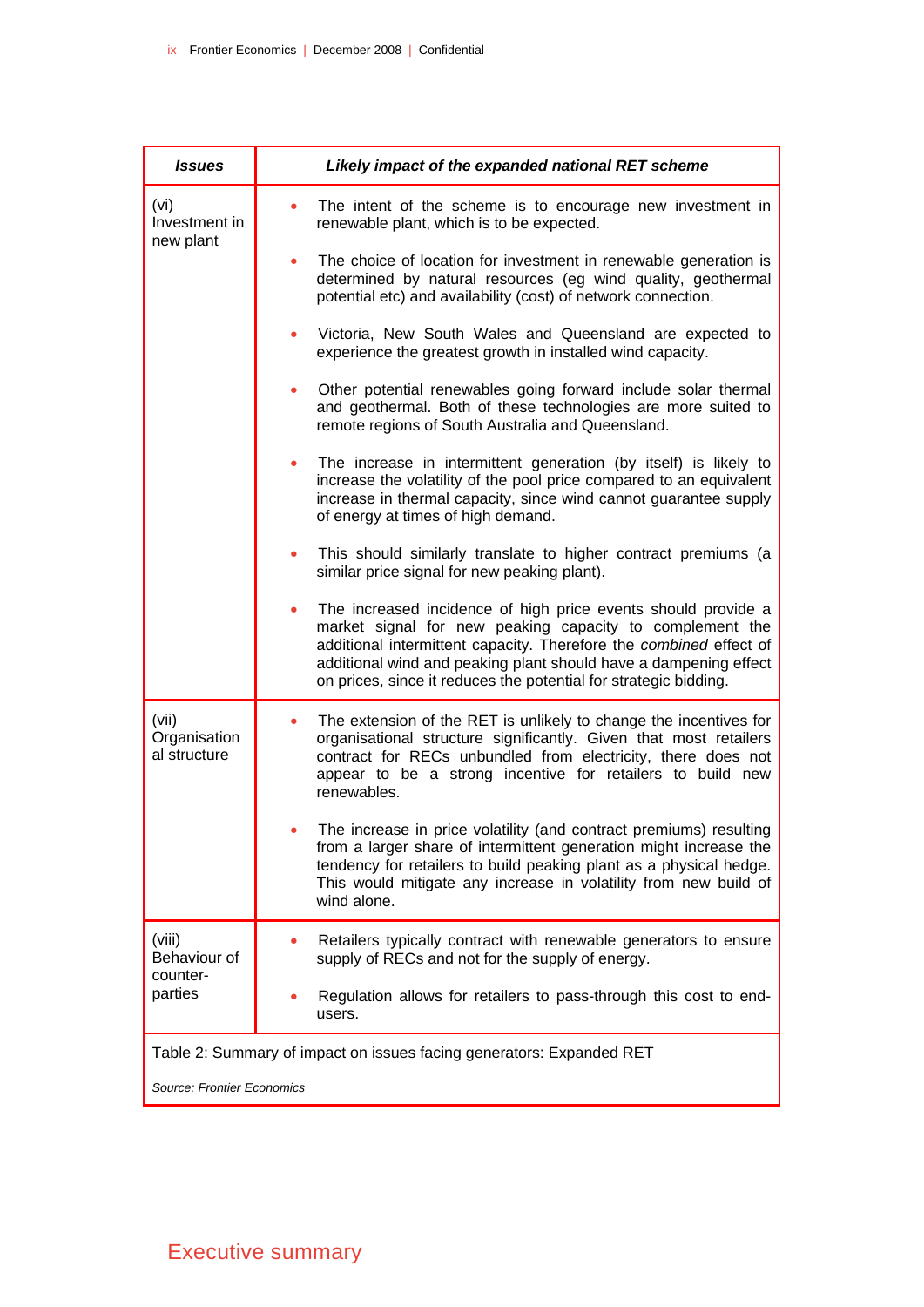| *Issues* | *Likely impact of the expanded national RET scheme* |
|---|---|
| (vi) Investment in new plant | • The intent of the scheme is to encourage new investment in renewable plant, which is to be expected.<br><br>• The choice of location for investment in renewable generation is determined by natural resources (eg wind quality, geothermal potential etc) and availability (cost) of network connection.<br><br>• Victoria, New South Wales and Queensland are expected to experience the greatest growth in installed wind capacity.<br><br>• Other potential renewables going forward include solar thermal and geothermal. Both of these technologies are more suited to remote regions of South Australia and Queensland.<br><br>• The increase in intermittent generation (by itself) is likely to increase the volatility of the pool price compared to an equivalent increase in thermal capacity, since wind cannot guarantee supply of energy at times of high demand.<br><br>• This should similarly translate to higher contract premiums (a similar price signal for new peaking plant).<br><br>• The increased incidence of high price events should provide a market signal for new peaking capacity to complement the additional intermittent capacity. Therefore the *combined* effect of additional wind and peaking plant should have a dampening effect on prices, since it reduces the potential for strategic bidding. |
| (vii) Organisational structure | • The extension of the RET is unlikely to change the incentives for organisational structure significantly. Given that most retailers contract for RECs unbundled from electricity, there does not appear to be a strong incentive for retailers to build new renewables.<br><br>• The increase in price volatility (and contract premiums) resulting from a larger share of intermittent generation might increase the tendency for retailers to build peaking plant as a physical hedge. This would mitigate any increase in volatility from new build of wind alone. |
| (viii) Behaviour of counter-parties | • Retailers typically contract with renewable generators to ensure supply of RECs and not for the supply of energy.<br><br>• Regulation allows for retailers to pass-through this cost to end-users. |

Table 2: Summary of impact on issues facing generators: Expanded RET

*Source: Frontier Economics*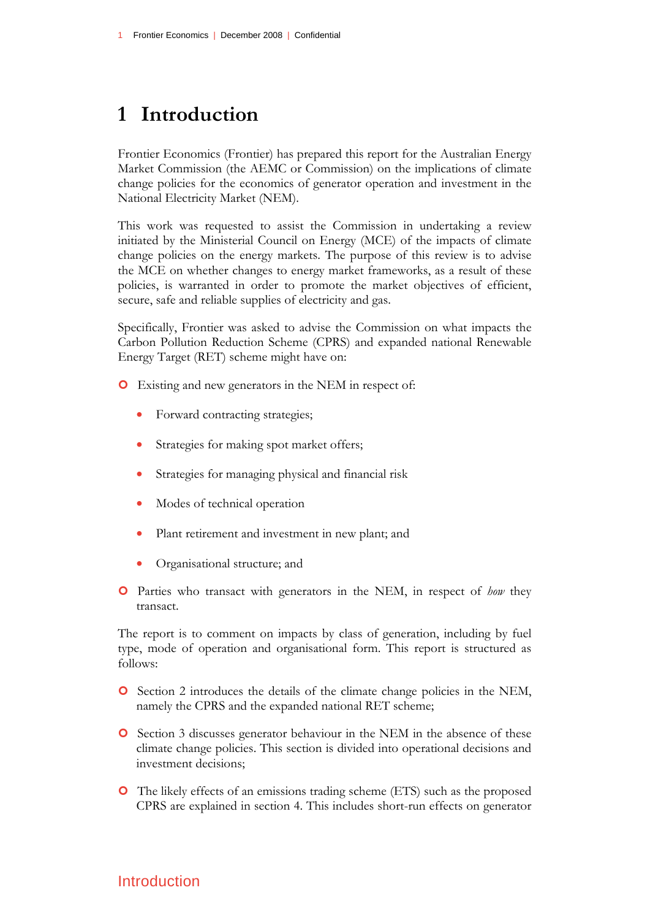# 1 Introduction

Frontier Economics (Frontier) has prepared this report for the Australian Energy Market Commission (the AEMC or Commission) on the implications of climate change policies for the economics of generator operation and investment in the National Electricity Market (NEM).

This work was requested to assist the Commission in undertaking a review initiated by the Ministerial Council on Energy (MCE) of the impacts of climate change policies on the energy markets. The purpose of this review is to advise the MCE on whether changes to energy market frameworks, as a result of these policies, is warranted in order to promote the market objectives of efficient, secure, safe and reliable supplies of electricity and gas.

Specifically, Frontier was asked to advise the Commission on what impacts the Carbon Pollution Reduction Scheme (CPRS) and expanded national Renewable Energy Target (RET) scheme might have on:

- Existing and new generators in the NEM in respect of:
  - Forward contracting strategies;
  - Strategies for making spot market offers;
  - Strategies for managing physical and financial risk
  - Modes of technical operation
  - Plant retirement and investment in new plant; and
  - Organisational structure; and
- Parties who transact with generators in the NEM, in respect of *how* they transact.

The report is to comment on impacts by class of generation, including by fuel type, mode of operation and organisational form. This report is structured as follows:

- Section 2 introduces the details of the climate change policies in the NEM, namely the CPRS and the expanded national RET scheme;
- Section 3 discusses generator behaviour in the NEM in the absence of these climate change policies. This section is divided into operational decisions and investment decisions;
- The likely effects of an emissions trading scheme (ETS) such as the proposed CPRS are explained in section 4. This includes short-run effects on generator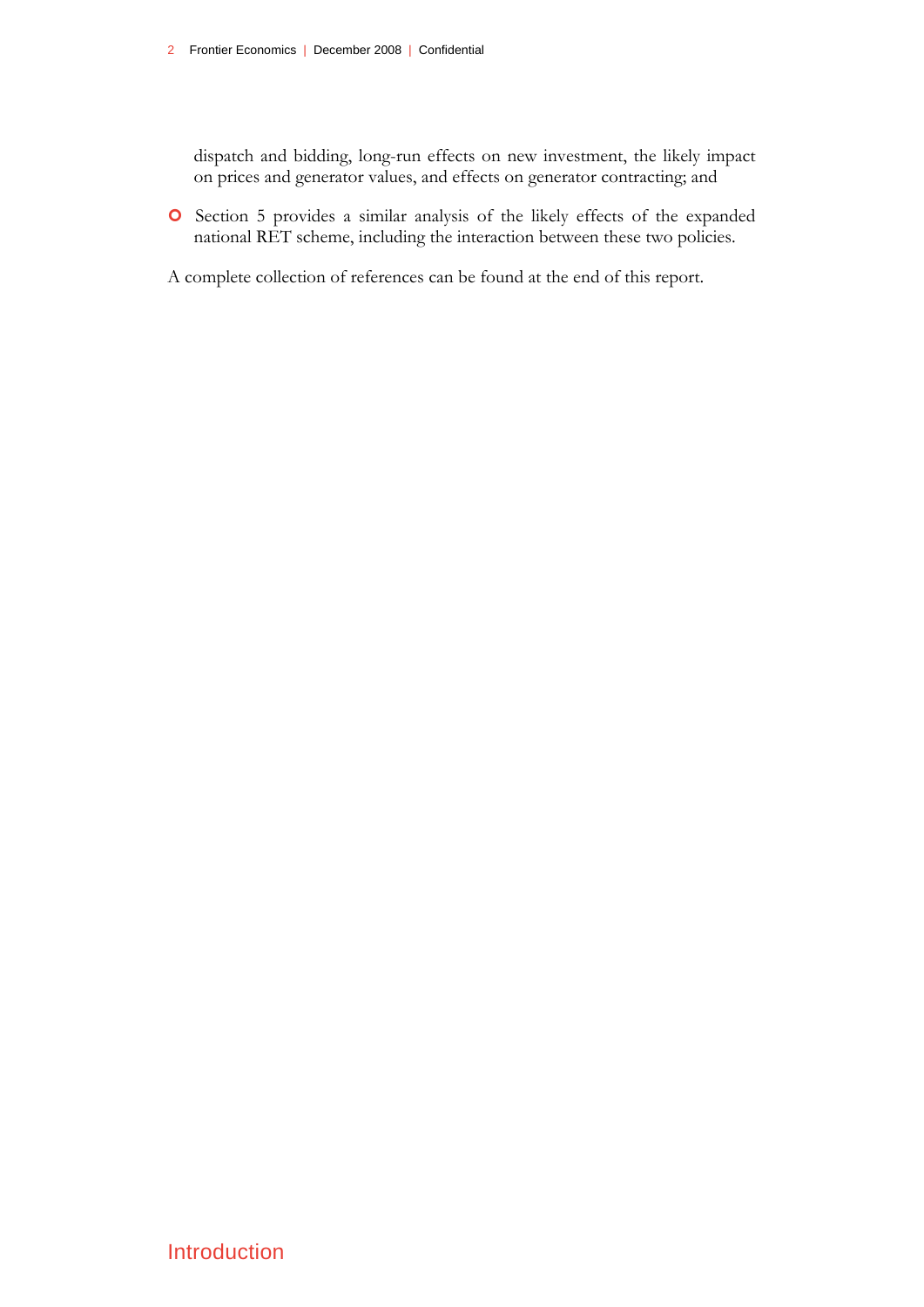dispatch and bidding, long-run effects on new investment, the likely impact on prices and generator values, and effects on generator contracting; and

- Section 5 provides a similar analysis of the likely effects of the expanded national RET scheme, including the interaction between these two policies.

A complete collection of references can be found at the end of this report.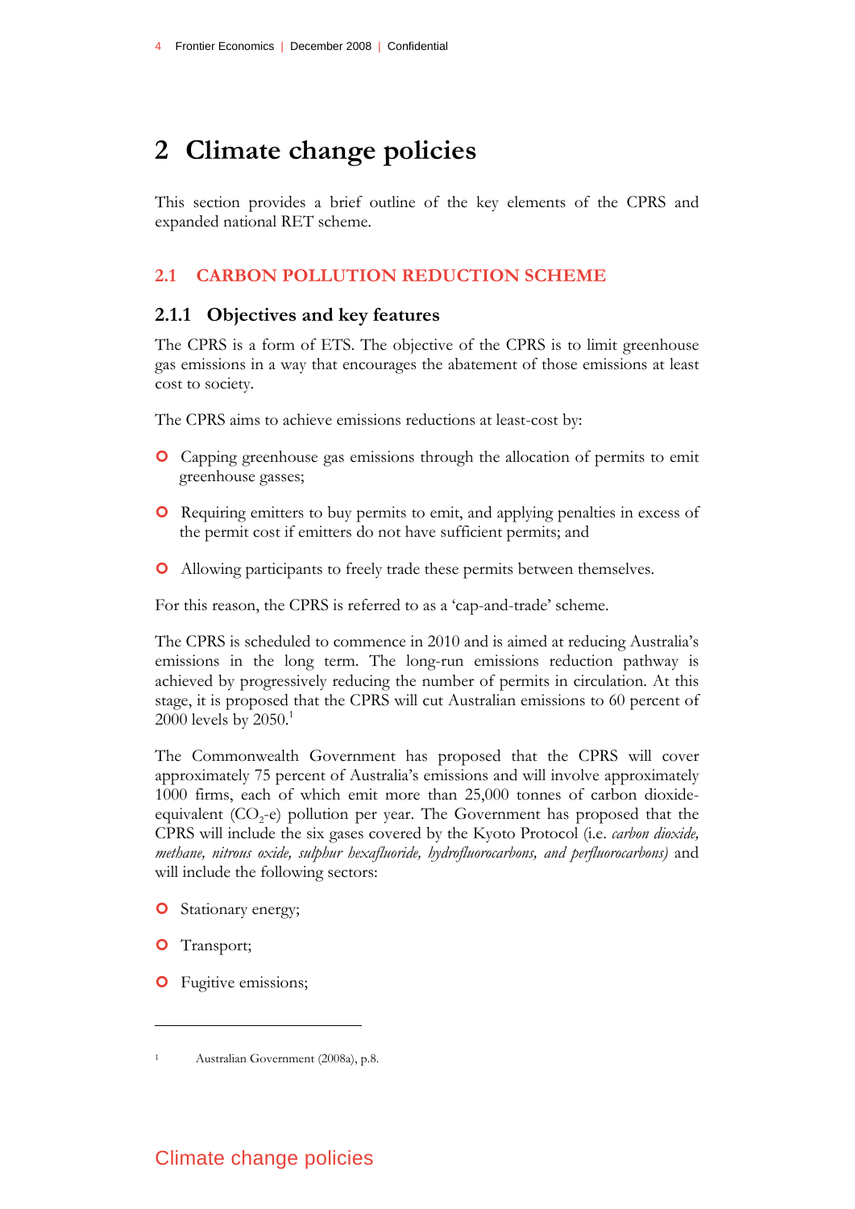# 2 Climate change policies

This section provides a brief outline of the key elements of the CPRS and expanded national RET scheme.

## 2.1 CARBON POLLUTION REDUCTION SCHEME

### 2.1.1 Objectives and key features

The CPRS is a form of ETS. The objective of the CPRS is to limit greenhouse gas emissions in a way that encourages the abatement of those emissions at least cost to society.

The CPRS aims to achieve emissions reductions at least-cost by:

- Capping greenhouse gas emissions through the allocation of permits to emit greenhouse gasses;
- Requiring emitters to buy permits to emit, and applying penalties in excess of the permit cost if emitters do not have sufficient permits; and
- Allowing participants to freely trade these permits between themselves.

For this reason, the CPRS is referred to as a 'cap-and-trade' scheme.

The CPRS is scheduled to commence in 2010 and is aimed at reducing Australia's emissions in the long term. The long-run emissions reduction pathway is achieved by progressively reducing the number of permits in circulation. At this stage, it is proposed that the CPRS will cut Australian emissions to 60 percent of 2000 levels by 2050.[1]

The Commonwealth Government has proposed that the CPRS will cover approximately 75 percent of Australia's emissions and will involve approximately 1000 firms, each of which emit more than 25,000 tonnes of carbon dioxide-equivalent ($CO_2$-e) pollution per year. The Government has proposed that the CPRS will include the six gases covered by the Kyoto Protocol (i.e. *carbon dioxide, methane, nitrous oxide, sulphur hexafluoride, hydrofluorocarbons, and perfluorocarbons)* and will include the following sectors:

- Stationary energy;
- Transport;
- Fugitive emissions;

---

[1] Australian Government (2008a), p.8.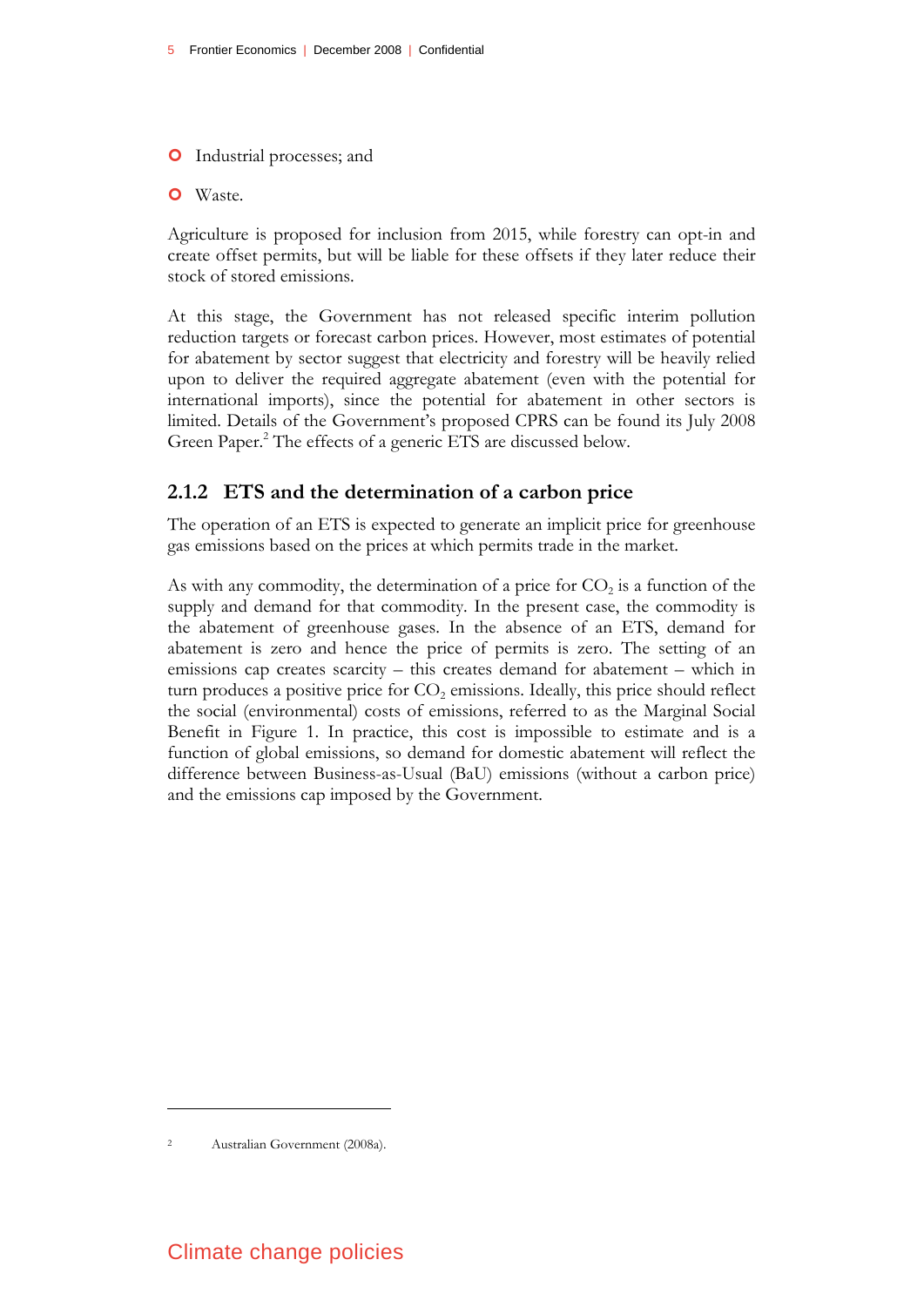- Industrial processes; and
- Waste.

Agriculture is proposed for inclusion from 2015, while forestry can opt-in and create offset permits, but will be liable for these offsets if they later reduce their stock of stored emissions.

At this stage, the Government has not released specific interim pollution reduction targets or forecast carbon prices. However, most estimates of potential for abatement by sector suggest that electricity and forestry will be heavily relied upon to deliver the required aggregate abatement (even with the potential for international imports), since the potential for abatement in other sectors is limited. Details of the Government's proposed CPRS can be found its July 2008 Green Paper.[2] The effects of a generic ETS are discussed below.

### 2.1.2 ETS and the determination of a carbon price

The operation of an ETS is expected to generate an implicit price for greenhouse gas emissions based on the prices at which permits trade in the market.

As with any commodity, the determination of a price for $CO_2$ is a function of the supply and demand for that commodity. In the present case, the commodity is the abatement of greenhouse gases. In the absence of an ETS, demand for abatement is zero and hence the price of permits is zero. The setting of an emissions cap creates scarcity – this creates demand for abatement – which in turn produces a positive price for $CO_2$ emissions. Ideally, this price should reflect the social (environmental) costs of emissions, referred to as the Marginal Social Benefit in Figure 1. In practice, this cost is impossible to estimate and is a function of global emissions, so demand for domestic abatement will reflect the difference between Business-as-Usual (BaU) emissions (without a carbon price) and the emissions cap imposed by the Government.

---

[2] Australian Government (2008a).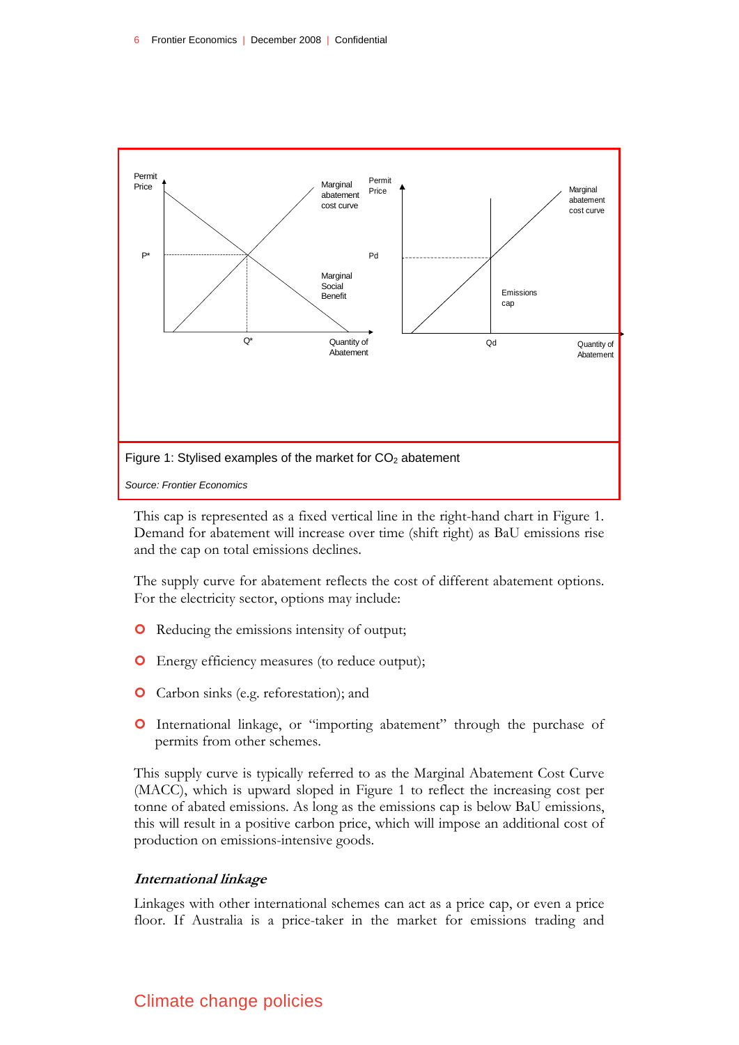Figure 1: Stylised examples of the market for $CO_2$ abatement

*Source: Frontier Economics*

This cap is represented as a fixed vertical line in the right-hand chart in Figure 1. Demand for abatement will increase over time (shift right) as BaU emissions rise and the cap on total emissions declines.

The supply curve for abatement reflects the cost of different abatement options. For the electricity sector, options may include:

- Reducing the emissions intensity of output;
- Energy efficiency measures (to reduce output);
- Carbon sinks (e.g. reforestation); and
- International linkage, or "importing abatement" through the purchase of permits from other schemes.

This supply curve is typically referred to as the Marginal Abatement Cost Curve (MACC), which is upward sloped in Figure 1 to reflect the increasing cost per tonne of abated emissions. As long as the emissions cap is below BaU emissions, this will result in a positive carbon price, which will impose an additional cost of production on emissions-intensive goods.

### *International linkage*

Linkages with other international schemes can act as a price cap, or even a price floor. If Australia is a price-taker in the market for emissions trading and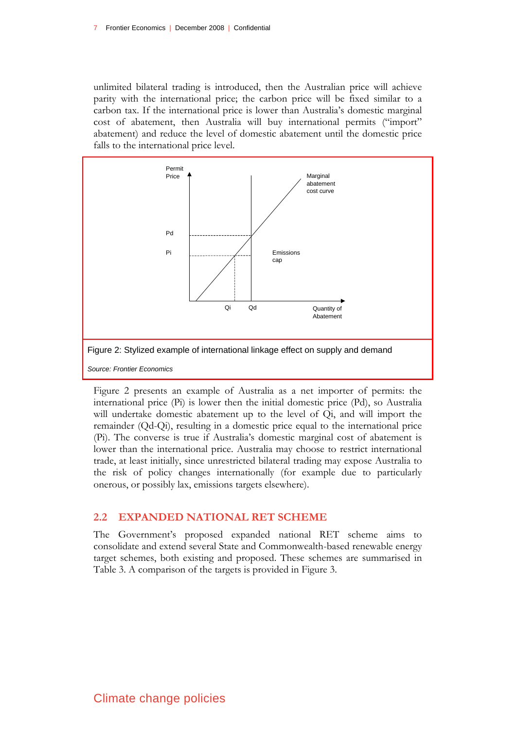unlimited bilateral trading is introduced, then the Australian price will achieve parity with the international price; the carbon price will be fixed similar to a carbon tax. If the international price is lower than Australia's domestic marginal cost of abatement, then Australia will buy international permits ("import" abatement) and reduce the level of domestic abatement until the domestic price falls to the international price level.

Figure 2: Stylized example of international linkage effect on supply and demand

*Source: Frontier Economics*

Figure 2 presents an example of Australia as a net importer of permits: the international price (Pi) is lower then the initial domestic price (Pd), so Australia will undertake domestic abatement up to the level of Qi, and will import the remainder (Qd-Qi), resulting in a domestic price equal to the international price (Pi). The converse is true if Australia's domestic marginal cost of abatement is lower than the international price. Australia may choose to restrict international trade, at least initially, since unrestricted bilateral trading may expose Australia to the risk of policy changes internationally (for example due to particularly onerous, or possibly lax, emissions targets elsewhere).

## 2.2 EXPANDED NATIONAL RET SCHEME

The Government's proposed expanded national RET scheme aims to consolidate and extend several State and Commonwealth-based renewable energy target schemes, both existing and proposed. These schemes are summarised in Table 3. A comparison of the targets is provided in Figure 3.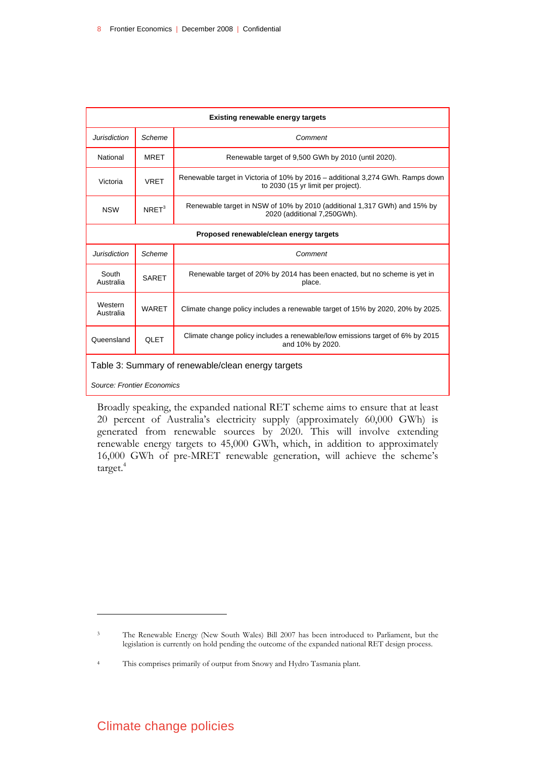| Existing renewable energy targets | | |
|---|---|---|
| *Jurisdiction* | *Scheme* | *Comment* |
| National | MRET | Renewable target of 9,500 GWh by 2010 (until 2020). |
| Victoria | VRET | Renewable target in Victoria of 10% by 2016 – additional 3,274 GWh. Ramps down to 2030 (15 yr limit per project). |
| NSW | NRET[3] | Renewable target in NSW of 10% by 2010 (additional 1,317 GWh) and 15% by 2020 (additional 7,250GWh). |
| **Proposed renewable/clean energy targets** | | |
| *Jurisdiction* | *Scheme* | *Comment* |
| South Australia | SARET | Renewable target of 20% by 2014 has been enacted, but no scheme is yet in place. |
| Western Australia | WARET | Climate change policy includes a renewable target of 15% by 2020, 20% by 2025. |
| Queensland | QLET | Climate change policy includes a renewable/low emissions target of 6% by 2015 and 10% by 2020. |

Table 3: Summary of renewable/clean energy targets

*Source: Frontier Economics*

Broadly speaking, the expanded national RET scheme aims to ensure that at least 20 percent of Australia's electricity supply (approximately 60,000 GWh) is generated from renewable sources by 2020. This will involve extending renewable energy targets to 45,000 GWh, which, in addition to approximately 16,000 GWh of pre-MRET renewable generation, will achieve the scheme's target.[4]

---

[3] The Renewable Energy (New South Wales) Bill 2007 has been introduced to Parliament, but the legislation is currently on hold pending the outcome of the expanded national RET design process.

[4] This comprises primarily of output from Snowy and Hydro Tasmania plant.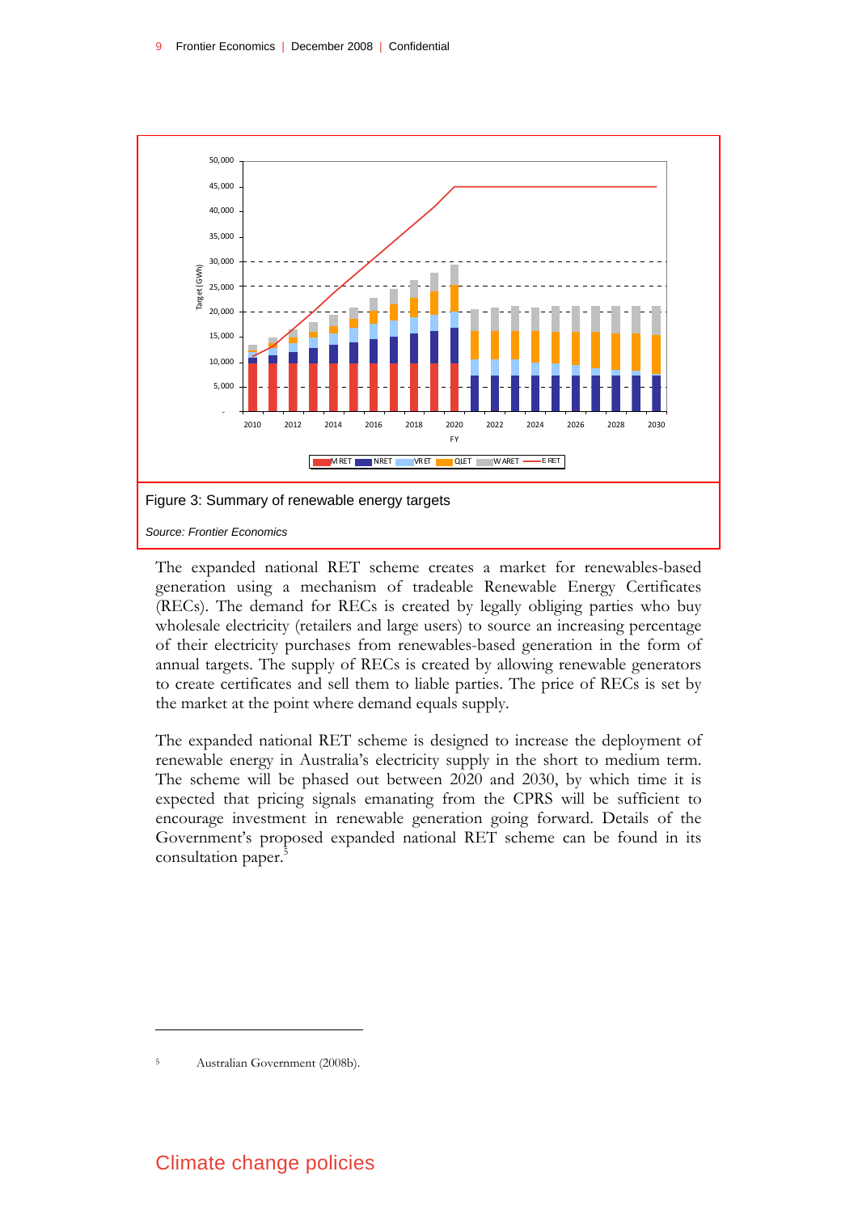Figure 3: Summary of renewable energy targets

*Source: Frontier Economics*

The expanded national RET scheme creates a market for renewables-based generation using a mechanism of tradeable Renewable Energy Certificates (RECs). The demand for RECs is created by legally obliging parties who buy wholesale electricity (retailers and large users) to source an increasing percentage of their electricity purchases from renewables-based generation in the form of annual targets. The supply of RECs is created by allowing renewable generators to create certificates and sell them to liable parties. The price of RECs is set by the market at the point where demand equals supply.

The expanded national RET scheme is designed to increase the deployment of renewable energy in Australia's electricity supply in the short to medium term. The scheme will be phased out between 2020 and 2030, by which time it is expected that pricing signals emanating from the CPRS will be sufficient to encourage investment in renewable generation going forward. Details of the Government's proposed expanded national RET scheme can be found in its consultation paper.[5]

[5] Australian Government (2008b).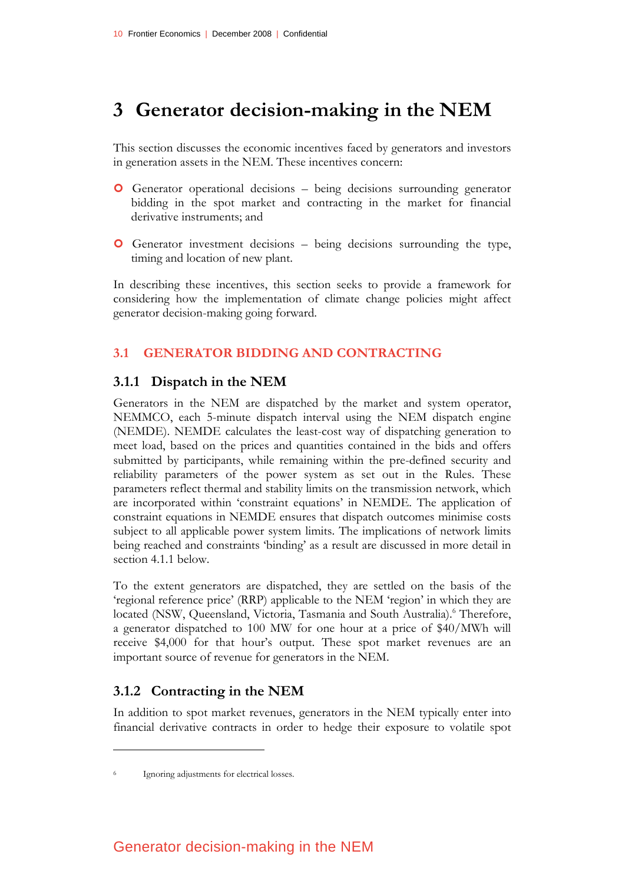# 3 Generator decision-making in the NEM

This section discusses the economic incentives faced by generators and investors in generation assets in the NEM. These incentives concern:

- Generator operational decisions – being decisions surrounding generator bidding in the spot market and contracting in the market for financial derivative instruments; and
- Generator investment decisions – being decisions surrounding the type, timing and location of new plant.

In describing these incentives, this section seeks to provide a framework for considering how the implementation of climate change policies might affect generator decision-making going forward.

## 3.1 GENERATOR BIDDING AND CONTRACTING

### 3.1.1 Dispatch in the NEM

Generators in the NEM are dispatched by the market and system operator, NEMMCO, each 5-minute dispatch interval using the NEM dispatch engine (NEMDE). NEMDE calculates the least-cost way of dispatching generation to meet load, based on the prices and quantities contained in the bids and offers submitted by participants, while remaining within the pre-defined security and reliability parameters of the power system as set out in the Rules. These parameters reflect thermal and stability limits on the transmission network, which are incorporated within 'constraint equations' in NEMDE. The application of constraint equations in NEMDE ensures that dispatch outcomes minimise costs subject to all applicable power system limits. The implications of network limits being reached and constraints 'binding' as a result are discussed in more detail in section 4.1.1 below.

To the extent generators are dispatched, they are settled on the basis of the 'regional reference price' (RRP) applicable to the NEM 'region' in which they are located (NSW, Queensland, Victoria, Tasmania and South Australia).[6] Therefore, a generator dispatched to 100 MW for one hour at a price of $40/MWh will receive $4,000 for that hour's output. These spot market revenues are an important source of revenue for generators in the NEM.

### 3.1.2 Contracting in the NEM

In addition to spot market revenues, generators in the NEM typically enter into financial derivative contracts in order to hedge their exposure to volatile spot

[6] Ignoring adjustments for electrical losses.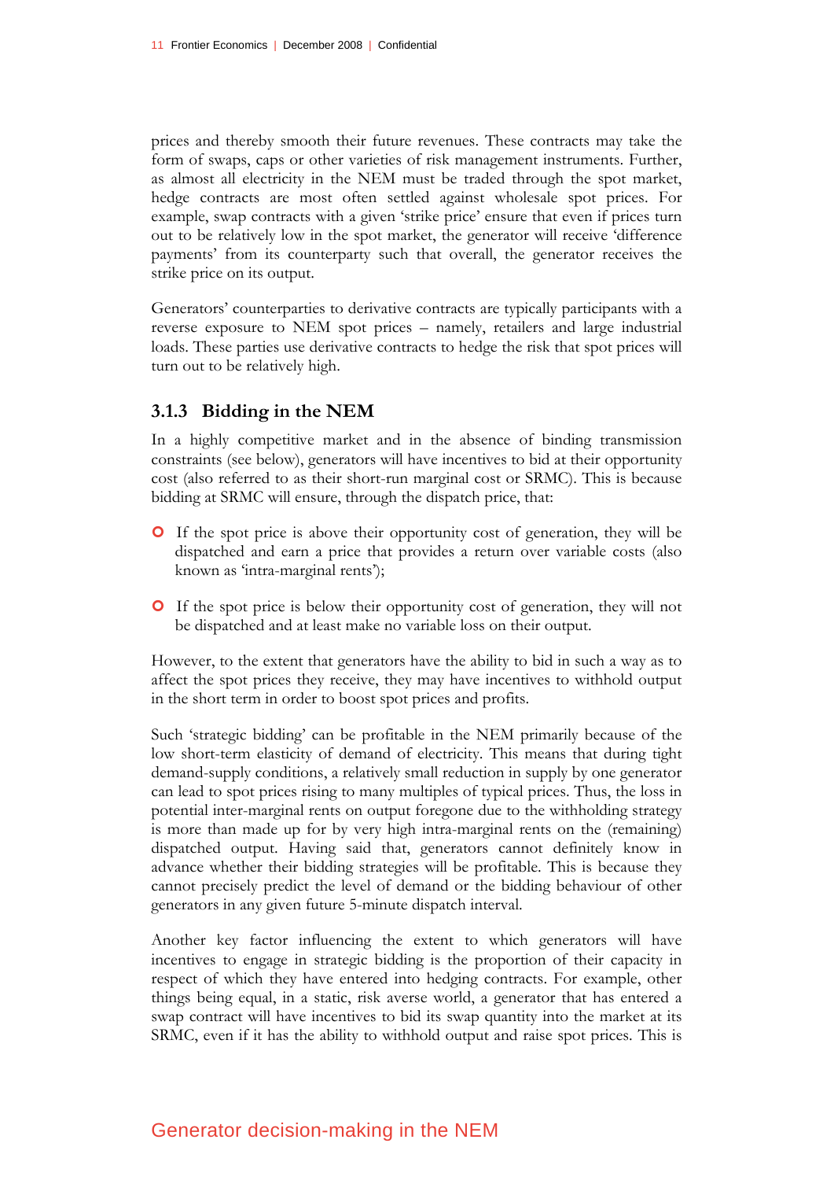prices and thereby smooth their future revenues. These contracts may take the form of swaps, caps or other varieties of risk management instruments. Further, as almost all electricity in the NEM must be traded through the spot market, hedge contracts are most often settled against wholesale spot prices. For example, swap contracts with a given 'strike price' ensure that even if prices turn out to be relatively low in the spot market, the generator will receive 'difference payments' from its counterparty such that overall, the generator receives the strike price on its output.

Generators' counterparties to derivative contracts are typically participants with a reverse exposure to NEM spot prices – namely, retailers and large industrial loads. These parties use derivative contracts to hedge the risk that spot prices will turn out to be relatively high.

### 3.1.3 Bidding in the NEM

In a highly competitive market and in the absence of binding transmission constraints (see below), generators will have incentives to bid at their opportunity cost (also referred to as their short-run marginal cost or SRMC). This is because bidding at SRMC will ensure, through the dispatch price, that:

- If the spot price is above their opportunity cost of generation, they will be dispatched and earn a price that provides a return over variable costs (also known as 'intra-marginal rents');
- If the spot price is below their opportunity cost of generation, they will not be dispatched and at least make no variable loss on their output.

However, to the extent that generators have the ability to bid in such a way as to affect the spot prices they receive, they may have incentives to withhold output in the short term in order to boost spot prices and profits.

Such 'strategic bidding' can be profitable in the NEM primarily because of the low short-term elasticity of demand of electricity. This means that during tight demand-supply conditions, a relatively small reduction in supply by one generator can lead to spot prices rising to many multiples of typical prices. Thus, the loss in potential inter-marginal rents on output foregone due to the withholding strategy is more than made up for by very high intra-marginal rents on the (remaining) dispatched output. Having said that, generators cannot definitely know in advance whether their bidding strategies will be profitable. This is because they cannot precisely predict the level of demand or the bidding behaviour of other generators in any given future 5-minute dispatch interval.

Another key factor influencing the extent to which generators will have incentives to engage in strategic bidding is the proportion of their capacity in respect of which they have entered into hedging contracts. For example, other things being equal, in a static, risk averse world, a generator that has entered a swap contract will have incentives to bid its swap quantity into the market at its SRMC, even if it has the ability to withhold output and raise spot prices. This is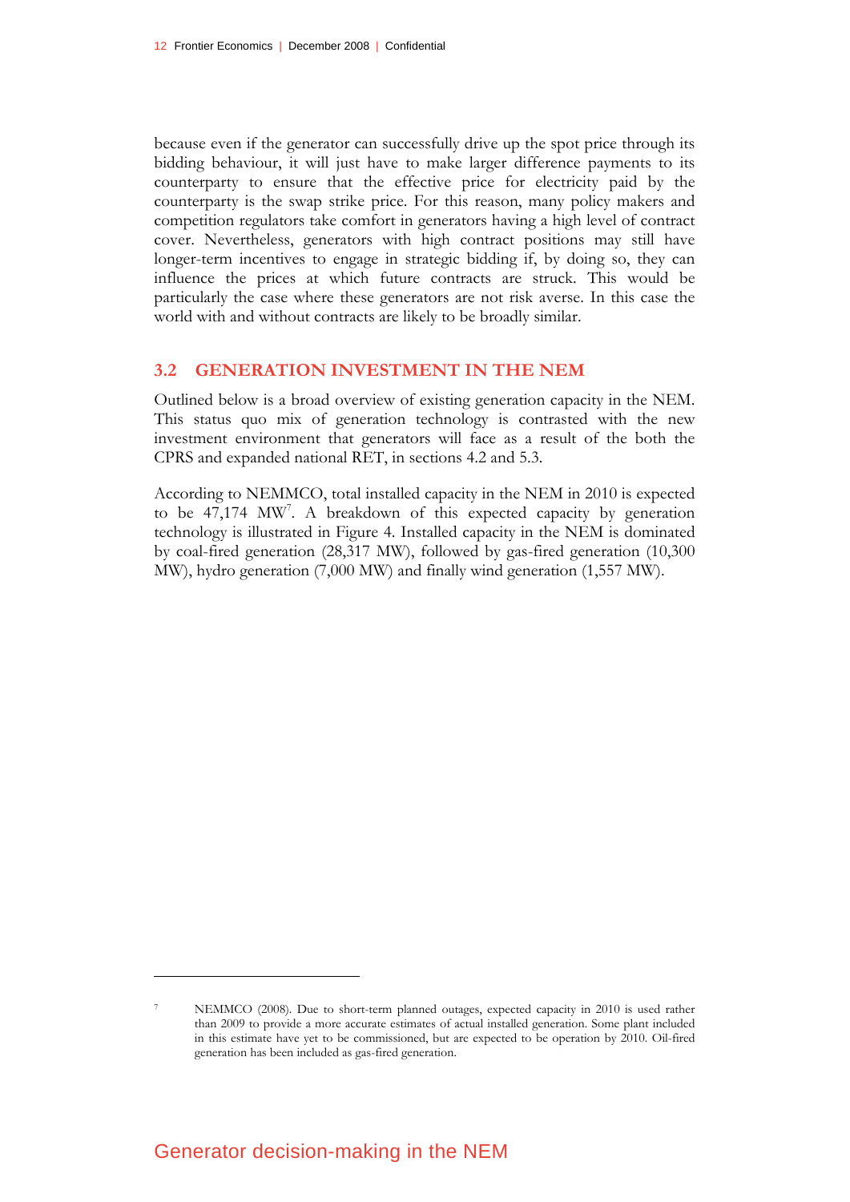because even if the generator can successfully drive up the spot price through its bidding behaviour, it will just have to make larger difference payments to its counterparty to ensure that the effective price for electricity paid by the counterparty is the swap strike price. For this reason, many policy makers and competition regulators take comfort in generators having a high level of contract cover. Nevertheless, generators with high contract positions may still have longer-term incentives to engage in strategic bidding if, by doing so, they can influence the prices at which future contracts are struck. This would be particularly the case where these generators are not risk averse. In this case the world with and without contracts are likely to be broadly similar.

## 3.2 GENERATION INVESTMENT IN THE NEM

Outlined below is a broad overview of existing generation capacity in the NEM. This status quo mix of generation technology is contrasted with the new investment environment that generators will face as a result of the both the CPRS and expanded national RET, in sections 4.2 and 5.3.

According to NEMMCO, total installed capacity in the NEM in 2010 is expected to be 47,174 MW[7]. A breakdown of this expected capacity by generation technology is illustrated in Figure 4. Installed capacity in the NEM is dominated by coal-fired generation (28,317 MW), followed by gas-fired generation (10,300 MW), hydro generation (7,000 MW) and finally wind generation (1,557 MW).

---

[7] NEMMCO (2008). Due to short-term planned outages, expected capacity in 2010 is used rather than 2009 to provide a more accurate estimates of actual installed generation. Some plant included in this estimate have yet to be commissioned, but are expected to be operation by 2010. Oil-fired generation has been included as gas-fired generation.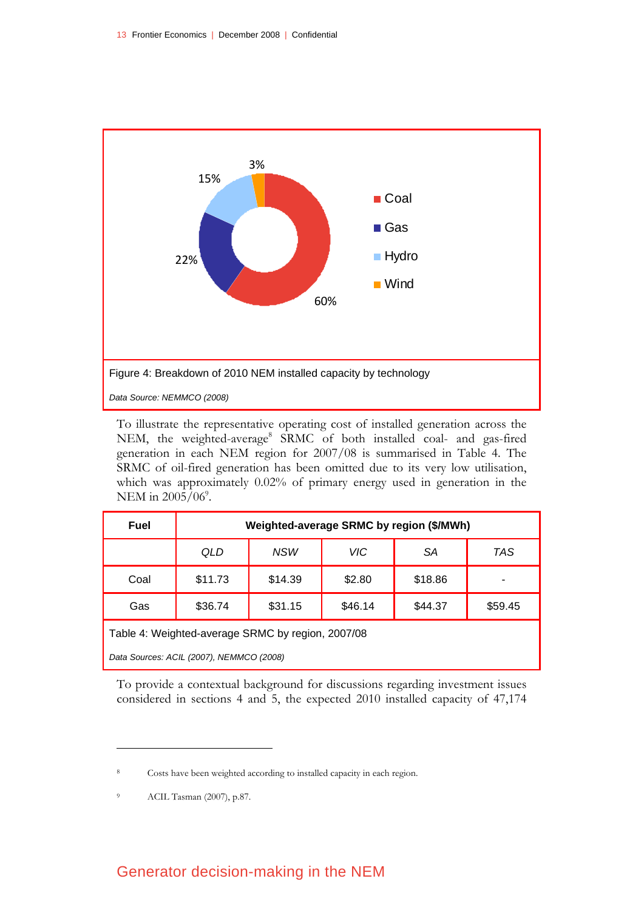Figure 4: Breakdown of 2010 NEM installed capacity by technology

*Data Source: NEMMCO (2008)*

To illustrate the representative operating cost of installed generation across the NEM, the weighted-average[8] SRMC of both installed coal- and gas-fired generation in each NEM region for 2007/08 is summarised in Table 4. The SRMC of oil-fired generation has been omitted due to its very low utilisation, which was approximately 0.02% of primary energy used in generation in the NEM in 2005/06[9].

| **Fuel** | **Weighted-average SRMC by region ($/MWh)** | | | | |
|---|---|---|---|---|---|
| | *QLD* | *NSW* | *VIC* | *SA* | *TAS* |
| Coal | $11.73 | $14.39 | $2.80 | $18.86 | - |
| Gas | $36.74 | $31.15 | $46.14 | $44.37 | $59.45 |

Table 4: Weighted-average SRMC by region, 2007/08

*Data Sources: ACIL (2007), NEMMCO (2008)*

To provide a contextual background for discussions regarding investment issues considered in sections 4 and 5, the expected 2010 installed capacity of 47,174

---

[8] Costs have been weighted according to installed capacity in each region.

[9] ACIL Tasman (2007), p.87.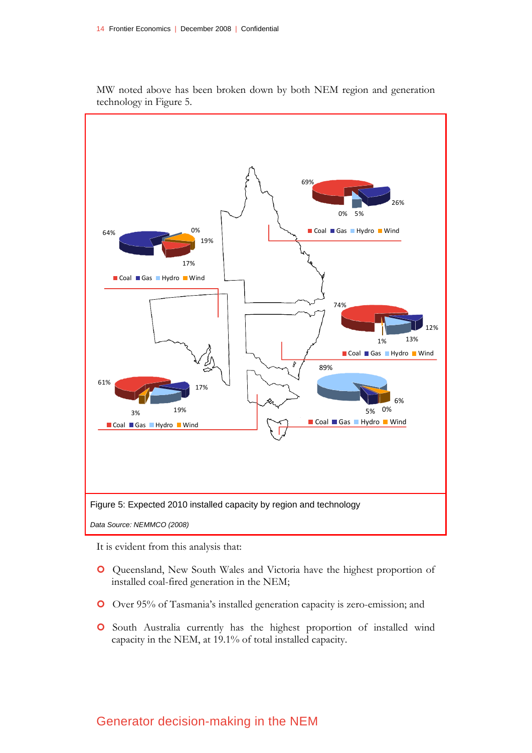MW noted above has been broken down by both NEM region and generation technology in Figure 5.

Figure 5: Expected 2010 installed capacity by region and technology

*Data Source: NEMMCO (2008)*

It is evident from this analysis that:

- Queensland, New South Wales and Victoria have the highest proportion of installed coal-fired generation in the NEM;
- Over 95% of Tasmania's installed generation capacity is zero-emission; and
- South Australia currently has the highest proportion of installed wind capacity in the NEM, at 19.1% of total installed capacity.

## Generator decision-making in the NEM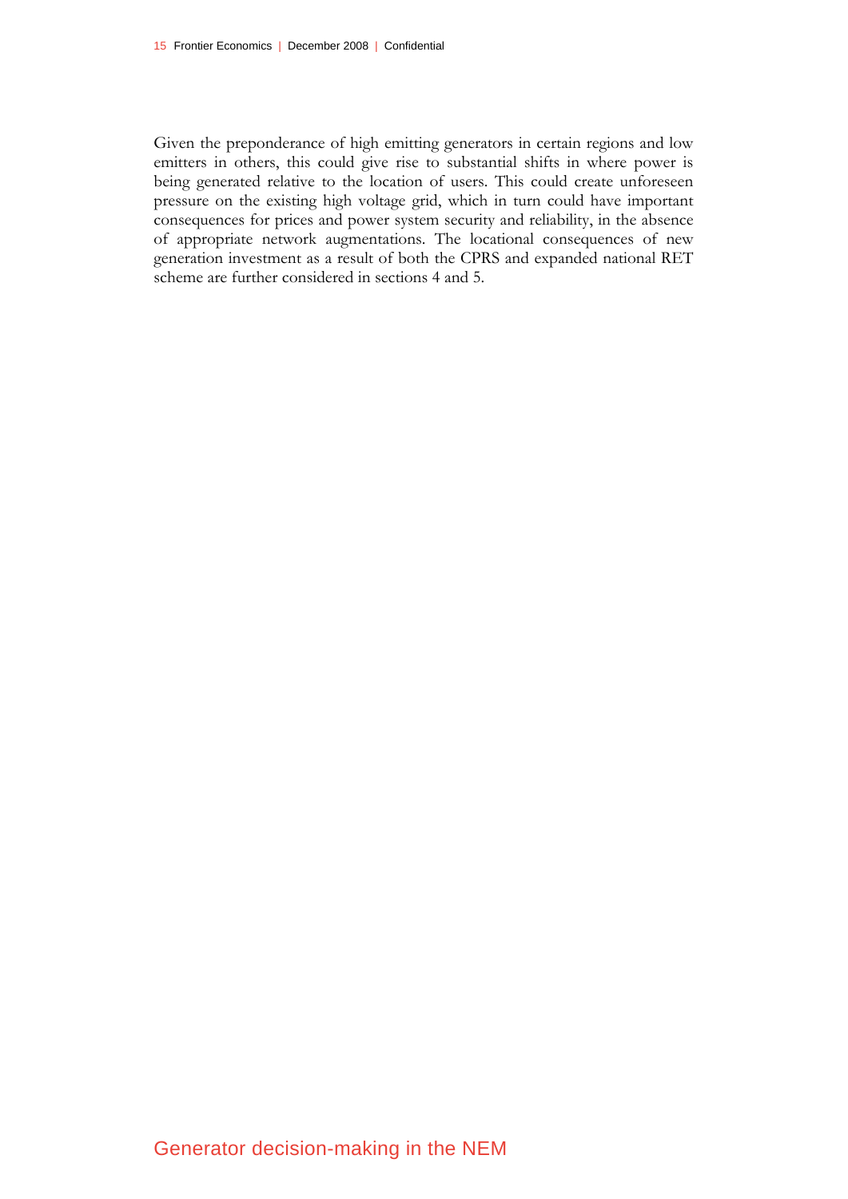Given the preponderance of high emitting generators in certain regions and low emitters in others, this could give rise to substantial shifts in where power is being generated relative to the location of users. This could create unforeseen pressure on the existing high voltage grid, which in turn could have important consequences for prices and power system security and reliability, in the absence of appropriate network augmentations. The locational consequences of new generation investment as a result of both the CPRS and expanded national RET scheme are further considered in sections 4 and 5.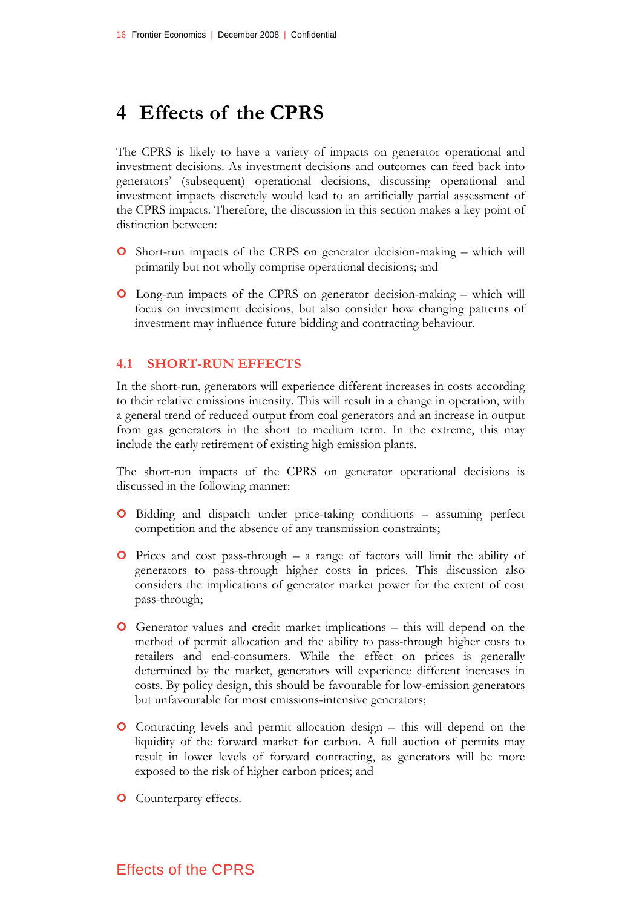# 4 Effects of the CPRS

The CPRS is likely to have a variety of impacts on generator operational and investment decisions. As investment decisions and outcomes can feed back into generators' (subsequent) operational decisions, discussing operational and investment impacts discretely would lead to an artificially partial assessment of the CPRS impacts. Therefore, the discussion in this section makes a key point of distinction between:

- Short-run impacts of the CRPS on generator decision-making – which will primarily but not wholly comprise operational decisions; and
- Long-run impacts of the CPRS on generator decision-making – which will focus on investment decisions, but also consider how changing patterns of investment may influence future bidding and contracting behaviour.

## 4.1 SHORT-RUN EFFECTS

In the short-run, generators will experience different increases in costs according to their relative emissions intensity. This will result in a change in operation, with a general trend of reduced output from coal generators and an increase in output from gas generators in the short to medium term. In the extreme, this may include the early retirement of existing high emission plants.

The short-run impacts of the CPRS on generator operational decisions is discussed in the following manner:

- Bidding and dispatch under price-taking conditions – assuming perfect competition and the absence of any transmission constraints;
- Prices and cost pass-through – a range of factors will limit the ability of generators to pass-through higher costs in prices. This discussion also considers the implications of generator market power for the extent of cost pass-through;
- Generator values and credit market implications – this will depend on the method of permit allocation and the ability to pass-through higher costs to retailers and end-consumers. While the effect on prices is generally determined by the market, generators will experience different increases in costs. By policy design, this should be favourable for low-emission generators but unfavourable for most emissions-intensive generators;
- Contracting levels and permit allocation design – this will depend on the liquidity of the forward market for carbon. A full auction of permits may result in lower levels of forward contracting, as generators will be more exposed to the risk of higher carbon prices; and
- Counterparty effects.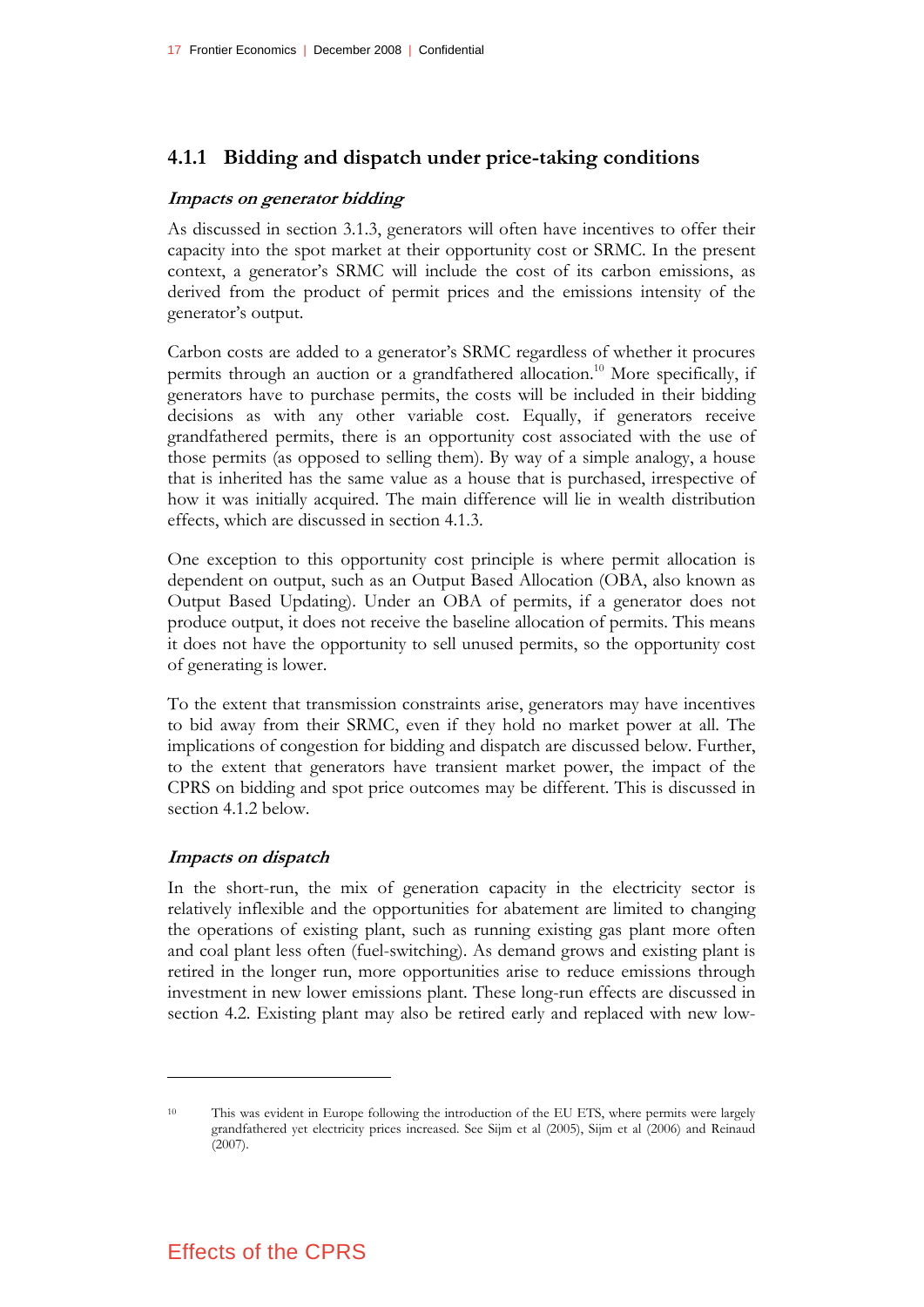### 4.1.1 Bidding and dispatch under price-taking conditions

***Impacts on generator bidding***

As discussed in section 3.1.3, generators will often have incentives to offer their capacity into the spot market at their opportunity cost or SRMC. In the present context, a generator's SRMC will include the cost of its carbon emissions, as derived from the product of permit prices and the emissions intensity of the generator's output.

Carbon costs are added to a generator's SRMC regardless of whether it procures permits through an auction or a grandfathered allocation.[10] More specifically, if generators have to purchase permits, the costs will be included in their bidding decisions as with any other variable cost. Equally, if generators receive grandfathered permits, there is an opportunity cost associated with the use of those permits (as opposed to selling them). By way of a simple analogy, a house that is inherited has the same value as a house that is purchased, irrespective of how it was initially acquired. The main difference will lie in wealth distribution effects, which are discussed in section 4.1.3.

One exception to this opportunity cost principle is where permit allocation is dependent on output, such as an Output Based Allocation (OBA, also known as Output Based Updating). Under an OBA of permits, if a generator does not produce output, it does not receive the baseline allocation of permits. This means it does not have the opportunity to sell unused permits, so the opportunity cost of generating is lower.

To the extent that transmission constraints arise, generators may have incentives to bid away from their SRMC, even if they hold no market power at all. The implications of congestion for bidding and dispatch are discussed below. Further, to the extent that generators have transient market power, the impact of the CPRS on bidding and spot price outcomes may be different. This is discussed in section 4.1.2 below.

***Impacts on dispatch***

In the short-run, the mix of generation capacity in the electricity sector is relatively inflexible and the opportunities for abatement are limited to changing the operations of existing plant, such as running existing gas plant more often and coal plant less often (fuel-switching). As demand grows and existing plant is retired in the longer run, more opportunities arise to reduce emissions through investment in new lower emissions plant. These long-run effects are discussed in section 4.2. Existing plant may also be retired early and replaced with new low-

---

[10] This was evident in Europe following the introduction of the EU ETS, where permits were largely grandfathered yet electricity prices increased. See Sijm et al (2005), Sijm et al (2006) and Reinaud (2007).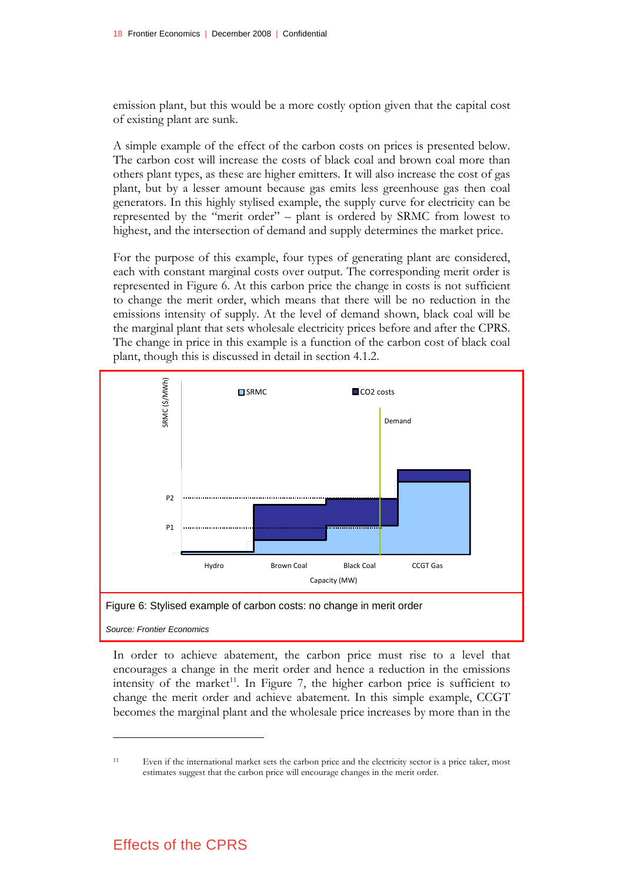emission plant, but this would be a more costly option given that the capital cost of existing plant are sunk.

A simple example of the effect of the carbon costs on prices is presented below. The carbon cost will increase the costs of black coal and brown coal more than others plant types, as these are higher emitters. It will also increase the cost of gas plant, but by a lesser amount because gas emits less greenhouse gas then coal generators. In this highly stylised example, the supply curve for electricity can be represented by the "merit order" – plant is ordered by SRMC from lowest to highest, and the intersection of demand and supply determines the market price.

For the purpose of this example, four types of generating plant are considered, each with constant marginal costs over output. The corresponding merit order is represented in Figure 6. At this carbon price the change in costs is not sufficient to change the merit order, which means that there will be no reduction in the emissions intensity of supply. At the level of demand shown, black coal will be the marginal plant that sets wholesale electricity prices before and after the CPRS. The change in price in this example is a function of the carbon cost of black coal plant, though this is discussed in detail in section 4.1.2.

Figure 6: Stylised example of carbon costs: no change in merit order

*Source: Frontier Economics*

In order to achieve abatement, the carbon price must rise to a level that encourages a change in the merit order and hence a reduction in the emissions intensity of the market[11]. In Figure 7, the higher carbon price is sufficient to change the merit order and achieve abatement. In this simple example, CCGT becomes the marginal plant and the wholesale price increases by more than in the

[11] Even if the international market sets the carbon price and the electricity sector is a price taker, most estimates suggest that the carbon price will encourage changes in the merit order.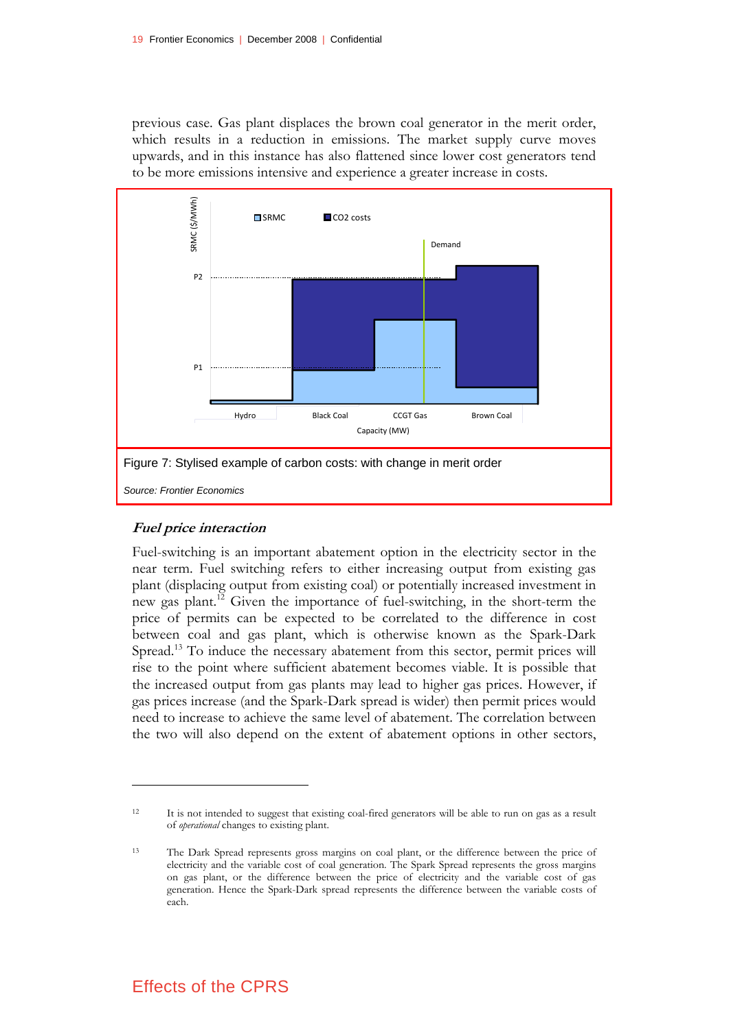previous case. Gas plant displaces the brown coal generator in the merit order, which results in a reduction in emissions. The market supply curve moves upwards, and in this instance has also flattened since lower cost generators tend to be more emissions intensive and experience a greater increase in costs.

Figure 7: Stylised example of carbon costs: with change in merit order

*Source: Frontier Economics*

### *Fuel price interaction*

Fuel-switching is an important abatement option in the electricity sector in the near term. Fuel switching refers to either increasing output from existing gas plant (displacing output from existing coal) or potentially increased investment in new gas plant.[12] Given the importance of fuel-switching, in the short-term the price of permits can be expected to be correlated to the difference in cost between coal and gas plant, which is otherwise known as the Spark-Dark Spread.[13] To induce the necessary abatement from this sector, permit prices will rise to the point where sufficient abatement becomes viable. It is possible that the increased output from gas plants may lead to higher gas prices. However, if gas prices increase (and the Spark-Dark spread is wider) then permit prices would need to increase to achieve the same level of abatement. The correlation between the two will also depend on the extent of abatement options in other sectors,

---

[12] It is not intended to suggest that existing coal-fired generators will be able to run on gas as a result of *operational* changes to existing plant.

[13] The Dark Spread represents gross margins on coal plant, or the difference between the price of electricity and the variable cost of coal generation. The Spark Spread represents the gross margins on gas plant, or the difference between the price of electricity and the variable cost of gas generation. Hence the Spark-Dark spread represents the difference between the variable costs of each.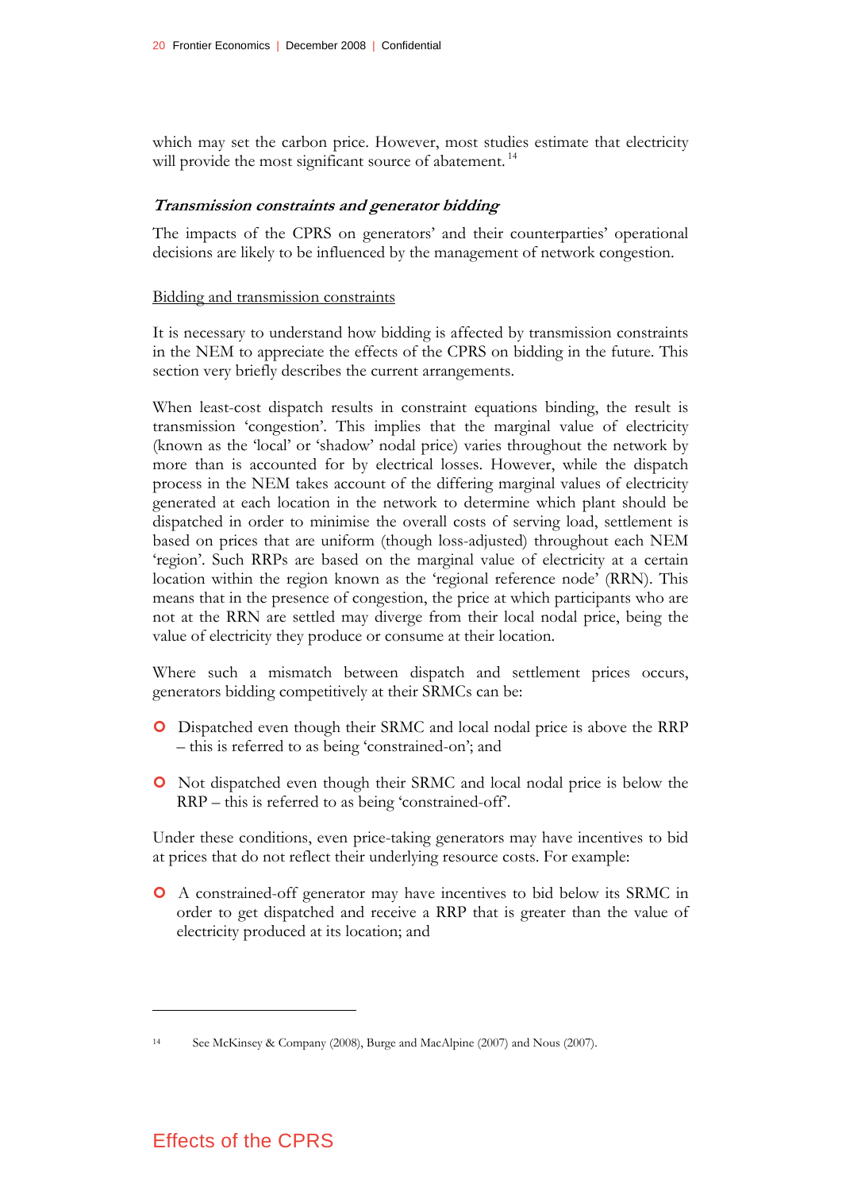which may set the carbon price. However, most studies estimate that electricity will provide the most significant source of abatement.[14]

### *Transmission constraints and generator bidding*

The impacts of the CPRS on generators' and their counterparties' operational decisions are likely to be influenced by the management of network congestion.

#### Bidding and transmission constraints

It is necessary to understand how bidding is affected by transmission constraints in the NEM to appreciate the effects of the CPRS on bidding in the future. This section very briefly describes the current arrangements.

When least-cost dispatch results in constraint equations binding, the result is transmission 'congestion'. This implies that the marginal value of electricity (known as the 'local' or 'shadow' nodal price) varies throughout the network by more than is accounted for by electrical losses. However, while the dispatch process in the NEM takes account of the differing marginal values of electricity generated at each location in the network to determine which plant should be dispatched in order to minimise the overall costs of serving load, settlement is based on prices that are uniform (though loss-adjusted) throughout each NEM 'region'. Such RRPs are based on the marginal value of electricity at a certain location within the region known as the 'regional reference node' (RRN). This means that in the presence of congestion, the price at which participants who are not at the RRN are settled may diverge from their local nodal price, being the value of electricity they produce or consume at their location.

Where such a mismatch between dispatch and settlement prices occurs, generators bidding competitively at their SRMCs can be:

- Dispatched even though their SRMC and local nodal price is above the RRP – this is referred to as being 'constrained-on'; and
- Not dispatched even though their SRMC and local nodal price is below the RRP – this is referred to as being 'constrained-off'.

Under these conditions, even price-taking generators may have incentives to bid at prices that do not reflect their underlying resource costs. For example:

- A constrained-off generator may have incentives to bid below its SRMC in order to get dispatched and receive a RRP that is greater than the value of electricity produced at its location; and

---

[14] See McKinsey & Company (2008), Burge and MacAlpine (2007) and Nous (2007).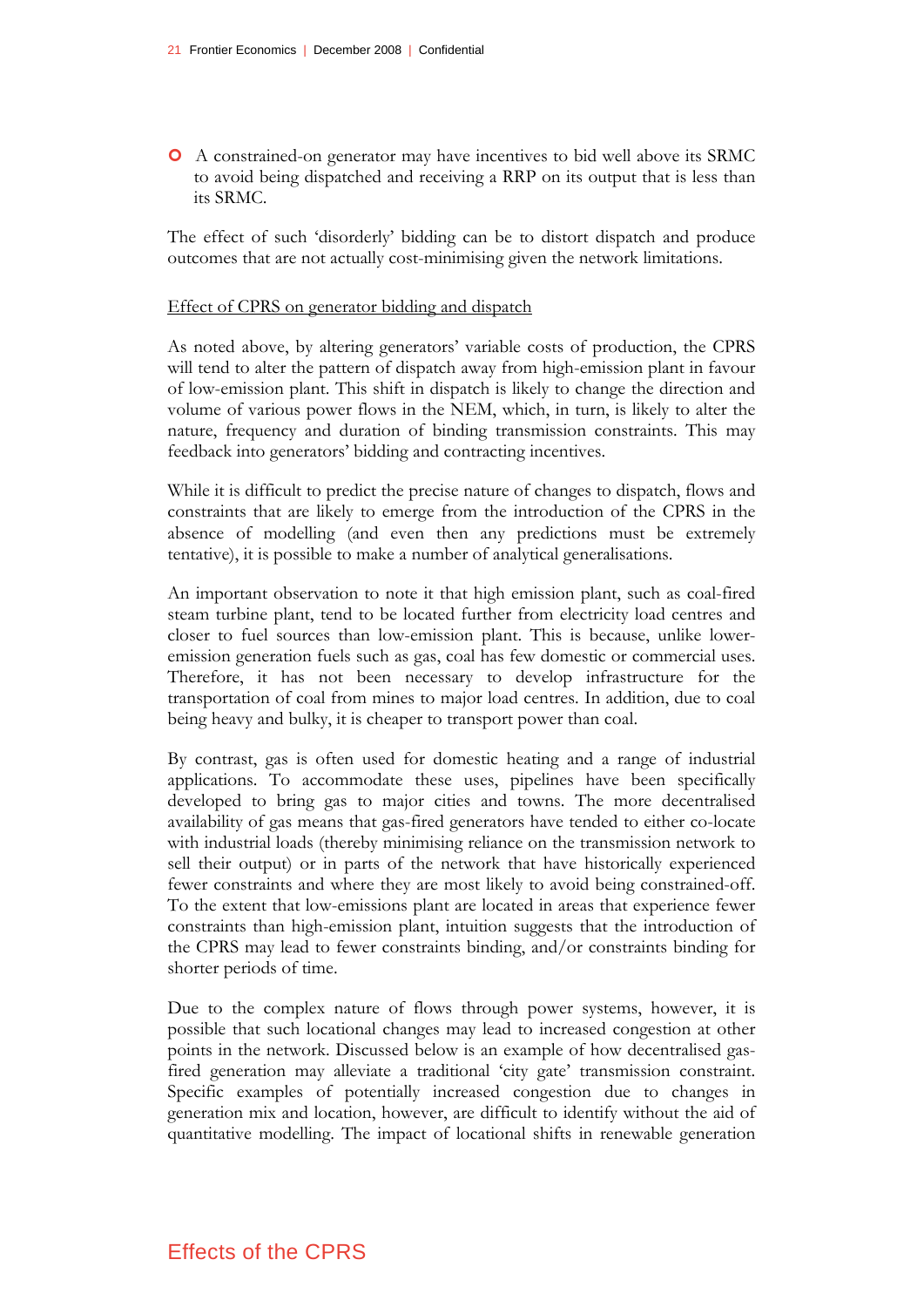- A constrained-on generator may have incentives to bid well above its SRMC to avoid being dispatched and receiving a RRP on its output that is less than its SRMC.

The effect of such 'disorderly' bidding can be to distort dispatch and produce outcomes that are not actually cost-minimising given the network limitations.

Effect of CPRS on generator bidding and dispatch

As noted above, by altering generators' variable costs of production, the CPRS will tend to alter the pattern of dispatch away from high-emission plant in favour of low-emission plant. This shift in dispatch is likely to change the direction and volume of various power flows in the NEM, which, in turn, is likely to alter the nature, frequency and duration of binding transmission constraints. This may feedback into generators' bidding and contracting incentives.

While it is difficult to predict the precise nature of changes to dispatch, flows and constraints that are likely to emerge from the introduction of the CPRS in the absence of modelling (and even then any predictions must be extremely tentative), it is possible to make a number of analytical generalisations.

An important observation to note it that high emission plant, such as coal-fired steam turbine plant, tend to be located further from electricity load centres and closer to fuel sources than low-emission plant. This is because, unlike lower-emission generation fuels such as gas, coal has few domestic or commercial uses. Therefore, it has not been necessary to develop infrastructure for the transportation of coal from mines to major load centres. In addition, due to coal being heavy and bulky, it is cheaper to transport power than coal.

By contrast, gas is often used for domestic heating and a range of industrial applications. To accommodate these uses, pipelines have been specifically developed to bring gas to major cities and towns. The more decentralised availability of gas means that gas-fired generators have tended to either co-locate with industrial loads (thereby minimising reliance on the transmission network to sell their output) or in parts of the network that have historically experienced fewer constraints and where they are most likely to avoid being constrained-off. To the extent that low-emissions plant are located in areas that experience fewer constraints than high-emission plant, intuition suggests that the introduction of the CPRS may lead to fewer constraints binding, and/or constraints binding for shorter periods of time.

Due to the complex nature of flows through power systems, however, it is possible that such locational changes may lead to increased congestion at other points in the network. Discussed below is an example of how decentralised gas-fired generation may alleviate a traditional 'city gate' transmission constraint. Specific examples of potentially increased congestion due to changes in generation mix and location, however, are difficult to identify without the aid of quantitative modelling. The impact of locational shifts in renewable generation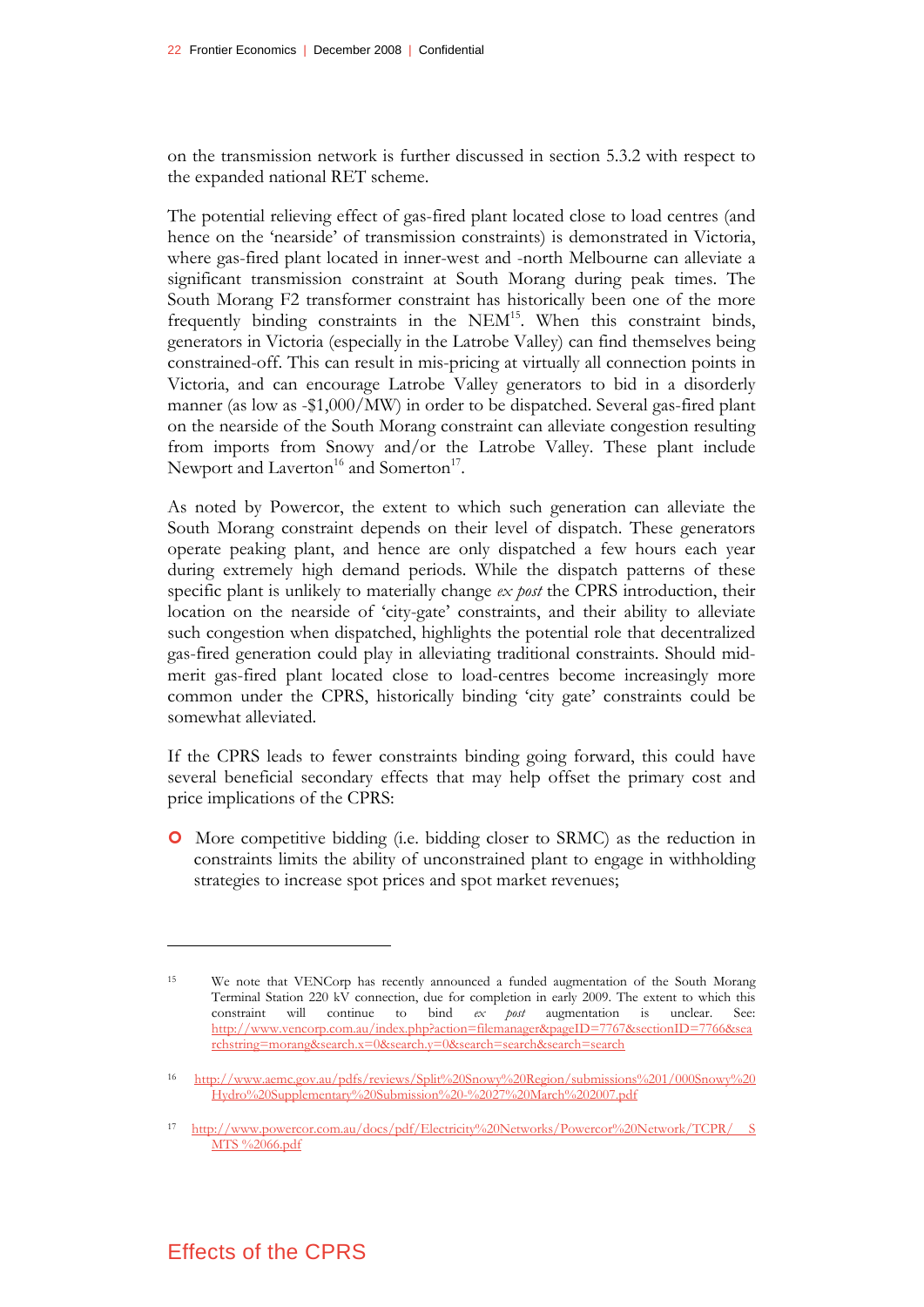on the transmission network is further discussed in section 5.3.2 with respect to the expanded national RET scheme.

The potential relieving effect of gas-fired plant located close to load centres (and hence on the 'nearside' of transmission constraints) is demonstrated in Victoria, where gas-fired plant located in inner-west and -north Melbourne can alleviate a significant transmission constraint at South Morang during peak times. The South Morang F2 transformer constraint has historically been one of the more frequently binding constraints in the NEM[15]. When this constraint binds, generators in Victoria (especially in the Latrobe Valley) can find themselves being constrained-off. This can result in mis-pricing at virtually all connection points in Victoria, and can encourage Latrobe Valley generators to bid in a disorderly manner (as low as -$1,000/MW) in order to be dispatched. Several gas-fired plant on the nearside of the South Morang constraint can alleviate congestion resulting from imports from Snowy and/or the Latrobe Valley. These plant include Newport and Laverton[16] and Somerton[17].

As noted by Powercor, the extent to which such generation can alleviate the South Morang constraint depends on their level of dispatch. These generators operate peaking plant, and hence are only dispatched a few hours each year during extremely high demand periods. While the dispatch patterns of these specific plant is unlikely to materially change *ex post* the CPRS introduction, their location on the nearside of 'city-gate' constraints, and their ability to alleviate such congestion when dispatched, highlights the potential role that decentralized gas-fired generation could play in alleviating traditional constraints. Should mid-merit gas-fired plant located close to load-centres become increasingly more common under the CPRS, historically binding 'city gate' constraints could be somewhat alleviated.

If the CPRS leads to fewer constraints binding going forward, this could have several beneficial secondary effects that may help offset the primary cost and price implications of the CPRS:

- More competitive bidding (i.e. bidding closer to SRMC) as the reduction in constraints limits the ability of unconstrained plant to engage in withholding strategies to increase spot prices and spot market revenues;

---

[15] We note that VENCorp has recently announced a funded augmentation of the South Morang Terminal Station 220 kV connection, due for completion in early 2009. The extent to which this constraint will continue to bind *ex post* augmentation is unclear. See: http://www.vencorp.com.au/index.php?action=filemanager&pageID=7767&sectionID=7766&searchstring=morang&search.x=0&search.y=0&search=search&search=search

[16] http://www.aemc.gov.au/pdfs/reviews/Split%20Snowy%20Region/submissions%201/000Snowy%20Hydro%20Supplementary%20Submission%20-%2027%20March%202007.pdf

[17] http://www.powercor.com.au/docs/pdf/Electricity%20Networks/Powercor%20Network/TCPR/ SMTS %2066.pdf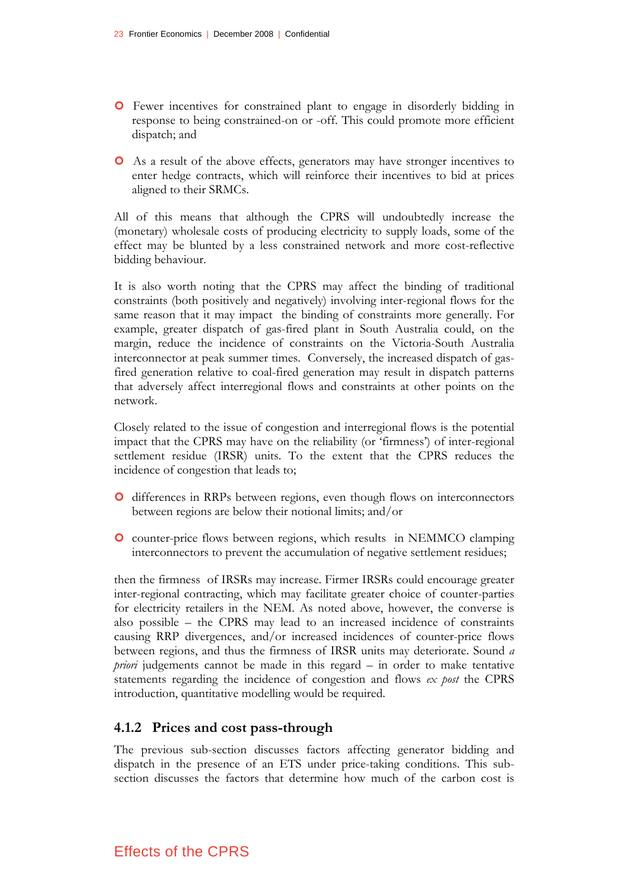- Fewer incentives for constrained plant to engage in disorderly bidding in response to being constrained-on or -off. This could promote more efficient dispatch; and
- As a result of the above effects, generators may have stronger incentives to enter hedge contracts, which will reinforce their incentives to bid at prices aligned to their SRMCs.

All of this means that although the CPRS will undoubtedly increase the (monetary) wholesale costs of producing electricity to supply loads, some of the effect may be blunted by a less constrained network and more cost-reflective bidding behaviour.

It is also worth noting that the CPRS may affect the binding of traditional constraints (both positively and negatively) involving inter-regional flows for the same reason that it may impact the binding of constraints more generally. For example, greater dispatch of gas-fired plant in South Australia could, on the margin, reduce the incidence of constraints on the Victoria-South Australia interconnector at peak summer times. Conversely, the increased dispatch of gas-fired generation relative to coal-fired generation may result in dispatch patterns that adversely affect interregional flows and constraints at other points on the network.

Closely related to the issue of congestion and interregional flows is the potential impact that the CPRS may have on the reliability (or 'firmness') of inter-regional settlement residue (IRSR) units. To the extent that the CPRS reduces the incidence of congestion that leads to;

- differences in RRPs between regions, even though flows on interconnectors between regions are below their notional limits; and/or
- counter-price flows between regions, which results in NEMMCO clamping interconnectors to prevent the accumulation of negative settlement residues;

then the firmness of IRSRs may increase. Firmer IRSRs could encourage greater inter-regional contracting, which may facilitate greater choice of counter-parties for electricity retailers in the NEM. As noted above, however, the converse is also possible – the CPRS may lead to an increased incidence of constraints causing RRP divergences, and/or increased incidences of counter-price flows between regions, and thus the firmness of IRSR units may deteriorate. Sound *a priori* judgements cannot be made in this regard – in order to make tentative statements regarding the incidence of congestion and flows *ex post* the CPRS introduction, quantitative modelling would be required.

### 4.1.2 Prices and cost pass-through

The previous sub-section discusses factors affecting generator bidding and dispatch in the presence of an ETS under price-taking conditions. This sub-section discusses the factors that determine how much of the carbon cost is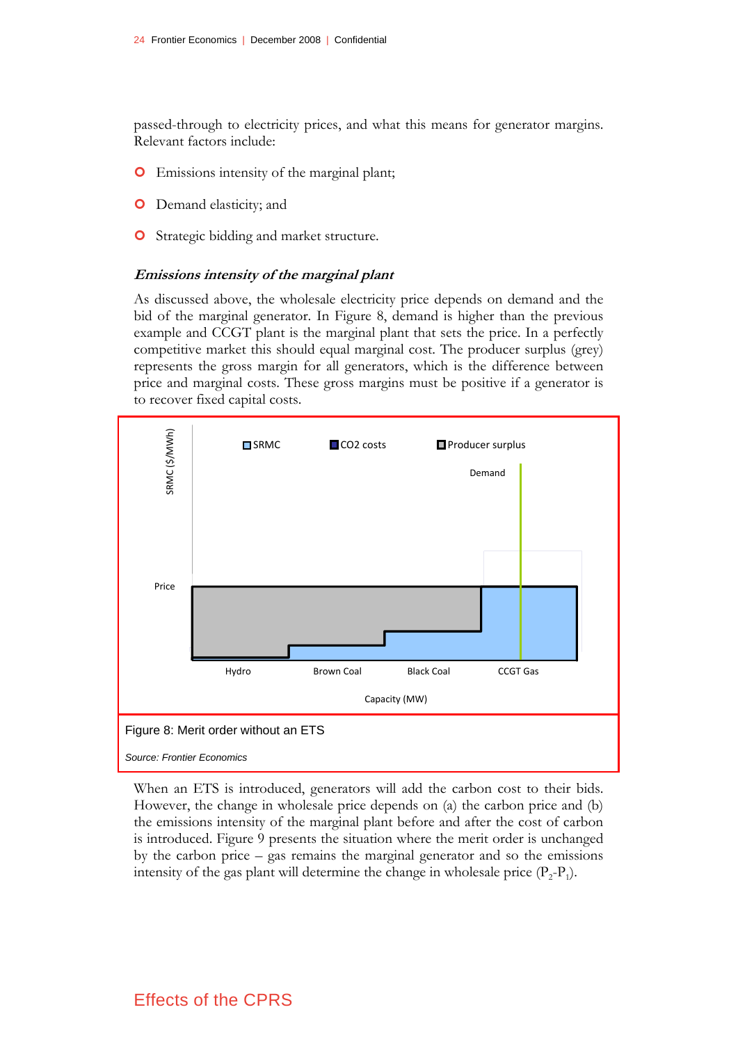passed-through to electricity prices, and what this means for generator margins. Relevant factors include:

- Emissions intensity of the marginal plant;
- Demand elasticity; and
- Strategic bidding and market structure.

### *Emissions intensity of the marginal plant*

As discussed above, the wholesale electricity price depends on demand and the bid of the marginal generator. In Figure 8, demand is higher than the previous example and CCGT plant is the marginal plant that sets the price. In a perfectly competitive market this should equal marginal cost. The producer surplus (grey) represents the gross margin for all generators, which is the difference between price and marginal costs. These gross margins must be positive if a generator is to recover fixed capital costs.

Figure 8: Merit order without an ETS

*Source: Frontier Economics*

When an ETS is introduced, generators will add the carbon cost to their bids. However, the change in wholesale price depends on (a) the carbon price and (b) the emissions intensity of the marginal plant before and after the cost of carbon is introduced. Figure 9 presents the situation where the merit order is unchanged by the carbon price – gas remains the marginal generator and so the emissions intensity of the gas plant will determine the change in wholesale price ($P_2$-$P_1$).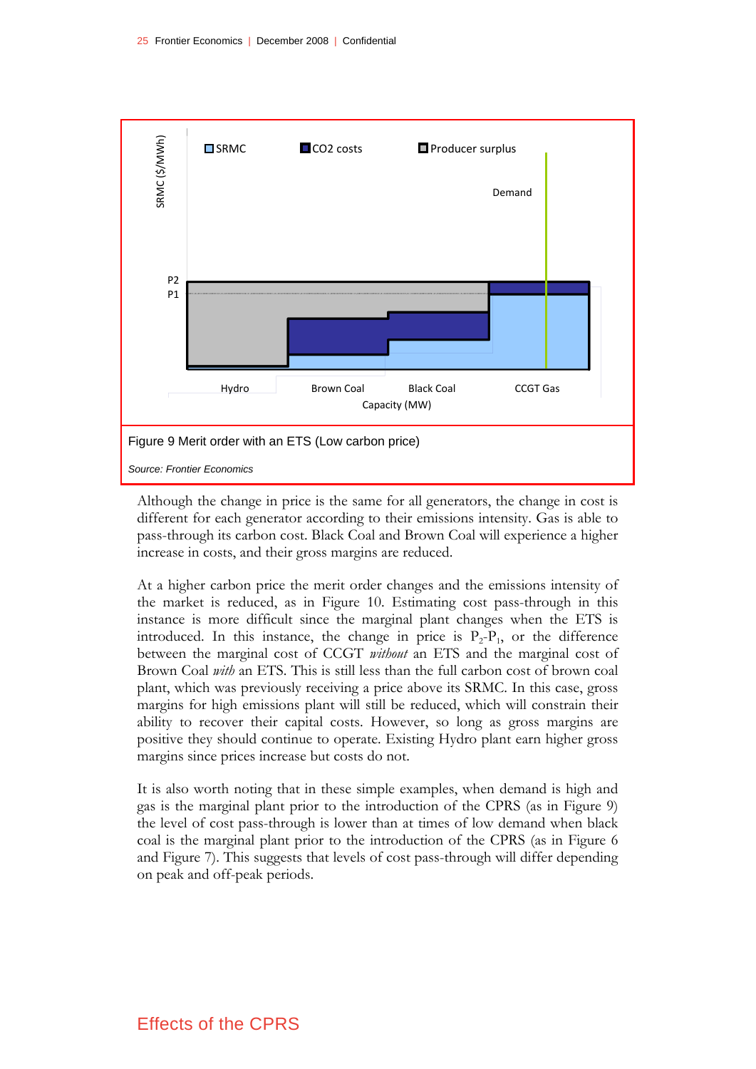Figure 9 Merit order with an ETS (Low carbon price)

*Source: Frontier Economics*

Although the change in price is the same for all generators, the change in cost is different for each generator according to their emissions intensity. Gas is able to pass-through its carbon cost. Black Coal and Brown Coal will experience a higher increase in costs, and their gross margins are reduced.

At a higher carbon price the merit order changes and the emissions intensity of the market is reduced, as in Figure 10. Estimating cost pass-through in this instance is more difficult since the marginal plant changes when the ETS is introduced. In this instance, the change in price is $P_2$-$P_1$, or the difference between the marginal cost of CCGT *without* an ETS and the marginal cost of Brown Coal *with* an ETS. This is still less than the full carbon cost of brown coal plant, which was previously receiving a price above its SRMC. In this case, gross margins for high emissions plant will still be reduced, which will constrain their ability to recover their capital costs. However, so long as gross margins are positive they should continue to operate. Existing Hydro plant earn higher gross margins since prices increase but costs do not.

It is also worth noting that in these simple examples, when demand is high and gas is the marginal plant prior to the introduction of the CPRS (as in Figure 9) the level of cost pass-through is lower than at times of low demand when black coal is the marginal plant prior to the introduction of the CPRS (as in Figure 6 and Figure 7). This suggests that levels of cost pass-through will differ depending on peak and off-peak periods.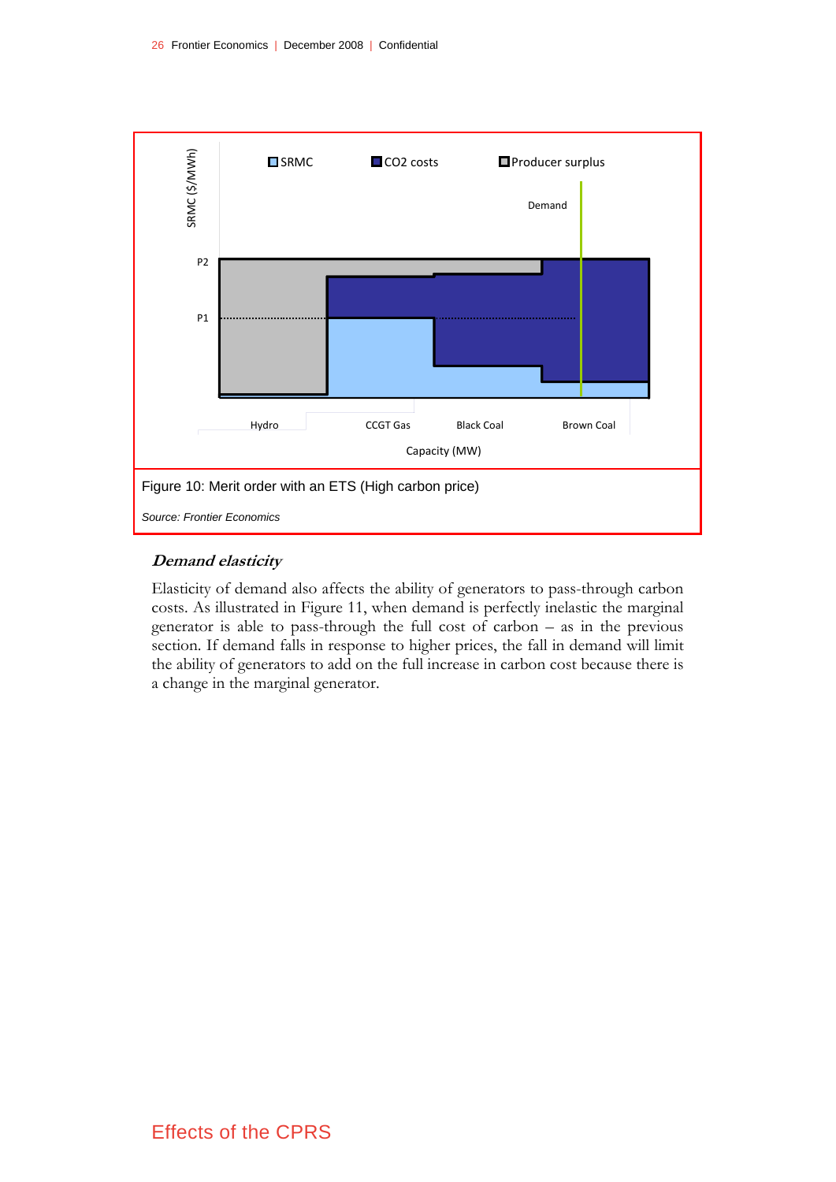Figure 10: Merit order with an ETS (High carbon price)

*Source: Frontier Economics*

### *Demand elasticity*

Elasticity of demand also affects the ability of generators to pass-through carbon costs. As illustrated in Figure 11, when demand is perfectly inelastic the marginal generator is able to pass-through the full cost of carbon – as in the previous section. If demand falls in response to higher prices, the fall in demand will limit the ability of generators to add on the full increase in carbon cost because there is a change in the marginal generator.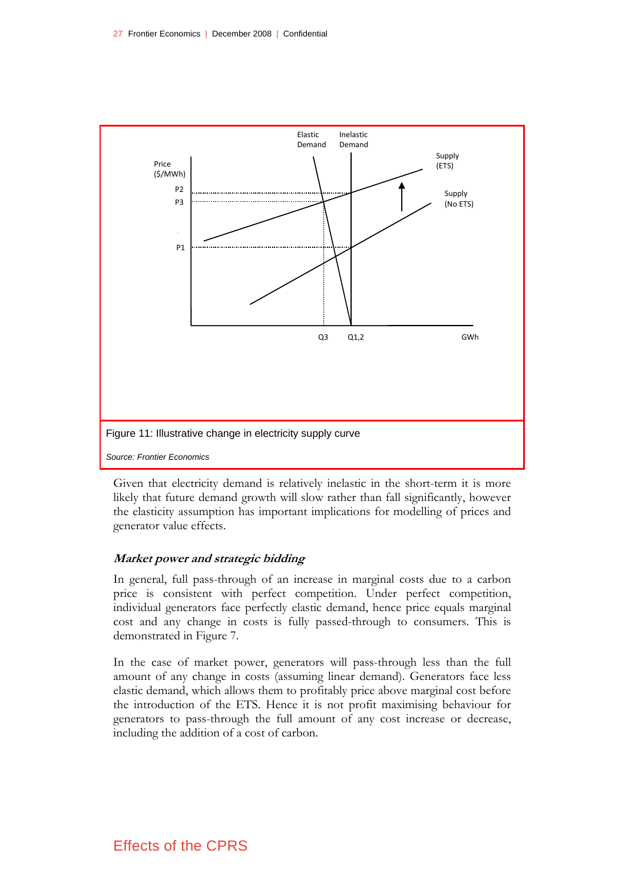Figure 11: Illustrative change in electricity supply curve

*Source: Frontier Economics*

Given that electricity demand is relatively inelastic in the short-term it is more likely that future demand growth will slow rather than fall significantly, however the elasticity assumption has important implications for modelling of prices and generator value effects.

### *Market power and strategic bidding*

In general, full pass-through of an increase in marginal costs due to a carbon price is consistent with perfect competition. Under perfect competition, individual generators face perfectly elastic demand, hence price equals marginal cost and any change in costs is fully passed-through to consumers. This is demonstrated in Figure 7.

In the case of market power, generators will pass-through less than the full amount of any change in costs (assuming linear demand). Generators face less elastic demand, which allows them to profitably price above marginal cost before the introduction of the ETS. Hence it is not profit maximising behaviour for generators to pass-through the full amount of any cost increase or decrease, including the addition of a cost of carbon.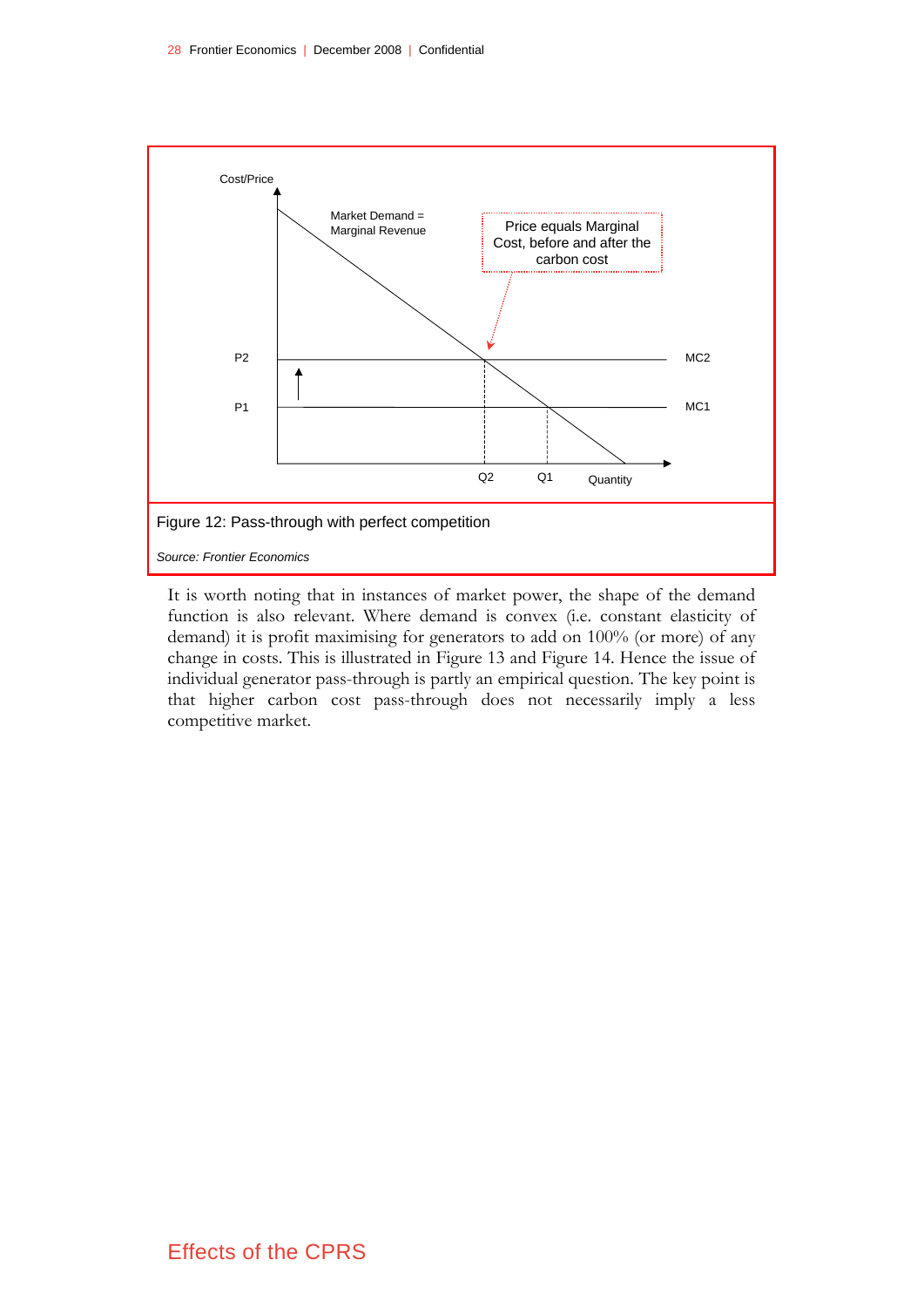Figure 12: Pass-through with perfect competition

*Source: Frontier Economics*

It is worth noting that in instances of market power, the shape of the demand function is also relevant. Where demand is convex (i.e. constant elasticity of demand) it is profit maximising for generators to add on 100% (or more) of any change in costs. This is illustrated in Figure 13 and Figure 14. Hence the issue of individual generator pass-through is partly an empirical question. The key point is that higher carbon cost pass-through does not necessarily imply a less competitive market.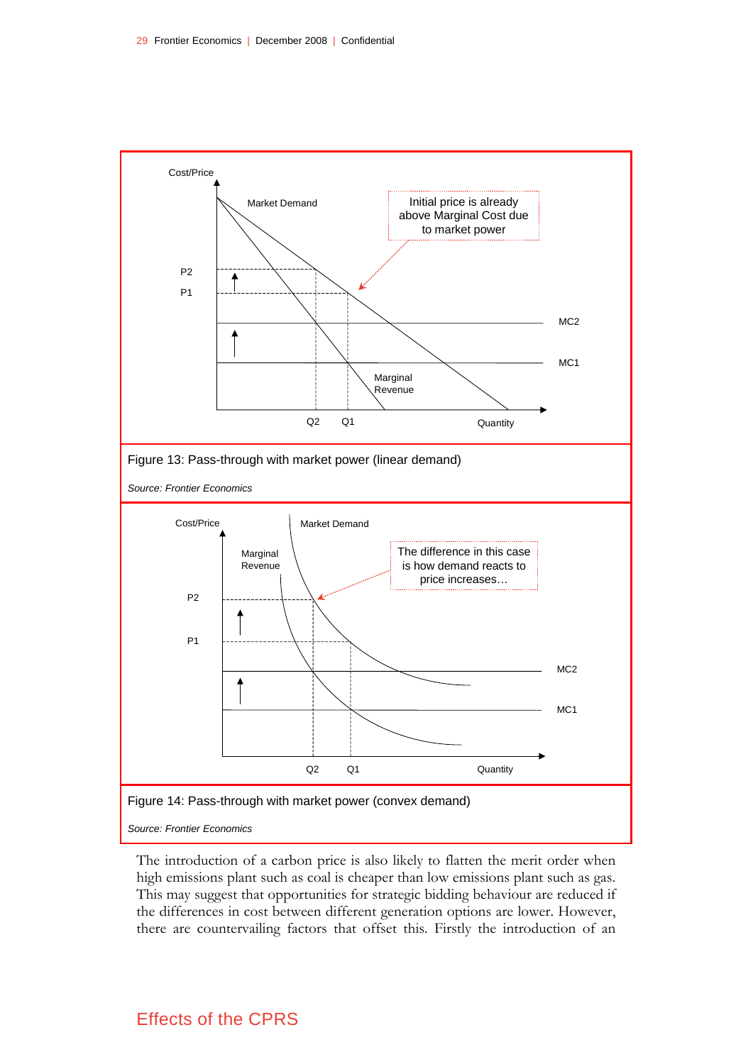Figure 13: Pass-through with market power (linear demand)

*Source: Frontier Economics*

Figure 14: Pass-through with market power (convex demand)

*Source: Frontier Economics*

The introduction of a carbon price is also likely to flatten the merit order when high emissions plant such as coal is cheaper than low emissions plant such as gas. This may suggest that opportunities for strategic bidding behaviour are reduced if the differences in cost between different generation options are lower. However, there are countervailing factors that offset this. Firstly the introduction of an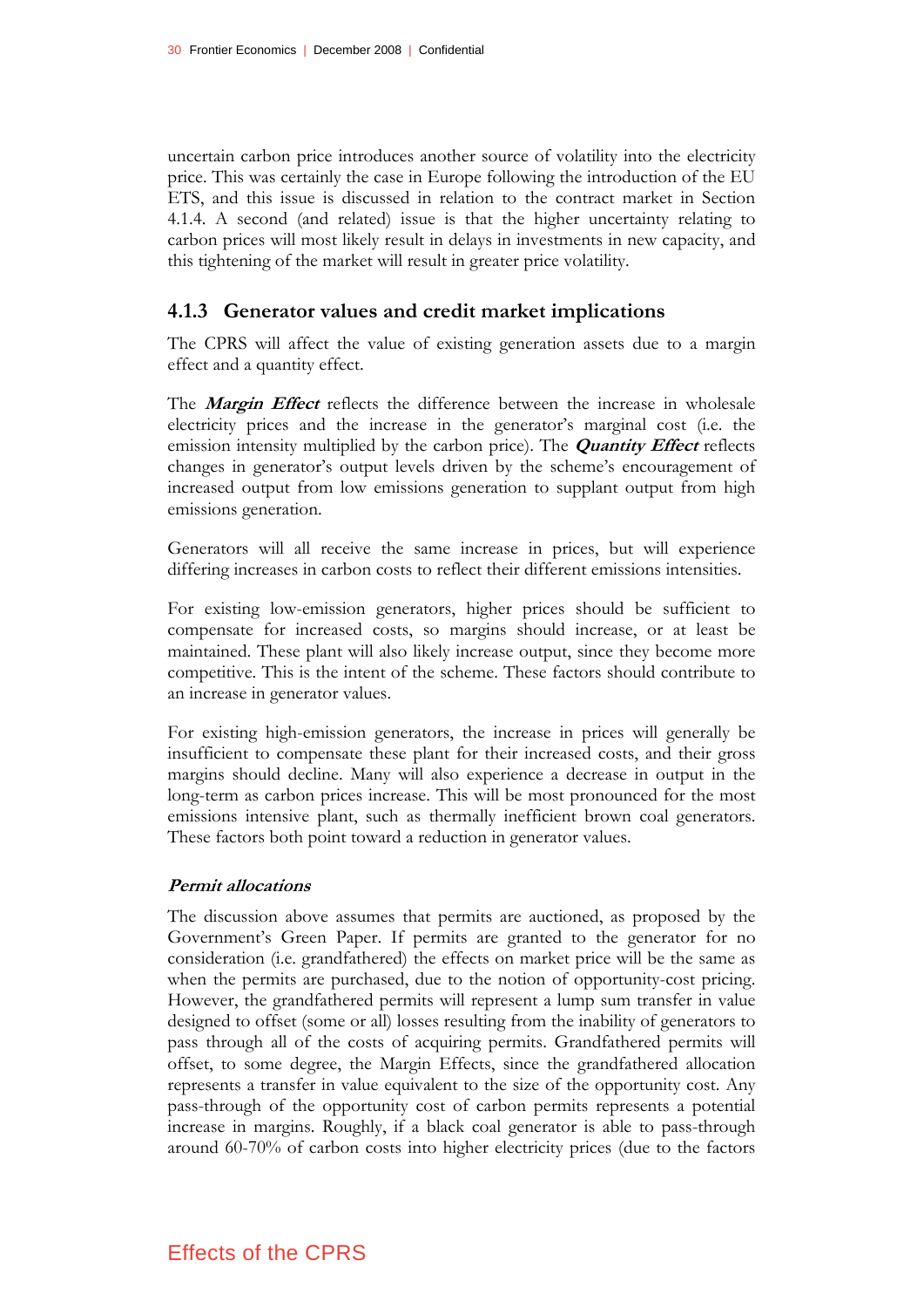uncertain carbon price introduces another source of volatility into the electricity price. This was certainly the case in Europe following the introduction of the EU ETS, and this issue is discussed in relation to the contract market in Section 4.1.4. A second (and related) issue is that the higher uncertainty relating to carbon prices will most likely result in delays in investments in new capacity, and this tightening of the market will result in greater price volatility.

### 4.1.3 Generator values and credit market implications

The CPRS will affect the value of existing generation assets due to a margin effect and a quantity effect.

The ***Margin Effect*** reflects the difference between the increase in wholesale electricity prices and the increase in the generator's marginal cost (i.e. the emission intensity multiplied by the carbon price). The ***Quantity Effect*** reflects changes in generator's output levels driven by the scheme's encouragement of increased output from low emissions generation to supplant output from high emissions generation.

Generators will all receive the same increase in prices, but will experience differing increases in carbon costs to reflect their different emissions intensities.

For existing low-emission generators, higher prices should be sufficient to compensate for increased costs, so margins should increase, or at least be maintained. These plant will also likely increase output, since they become more competitive. This is the intent of the scheme. These factors should contribute to an increase in generator values.

For existing high-emission generators, the increase in prices will generally be insufficient to compensate these plant for their increased costs, and their gross margins should decline. Many will also experience a decrease in output in the long-term as carbon prices increase. This will be most pronounced for the most emissions intensive plant, such as thermally inefficient brown coal generators. These factors both point toward a reduction in generator values.

***Permit allocations***

The discussion above assumes that permits are auctioned, as proposed by the Government's Green Paper. If permits are granted to the generator for no consideration (i.e. grandfathered) the effects on market price will be the same as when the permits are purchased, due to the notion of opportunity-cost pricing. However, the grandfathered permits will represent a lump sum transfer in value designed to offset (some or all) losses resulting from the inability of generators to pass through all of the costs of acquiring permits. Grandfathered permits will offset, to some degree, the Margin Effects, since the grandfathered allocation represents a transfer in value equivalent to the size of the opportunity cost. Any pass-through of the opportunity cost of carbon permits represents a potential increase in margins. Roughly, if a black coal generator is able to pass-through around 60-70% of carbon costs into higher electricity prices (due to the factors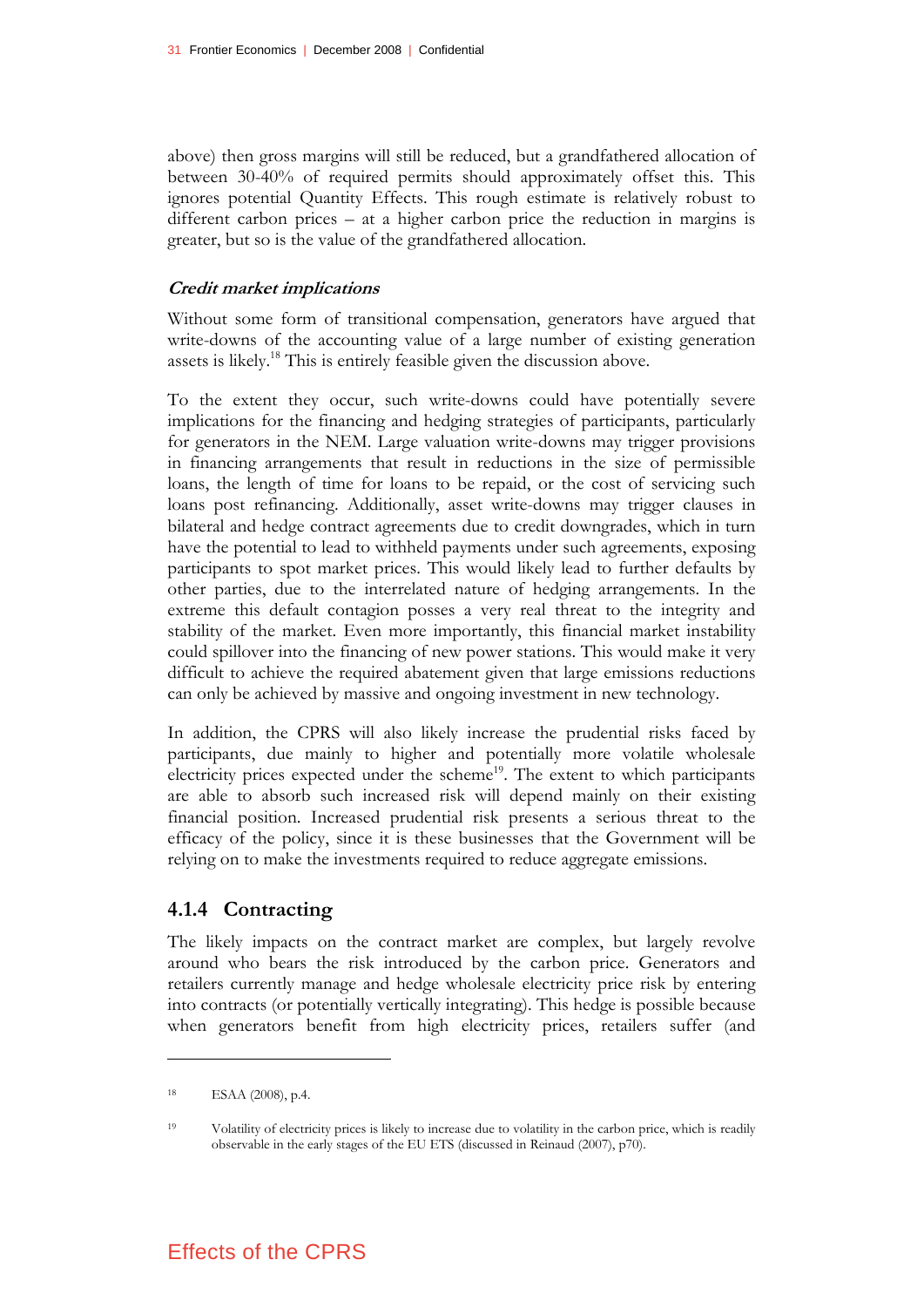above) then gross margins will still be reduced, but a grandfathered allocation of between 30-40% of required permits should approximately offset this. This ignores potential Quantity Effects. This rough estimate is relatively robust to different carbon prices – at a higher carbon price the reduction in margins is greater, but so is the value of the grandfathered allocation.

### *Credit market implications*

Without some form of transitional compensation, generators have argued that write-downs of the accounting value of a large number of existing generation assets is likely.[18] This is entirely feasible given the discussion above.

To the extent they occur, such write-downs could have potentially severe implications for the financing and hedging strategies of participants, particularly for generators in the NEM. Large valuation write-downs may trigger provisions in financing arrangements that result in reductions in the size of permissible loans, the length of time for loans to be repaid, or the cost of servicing such loans post refinancing. Additionally, asset write-downs may trigger clauses in bilateral and hedge contract agreements due to credit downgrades, which in turn have the potential to lead to withheld payments under such agreements, exposing participants to spot market prices. This would likely lead to further defaults by other parties, due to the interrelated nature of hedging arrangements. In the extreme this default contagion posses a very real threat to the integrity and stability of the market. Even more importantly, this financial market instability could spillover into the financing of new power stations. This would make it very difficult to achieve the required abatement given that large emissions reductions can only be achieved by massive and ongoing investment in new technology.

In addition, the CPRS will also likely increase the prudential risks faced by participants, due mainly to higher and potentially more volatile wholesale electricity prices expected under the scheme[19]. The extent to which participants are able to absorb such increased risk will depend mainly on their existing financial position. Increased prudential risk presents a serious threat to the efficacy of the policy, since it is these businesses that the Government will be relying on to make the investments required to reduce aggregate emissions.

## 4.1.4 Contracting

The likely impacts on the contract market are complex, but largely revolve around who bears the risk introduced by the carbon price. Generators and retailers currently manage and hedge wholesale electricity price risk by entering into contracts (or potentially vertically integrating). This hedge is possible because when generators benefit from high electricity prices, retailers suffer (and

---

[18] ESAA (2008), p.4.

[19] Volatility of electricity prices is likely to increase due to volatility in the carbon price, which is readily observable in the early stages of the EU ETS (discussed in Reinaud (2007), p70).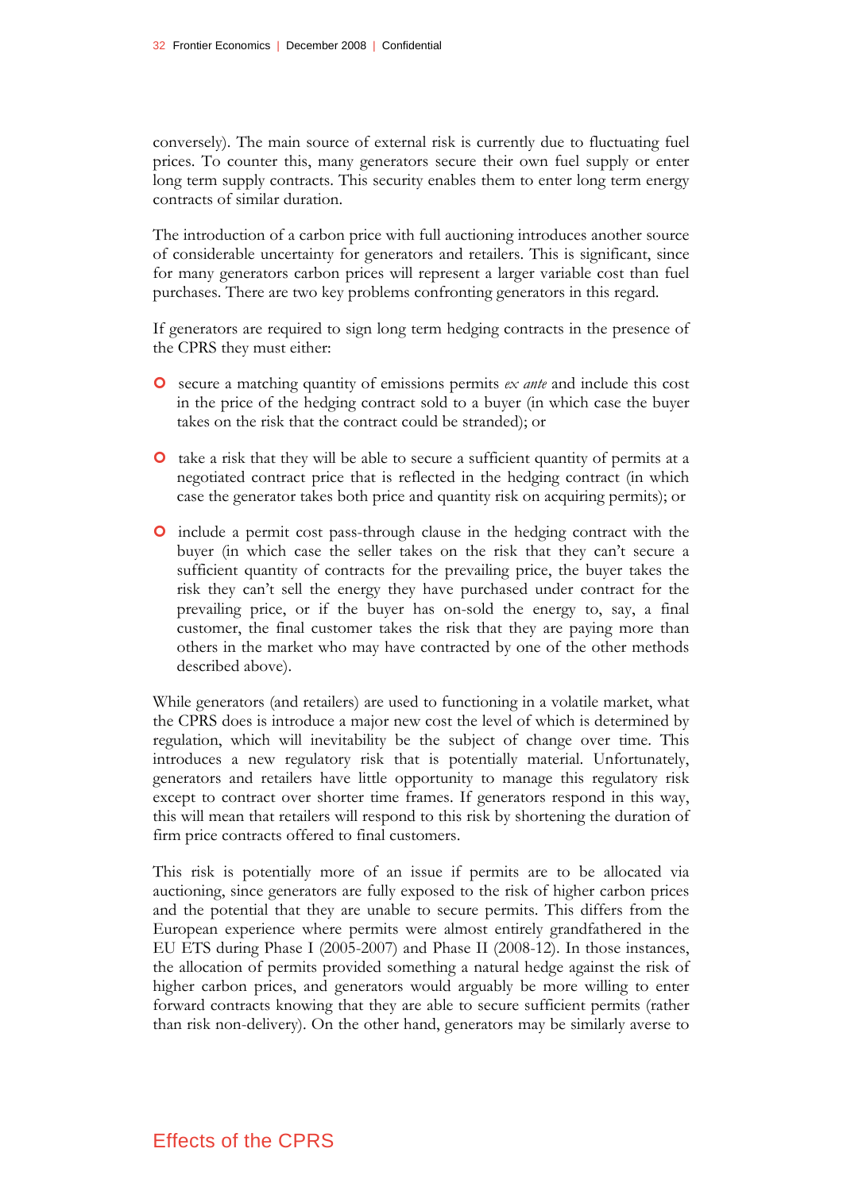conversely). The main source of external risk is currently due to fluctuating fuel prices. To counter this, many generators secure their own fuel supply or enter long term supply contracts. This security enables them to enter long term energy contracts of similar duration.

The introduction of a carbon price with full auctioning introduces another source of considerable uncertainty for generators and retailers. This is significant, since for many generators carbon prices will represent a larger variable cost than fuel purchases. There are two key problems confronting generators in this regard.

If generators are required to sign long term hedging contracts in the presence of the CPRS they must either:

- secure a matching quantity of emissions permits *ex ante* and include this cost in the price of the hedging contract sold to a buyer (in which case the buyer takes on the risk that the contract could be stranded); or
- take a risk that they will be able to secure a sufficient quantity of permits at a negotiated contract price that is reflected in the hedging contract (in which case the generator takes both price and quantity risk on acquiring permits); or
- include a permit cost pass-through clause in the hedging contract with the buyer (in which case the seller takes on the risk that they can't secure a sufficient quantity of contracts for the prevailing price, the buyer takes the risk they can't sell the energy they have purchased under contract for the prevailing price, or if the buyer has on-sold the energy to, say, a final customer, the final customer takes the risk that they are paying more than others in the market who may have contracted by one of the other methods described above).

While generators (and retailers) are used to functioning in a volatile market, what the CPRS does is introduce a major new cost the level of which is determined by regulation, which will inevitability be the subject of change over time. This introduces a new regulatory risk that is potentially material. Unfortunately, generators and retailers have little opportunity to manage this regulatory risk except to contract over shorter time frames. If generators respond in this way, this will mean that retailers will respond to this risk by shortening the duration of firm price contracts offered to final customers.

This risk is potentially more of an issue if permits are to be allocated via auctioning, since generators are fully exposed to the risk of higher carbon prices and the potential that they are unable to secure permits. This differs from the European experience where permits were almost entirely grandfathered in the EU ETS during Phase I (2005-2007) and Phase II (2008-12). In those instances, the allocation of permits provided something a natural hedge against the risk of higher carbon prices, and generators would arguably be more willing to enter forward contracts knowing that they are able to secure sufficient permits (rather than risk non-delivery). On the other hand, generators may be similarly averse to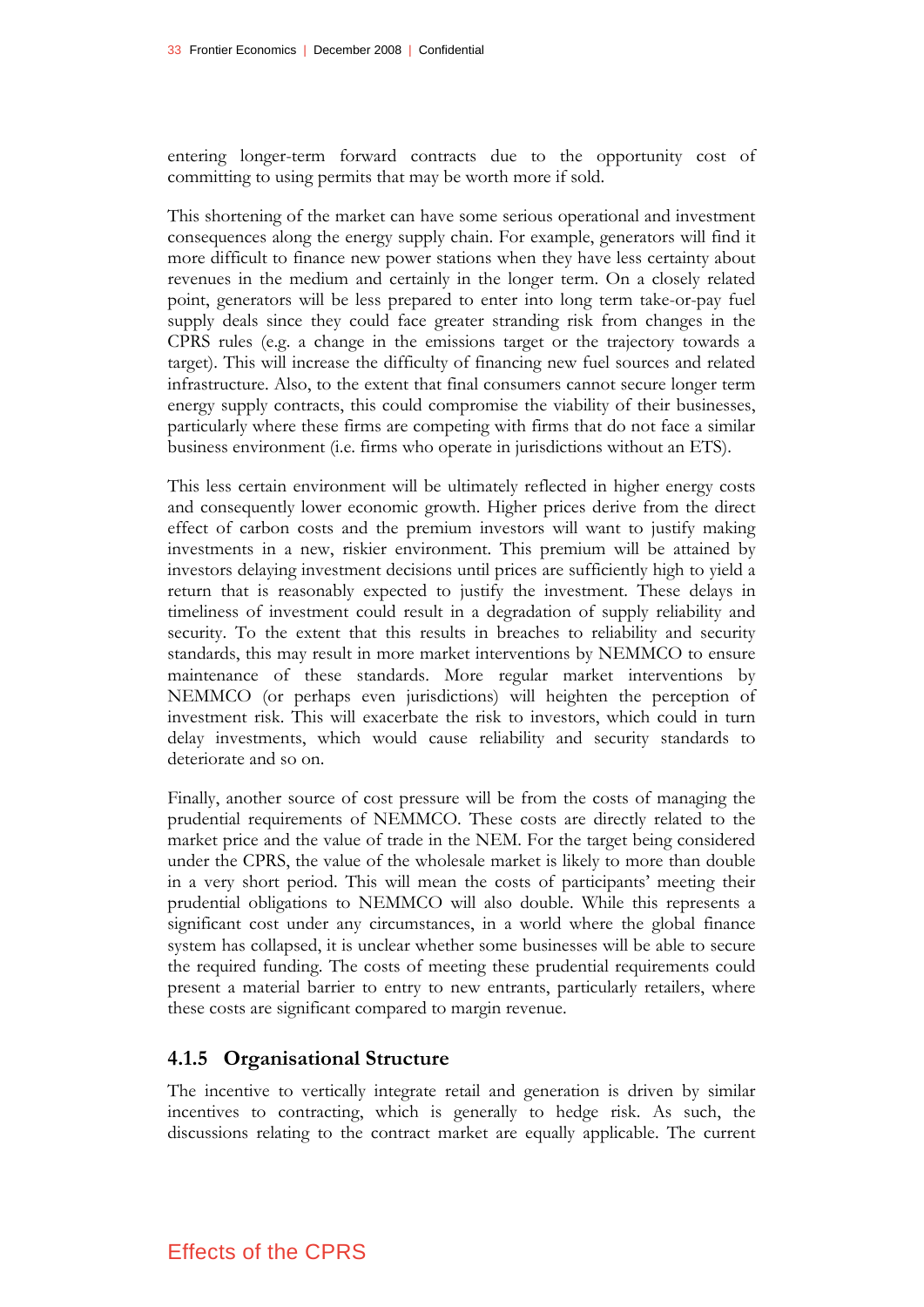entering longer-term forward contracts due to the opportunity cost of committing to using permits that may be worth more if sold.

This shortening of the market can have some serious operational and investment consequences along the energy supply chain. For example, generators will find it more difficult to finance new power stations when they have less certainty about revenues in the medium and certainly in the longer term. On a closely related point, generators will be less prepared to enter into long term take-or-pay fuel supply deals since they could face greater stranding risk from changes in the CPRS rules (e.g. a change in the emissions target or the trajectory towards a target). This will increase the difficulty of financing new fuel sources and related infrastructure. Also, to the extent that final consumers cannot secure longer term energy supply contracts, this could compromise the viability of their businesses, particularly where these firms are competing with firms that do not face a similar business environment (i.e. firms who operate in jurisdictions without an ETS).

This less certain environment will be ultimately reflected in higher energy costs and consequently lower economic growth. Higher prices derive from the direct effect of carbon costs and the premium investors will want to justify making investments in a new, riskier environment. This premium will be attained by investors delaying investment decisions until prices are sufficiently high to yield a return that is reasonably expected to justify the investment. These delays in timeliness of investment could result in a degradation of supply reliability and security. To the extent that this results in breaches to reliability and security standards, this may result in more market interventions by NEMMCO to ensure maintenance of these standards. More regular market interventions by NEMMCO (or perhaps even jurisdictions) will heighten the perception of investment risk. This will exacerbate the risk to investors, which could in turn delay investments, which would cause reliability and security standards to deteriorate and so on.

Finally, another source of cost pressure will be from the costs of managing the prudential requirements of NEMMCO. These costs are directly related to the market price and the value of trade in the NEM. For the target being considered under the CPRS, the value of the wholesale market is likely to more than double in a very short period. This will mean the costs of participants' meeting their prudential obligations to NEMMCO will also double. While this represents a significant cost under any circumstances, in a world where the global finance system has collapsed, it is unclear whether some businesses will be able to secure the required funding. The costs of meeting these prudential requirements could present a material barrier to entry to new entrants, particularly retailers, where these costs are significant compared to margin revenue.

### 4.1.5 Organisational Structure

The incentive to vertically integrate retail and generation is driven by similar incentives to contracting, which is generally to hedge risk. As such, the discussions relating to the contract market are equally applicable. The current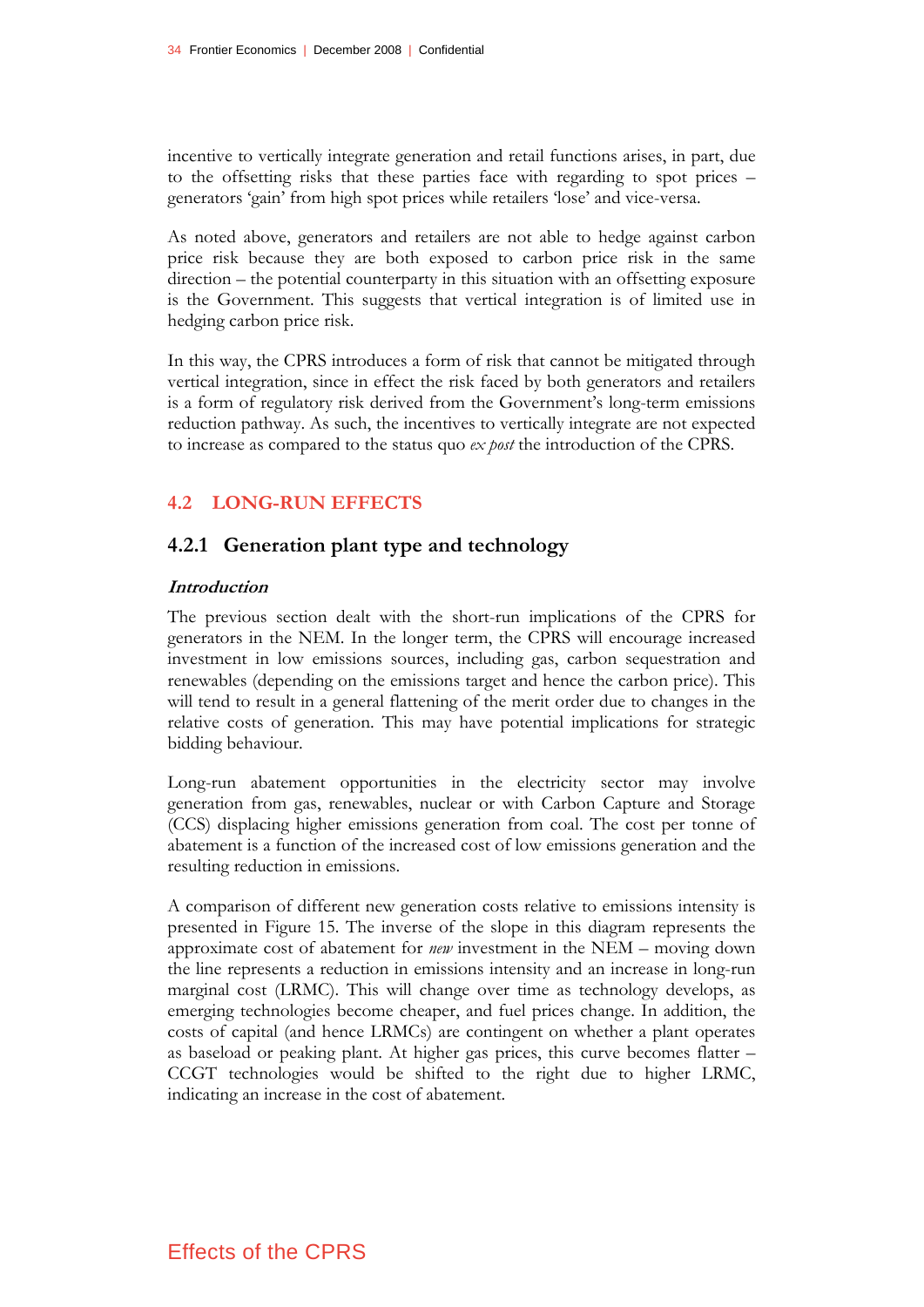incentive to vertically integrate generation and retail functions arises, in part, due to the offsetting risks that these parties face with regarding to spot prices – generators 'gain' from high spot prices while retailers 'lose' and vice-versa.

As noted above, generators and retailers are not able to hedge against carbon price risk because they are both exposed to carbon price risk in the same direction – the potential counterparty in this situation with an offsetting exposure is the Government. This suggests that vertical integration is of limited use in hedging carbon price risk.

In this way, the CPRS introduces a form of risk that cannot be mitigated through vertical integration, since in effect the risk faced by both generators and retailers is a form of regulatory risk derived from the Government's long-term emissions reduction pathway. As such, the incentives to vertically integrate are not expected to increase as compared to the status quo *ex post* the introduction of the CPRS.

## 4.2 LONG-RUN EFFECTS

### 4.2.1 Generation plant type and technology

#### *Introduction*

The previous section dealt with the short-run implications of the CPRS for generators in the NEM. In the longer term, the CPRS will encourage increased investment in low emissions sources, including gas, carbon sequestration and renewables (depending on the emissions target and hence the carbon price). This will tend to result in a general flattening of the merit order due to changes in the relative costs of generation. This may have potential implications for strategic bidding behaviour.

Long-run abatement opportunities in the electricity sector may involve generation from gas, renewables, nuclear or with Carbon Capture and Storage (CCS) displacing higher emissions generation from coal. The cost per tonne of abatement is a function of the increased cost of low emissions generation and the resulting reduction in emissions.

A comparison of different new generation costs relative to emissions intensity is presented in Figure 15. The inverse of the slope in this diagram represents the approximate cost of abatement for *new* investment in the NEM – moving down the line represents a reduction in emissions intensity and an increase in long-run marginal cost (LRMC). This will change over time as technology develops, as emerging technologies become cheaper, and fuel prices change. In addition, the costs of capital (and hence LRMCs) are contingent on whether a plant operates as baseload or peaking plant. At higher gas prices, this curve becomes flatter – CCGT technologies would be shifted to the right due to higher LRMC, indicating an increase in the cost of abatement.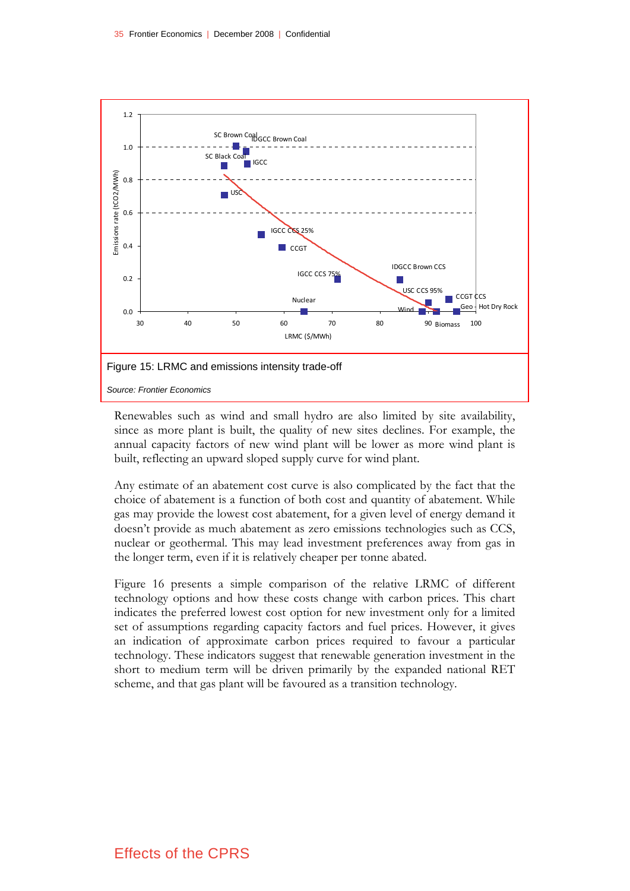Figure 15: LRMC and emissions intensity trade-off

*Source: Frontier Economics*

Renewables such as wind and small hydro are also limited by site availability, since as more plant is built, the quality of new sites declines. For example, the annual capacity factors of new wind plant will be lower as more wind plant is built, reflecting an upward sloped supply curve for wind plant.

Any estimate of an abatement cost curve is also complicated by the fact that the choice of abatement is a function of both cost and quantity of abatement. While gas may provide the lowest cost abatement, for a given level of energy demand it doesn't provide as much abatement as zero emissions technologies such as CCS, nuclear or geothermal. This may lead investment preferences away from gas in the longer term, even if it is relatively cheaper per tonne abated.

Figure 16 presents a simple comparison of the relative LRMC of different technology options and how these costs change with carbon prices. This chart indicates the preferred lowest cost option for new investment only for a limited set of assumptions regarding capacity factors and fuel prices. However, it gives an indication of approximate carbon prices required to favour a particular technology. These indicators suggest that renewable generation investment in the short to medium term will be driven primarily by the expanded national RET scheme, and that gas plant will be favoured as a transition technology.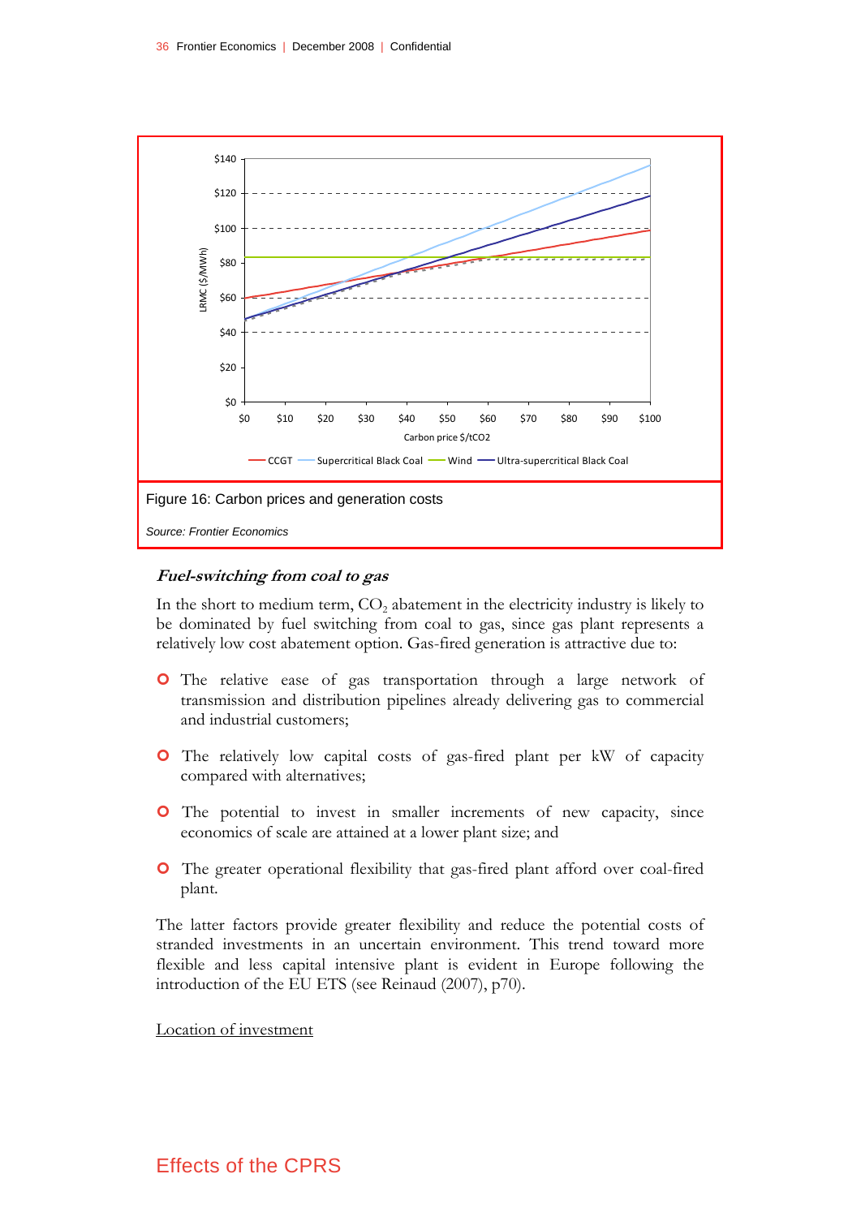Figure 16: Carbon prices and generation costs

*Source: Frontier Economics*

### *Fuel-switching from coal to gas*

In the short to medium term, $CO_2$ abatement in the electricity industry is likely to be dominated by fuel switching from coal to gas, since gas plant represents a relatively low cost abatement option. Gas-fired generation is attractive due to:

- The relative ease of gas transportation through a large network of transmission and distribution pipelines already delivering gas to commercial and industrial customers;
- The relatively low capital costs of gas-fired plant per kW of capacity compared with alternatives;
- The potential to invest in smaller increments of new capacity, since economics of scale are attained at a lower plant size; and
- The greater operational flexibility that gas-fired plant afford over coal-fired plant.

The latter factors provide greater flexibility and reduce the potential costs of stranded investments in an uncertain environment. This trend toward more flexible and less capital intensive plant is evident in Europe following the introduction of the EU ETS (see Reinaud (2007), p70).

Location of investment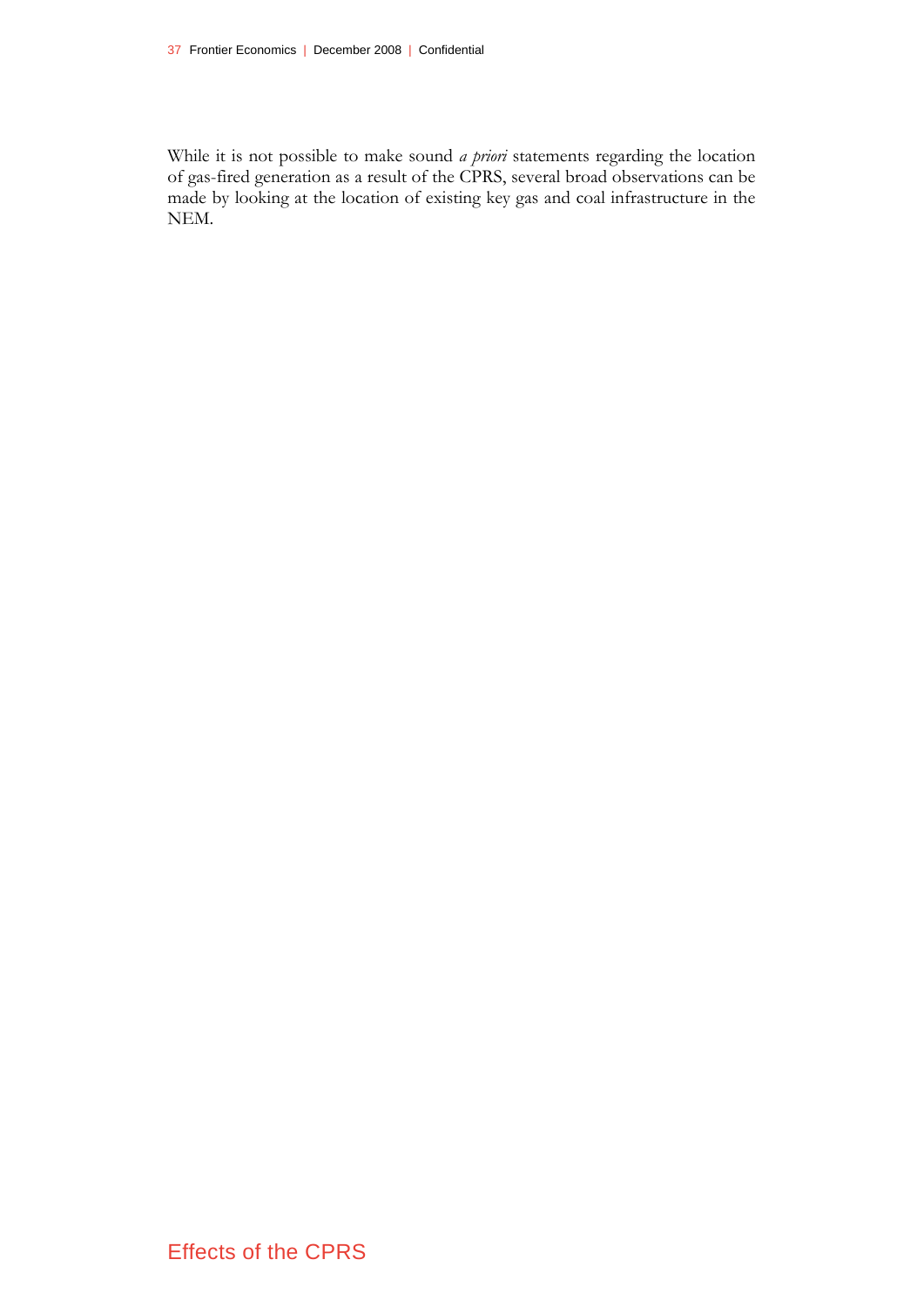While it is not possible to make sound *a priori* statements regarding the location of gas-fired generation as a result of the CPRS, several broad observations can be made by looking at the location of existing key gas and coal infrastructure in the NEM.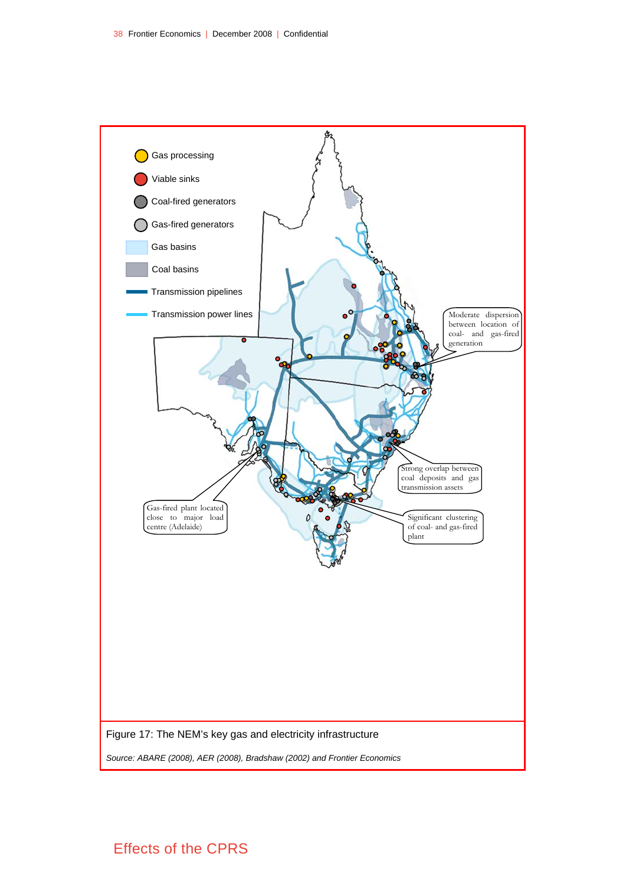Figure 17: The NEM's key gas and electricity infrastructure

*Source: ABARE (2008), AER (2008), Bradshaw (2002) and Frontier Economics*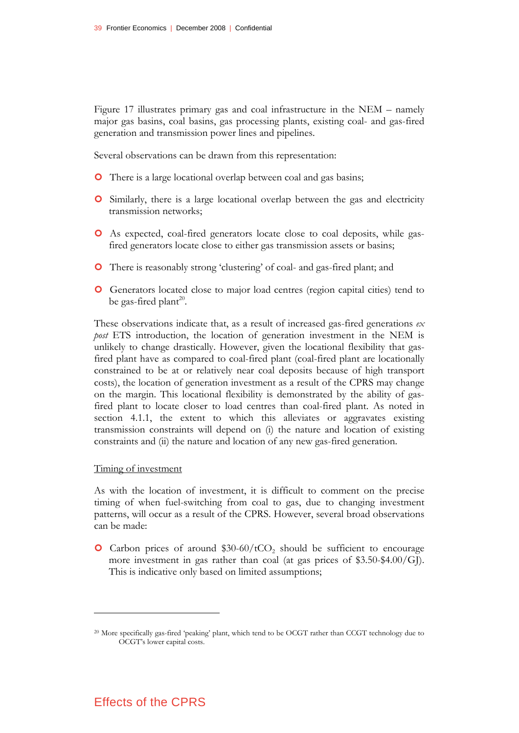Figure 17 illustrates primary gas and coal infrastructure in the NEM – namely major gas basins, coal basins, gas processing plants, existing coal- and gas-fired generation and transmission power lines and pipelines.

Several observations can be drawn from this representation:

- There is a large locational overlap between coal and gas basins;
- Similarly, there is a large locational overlap between the gas and electricity transmission networks;
- As expected, coal-fired generators locate close to coal deposits, while gas-fired generators locate close to either gas transmission assets or basins;
- There is reasonably strong 'clustering' of coal- and gas-fired plant; and
- Generators located close to major load centres (region capital cities) tend to be gas-fired plant[20].

These observations indicate that, as a result of increased gas-fired generations *ex post* ETS introduction, the location of generation investment in the NEM is unlikely to change drastically. However, given the locational flexibility that gas-fired plant have as compared to coal-fired plant (coal-fired plant are locationally constrained to be at or relatively near coal deposits because of high transport costs), the location of generation investment as a result of the CPRS may change on the margin. This locational flexibility is demonstrated by the ability of gas-fired plant to locate closer to load centres than coal-fired plant. As noted in section 4.1.1, the extent to which this alleviates or aggravates existing transmission constraints will depend on (i) the nature and location of existing constraints and (ii) the nature and location of any new gas-fired generation.

Timing of investment

As with the location of investment, it is difficult to comment on the precise timing of when fuel-switching from coal to gas, due to changing investment patterns, will occur as a result of the CPRS. However, several broad observations can be made:

- Carbon prices of around \$30-60/t$CO_2$ should be sufficient to encourage more investment in gas rather than coal (at gas prices of \$3.50-\$4.00/GJ). This is indicative only based on limited assumptions;

[20] More specifically gas-fired 'peaking' plant, which tend to be OCGT rather than CCGT technology due to OCGT's lower capital costs.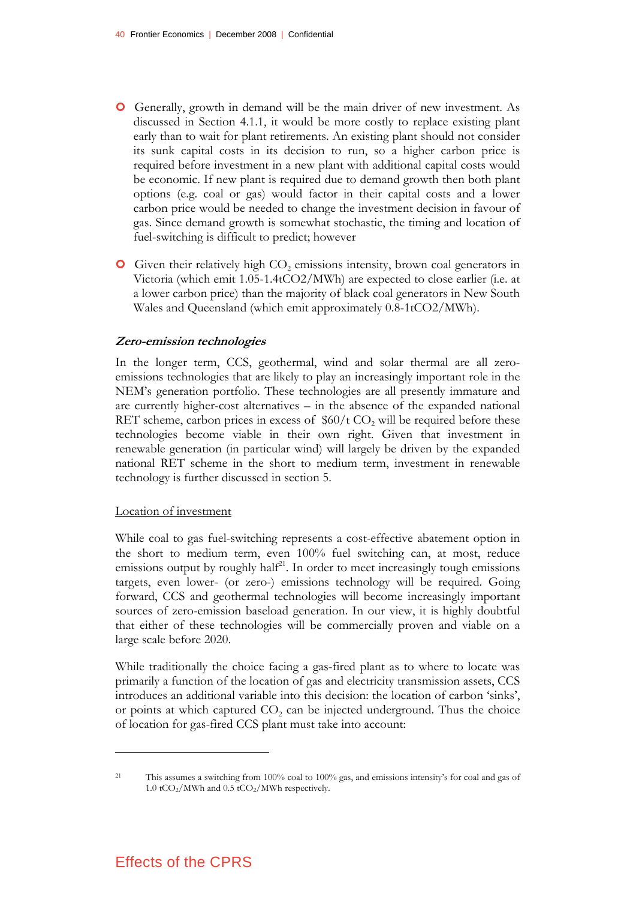- Generally, growth in demand will be the main driver of new investment. As discussed in Section 4.1.1, it would be more costly to replace existing plant early than to wait for plant retirements. An existing plant should not consider its sunk capital costs in its decision to run, so a higher carbon price is required before investment in a new plant with additional capital costs would be economic. If new plant is required due to demand growth then both plant options (e.g. coal or gas) would factor in their capital costs and a lower carbon price would be needed to change the investment decision in favour of gas. Since demand growth is somewhat stochastic, the timing and location of fuel-switching is difficult to predict; however

- Given their relatively high $CO_2$ emissions intensity, brown coal generators in Victoria (which emit 1.05-1.4tCO2/MWh) are expected to close earlier (i.e. at a lower carbon price) than the majority of black coal generators in New South Wales and Queensland (which emit approximately 0.8-1tCO2/MWh).

#### *Zero-emission technologies*

In the longer term, CCS, geothermal, wind and solar thermal are all zero-emissions technologies that are likely to play an increasingly important role in the NEM's generation portfolio. These technologies are all presently immature and are currently higher-cost alternatives – in the absence of the expanded national RET scheme, carbon prices in excess of $60/t $CO_2$ will be required before these technologies become viable in their own right. Given that investment in renewable generation (in particular wind) will largely be driven by the expanded national RET scheme in the short to medium term, investment in renewable technology is further discussed in section 5.

Location of investment

While coal to gas fuel-switching represents a cost-effective abatement option in the short to medium term, even 100% fuel switching can, at most, reduce emissions output by roughly half[21]. In order to meet increasingly tough emissions targets, even lower- (or zero-) emissions technology will be required. Going forward, CCS and geothermal technologies will become increasingly important sources of zero-emission baseload generation. In our view, it is highly doubtful that either of these technologies will be commercially proven and viable on a large scale before 2020.

While traditionally the choice facing a gas-fired plant as to where to locate was primarily a function of the location of gas and electricity transmission assets, CCS introduces an additional variable into this decision: the location of carbon 'sinks', or points at which captured $CO_2$ can be injected underground. Thus the choice of location for gas-fired CCS plant must take into account:

---

[21] This assumes a switching from 100% coal to 100% gas, and emissions intensity's for coal and gas of 1.0 $tCO_2$/MWh and 0.5 $tCO_2$/MWh respectively.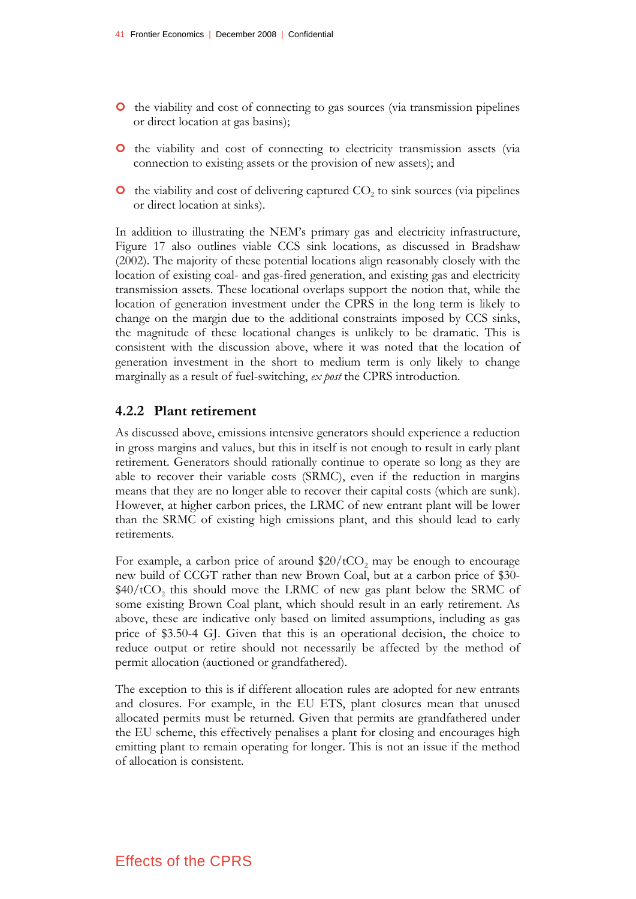- the viability and cost of connecting to gas sources (via transmission pipelines or direct location at gas basins);
- the viability and cost of connecting to electricity transmission assets (via connection to existing assets or the provision of new assets); and
- the viability and cost of delivering captured $CO_2$ to sink sources (via pipelines or direct location at sinks).

In addition to illustrating the NEM's primary gas and electricity infrastructure, Figure 17 also outlines viable CCS sink locations, as discussed in Bradshaw (2002). The majority of these potential locations align reasonably closely with the location of existing coal- and gas-fired generation, and existing gas and electricity transmission assets. These locational overlaps support the notion that, while the location of generation investment under the CPRS in the long term is likely to change on the margin due to the additional constraints imposed by CCS sinks, the magnitude of these locational changes is unlikely to be dramatic. This is consistent with the discussion above, where it was noted that the location of generation investment in the short to medium term is only likely to change marginally as a result of fuel-switching, *ex post* the CPRS introduction.

### 4.2.2 Plant retirement

As discussed above, emissions intensive generators should experience a reduction in gross margins and values, but this in itself is not enough to result in early plant retirement. Generators should rationally continue to operate so long as they are able to recover their variable costs (SRMC), even if the reduction in margins means that they are no longer able to recover their capital costs (which are sunk). However, at higher carbon prices, the LRMC of new entrant plant will be lower than the SRMC of existing high emissions plant, and this should lead to early retirements.

For example, a carbon price of around $20/t$CO_2$ may be enough to encourage new build of CCGT rather than new Brown Coal, but at a carbon price of $30-$40/t$CO_2$ this should move the LRMC of new gas plant below the SRMC of some existing Brown Coal plant, which should result in an early retirement. As above, these are indicative only based on limited assumptions, including as gas price of $3.50-4 GJ. Given that this is an operational decision, the choice to reduce output or retire should not necessarily be affected by the method of permit allocation (auctioned or grandfathered).

The exception to this is if different allocation rules are adopted for new entrants and closures. For example, in the EU ETS, plant closures mean that unused allocated permits must be returned. Given that permits are grandfathered under the EU scheme, this effectively penalises a plant for closing and encourages high emitting plant to remain operating for longer. This is not an issue if the method of allocation is consistent.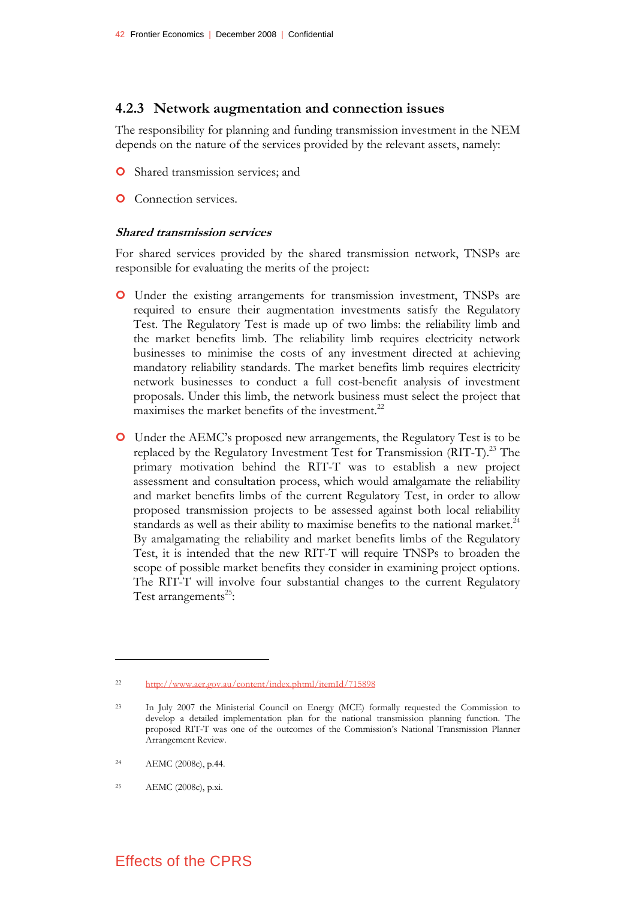### 4.2.3 Network augmentation and connection issues

The responsibility for planning and funding transmission investment in the NEM depends on the nature of the services provided by the relevant assets, namely:

- Shared transmission services; and
- Connection services.

***Shared transmission services***

For shared services provided by the shared transmission network, TNSPs are responsible for evaluating the merits of the project:

- Under the existing arrangements for transmission investment, TNSPs are required to ensure their augmentation investments satisfy the Regulatory Test. The Regulatory Test is made up of two limbs: the reliability limb and the market benefits limb. The reliability limb requires electricity network businesses to minimise the costs of any investment directed at achieving mandatory reliability standards. The market benefits limb requires electricity network businesses to conduct a full cost-benefit analysis of investment proposals. Under this limb, the network business must select the project that maximises the market benefits of the investment.[22]

- Under the AEMC's proposed new arrangements, the Regulatory Test is to be replaced by the Regulatory Investment Test for Transmission (RIT-T).[23] The primary motivation behind the RIT-T was to establish a new project assessment and consultation process, which would amalgamate the reliability and market benefits limbs of the current Regulatory Test, in order to allow proposed transmission projects to be assessed against both local reliability standards as well as their ability to maximise benefits to the national market.[24] By amalgamating the reliability and market benefits limbs of the Regulatory Test, it is intended that the new RIT-T will require TNSPs to broaden the scope of possible market benefits they consider in examining project options. The RIT-T will involve four substantial changes to the current Regulatory Test arrangements[25]:

---

[22] http://www.aer.gov.au/content/index.phtml/itemId/715898

[23] In July 2007 the Ministerial Council on Energy (MCE) formally requested the Commission to develop a detailed implementation plan for the national transmission planning function. The proposed RIT-T was one of the outcomes of the Commission's National Transmission Planner Arrangement Review.

[24] AEMC (2008c), p.44.

[25] AEMC (2008c), p.xi.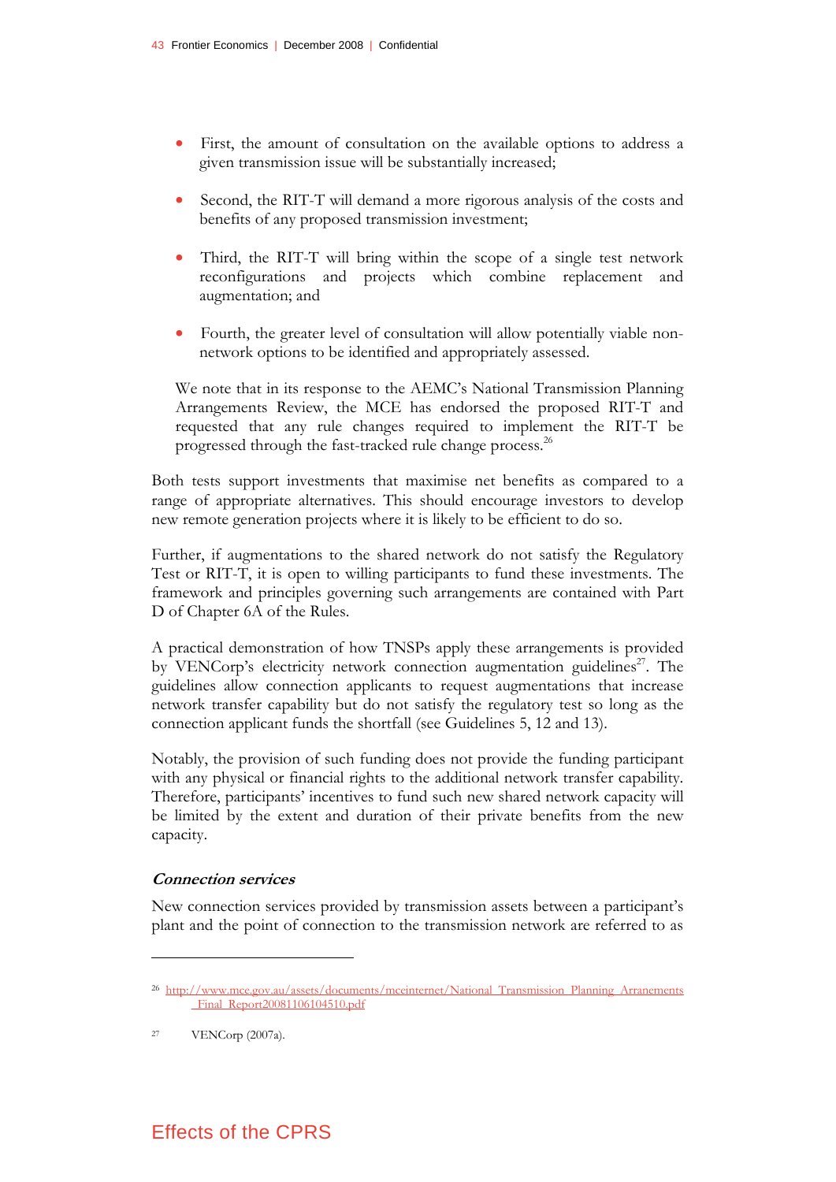- First, the amount of consultation on the available options to address a given transmission issue will be substantially increased;
- Second, the RIT-T will demand a more rigorous analysis of the costs and benefits of any proposed transmission investment;
- Third, the RIT-T will bring within the scope of a single test network reconfigurations and projects which combine replacement and augmentation; and
- Fourth, the greater level of consultation will allow potentially viable non-network options to be identified and appropriately assessed.

We note that in its response to the AEMC's National Transmission Planning Arrangements Review, the MCE has endorsed the proposed RIT-T and requested that any rule changes required to implement the RIT-T be progressed through the fast-tracked rule change process.[26]

Both tests support investments that maximise net benefits as compared to a range of appropriate alternatives. This should encourage investors to develop new remote generation projects where it is likely to be efficient to do so.

Further, if augmentations to the shared network do not satisfy the Regulatory Test or RIT-T, it is open to willing participants to fund these investments. The framework and principles governing such arrangements are contained with Part D of Chapter 6A of the Rules.

A practical demonstration of how TNSPs apply these arrangements is provided by VENCorp's electricity network connection augmentation guidelines[27]. The guidelines allow connection applicants to request augmentations that increase network transfer capability but do not satisfy the regulatory test so long as the connection applicant funds the shortfall (see Guidelines 5, 12 and 13).

Notably, the provision of such funding does not provide the funding participant with any physical or financial rights to the additional network transfer capability. Therefore, participants' incentives to fund such new shared network capacity will be limited by the extent and duration of their private benefits from the new capacity.

### *Connection services*

New connection services provided by transmission assets between a participant's plant and the point of connection to the transmission network are referred to as

---

[26] http://www.mce.gov.au/assets/documents/mceinternet/National_Transmission_Planning_Aranenements_Final_Report20081106104510.pdf

[27] VENCorp (2007a).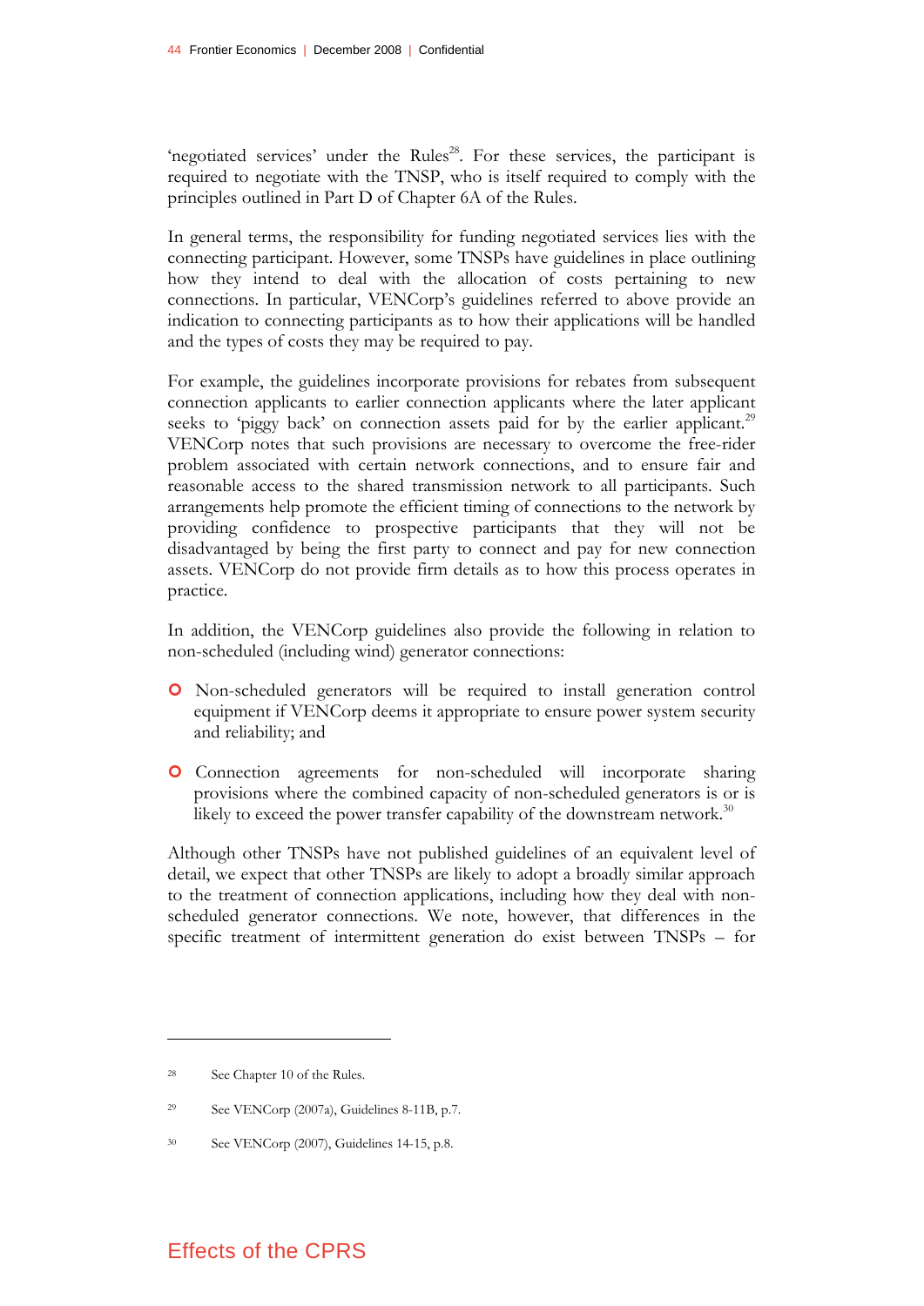'negotiated services' under the Rules[28]. For these services, the participant is required to negotiate with the TNSP, who is itself required to comply with the principles outlined in Part D of Chapter 6A of the Rules.

In general terms, the responsibility for funding negotiated services lies with the connecting participant. However, some TNSPs have guidelines in place outlining how they intend to deal with the allocation of costs pertaining to new connections. In particular, VENCorp's guidelines referred to above provide an indication to connecting participants as to how their applications will be handled and the types of costs they may be required to pay.

For example, the guidelines incorporate provisions for rebates from subsequent connection applicants to earlier connection applicants where the later applicant seeks to 'piggy back' on connection assets paid for by the earlier applicant.[29] VENCorp notes that such provisions are necessary to overcome the free-rider problem associated with certain network connections, and to ensure fair and reasonable access to the shared transmission network to all participants. Such arrangements help promote the efficient timing of connections to the network by providing confidence to prospective participants that they will not be disadvantaged by being the first party to connect and pay for new connection assets. VENCorp do not provide firm details as to how this process operates in practice.

In addition, the VENCorp guidelines also provide the following in relation to non-scheduled (including wind) generator connections:

- Non-scheduled generators will be required to install generation control equipment if VENCorp deems it appropriate to ensure power system security and reliability; and
- Connection agreements for non-scheduled will incorporate sharing provisions where the combined capacity of non-scheduled generators is or is likely to exceed the power transfer capability of the downstream network.[30]

Although other TNSPs have not published guidelines of an equivalent level of detail, we expect that other TNSPs are likely to adopt a broadly similar approach to the treatment of connection applications, including how they deal with non-scheduled generator connections. We note, however, that differences in the specific treatment of intermittent generation do exist between TNSPs – for

---

[28] See Chapter 10 of the Rules.

[29] See VENCorp (2007a), Guidelines 8-11B, p.7.

[30] See VENCorp (2007), Guidelines 14-15, p.8.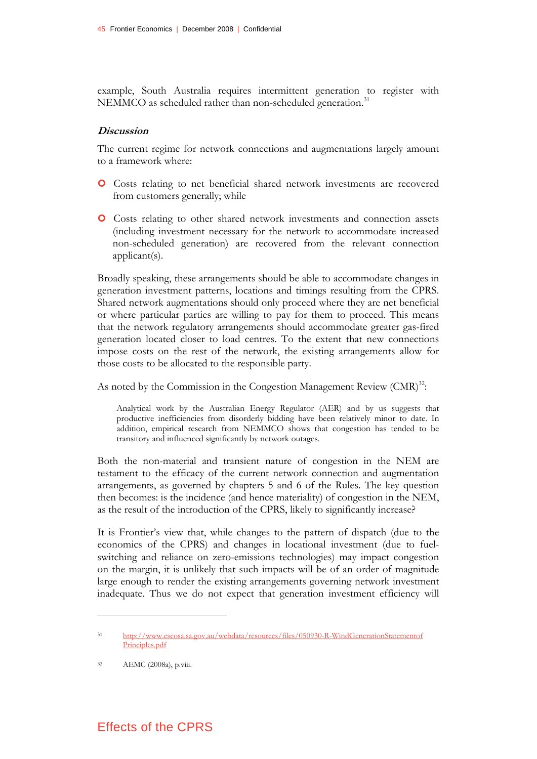example, South Australia requires intermittent generation to register with NEMMCO as scheduled rather than non-scheduled generation.[31]

***Discussion***

The current regime for network connections and augmentations largely amount to a framework where:

- Costs relating to net beneficial shared network investments are recovered from customers generally; while
- Costs relating to other shared network investments and connection assets (including investment necessary for the network to accommodate increased non-scheduled generation) are recovered from the relevant connection applicant(s).

Broadly speaking, these arrangements should be able to accommodate changes in generation investment patterns, locations and timings resulting from the CPRS. Shared network augmentations should only proceed where they are net beneficial or where particular parties are willing to pay for them to proceed. This means that the network regulatory arrangements should accommodate greater gas-fired generation located closer to load centres. To the extent that new connections impose costs on the rest of the network, the existing arrangements allow for those costs to be allocated to the responsible party.

As noted by the Commission in the Congestion Management Review (CMR)[32]:

> Analytical work by the Australian Energy Regulator (AER) and by us suggests that productive inefficiencies from disorderly bidding have been relatively minor to date. In addition, empirical research from NEMMCO shows that congestion has tended to be transitory and influenced significantly by network outages.

Both the non-material and transient nature of congestion in the NEM are testament to the efficacy of the current network connection and augmentation arrangements, as governed by chapters 5 and 6 of the Rules. The key question then becomes: is the incidence (and hence materiality) of congestion in the NEM, as the result of the introduction of the CPRS, likely to significantly increase?

It is Frontier's view that, while changes to the pattern of dispatch (due to the economics of the CPRS) and changes in locational investment (due to fuel-switching and reliance on zero-emissions technologies) may impact congestion on the margin, it is unlikely that such impacts will be of an order of magnitude large enough to render the existing arrangements governing network investment inadequate. Thus we do not expect that generation investment efficiency will

---

31 http://www.escosa.sa.gov.au/webdata/resources/files/050930-R-WindGenerationStatementofPrinciples.pdf

32 AEMC (2008a), p.viii.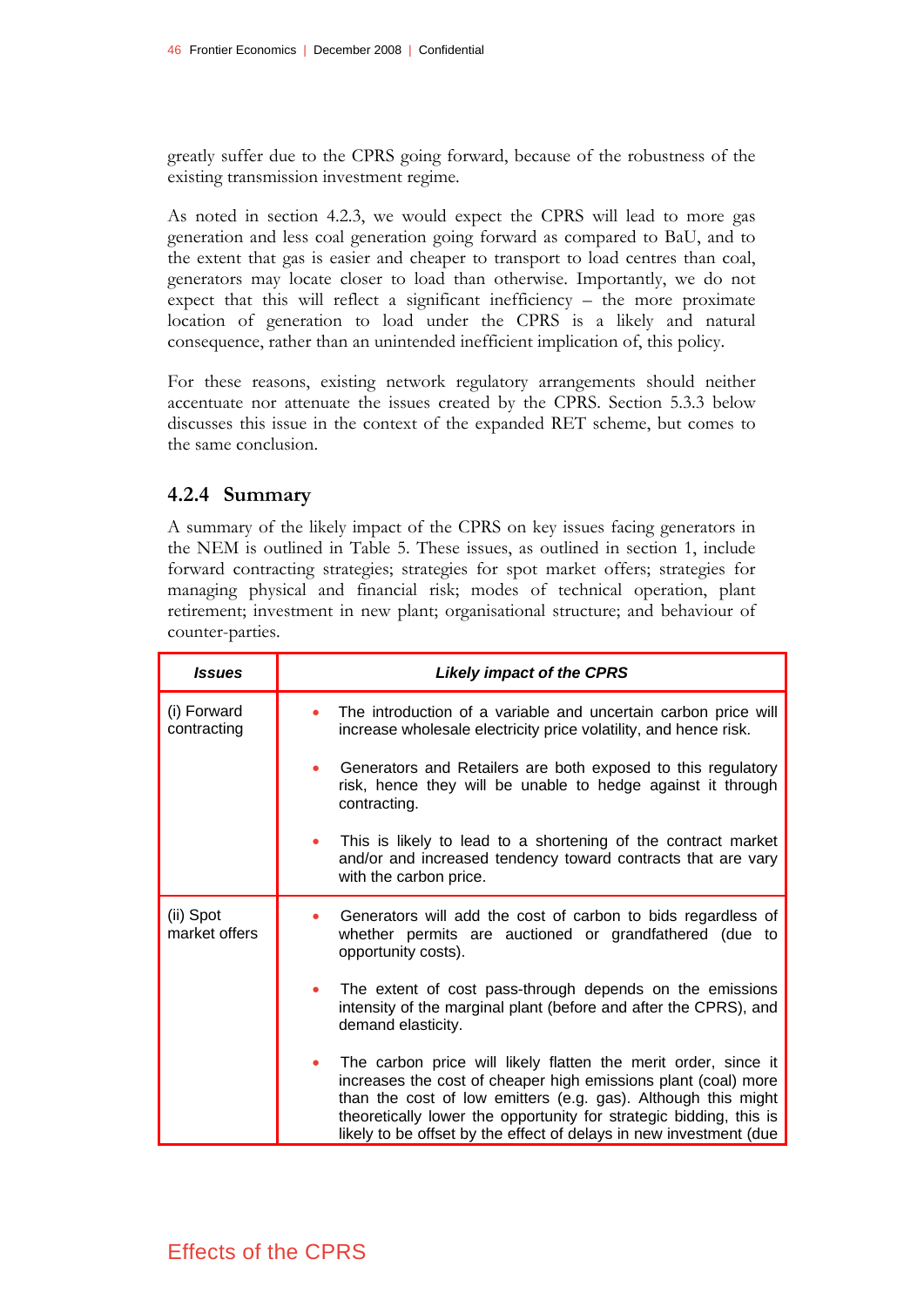greatly suffer due to the CPRS going forward, because of the robustness of the existing transmission investment regime.

As noted in section 4.2.3, we would expect the CPRS will lead to more gas generation and less coal generation going forward as compared to BaU, and to the extent that gas is easier and cheaper to transport to load centres than coal, generators may locate closer to load than otherwise. Importantly, we do not expect that this will reflect a significant inefficiency – the more proximate location of generation to load under the CPRS is a likely and natural consequence, rather than an unintended inefficient implication of, this policy.

For these reasons, existing network regulatory arrangements should neither accentuate nor attenuate the issues created by the CPRS. Section 5.3.3 below discusses this issue in the context of the expanded RET scheme, but comes to the same conclusion.

### 4.2.4 Summary

A summary of the likely impact of the CPRS on key issues facing generators in the NEM is outlined in Table 5. These issues, as outlined in section 1, include forward contracting strategies; strategies for spot market offers; strategies for managing physical and financial risk; modes of technical operation, plant retirement; investment in new plant; organisational structure; and behaviour of counter-parties.

| ***Issues*** | ***Likely impact of the CPRS*** |
|---|---|
| (i) Forward contracting | • The introduction of a variable and uncertain carbon price will increase wholesale electricity price volatility, and hence risk.<br><br>• Generators and Retailers are both exposed to this regulatory risk, hence they will be unable to hedge against it through contracting.<br><br>• This is likely to lead to a shortening of the contract market and/or and increased tendency toward contracts that are vary with the carbon price. |
| (ii) Spot market offers | • Generators will add the cost of carbon to bids regardless of whether permits are auctioned or grandfathered (due to opportunity costs).<br><br>• The extent of cost pass-through depends on the emissions intensity of the marginal plant (before and after the CPRS), and demand elasticity.<br><br>• The carbon price will likely flatten the merit order, since it increases the cost of cheaper high emissions plant (coal) more than the cost of low emitters (e.g. gas). Although this might theoretically lower the opportunity for strategic bidding, this is likely to be offset by the effect of delays in new investment (due |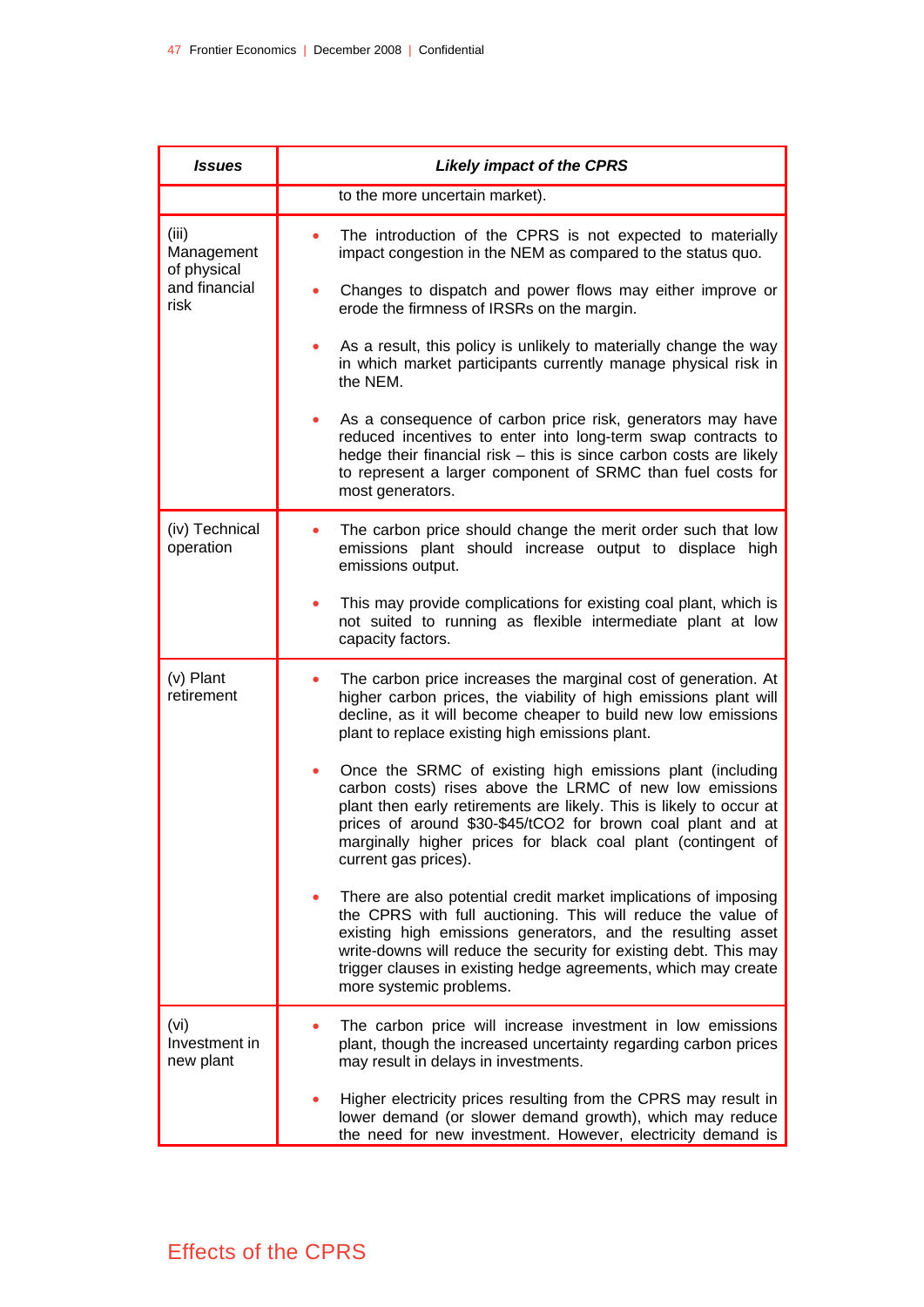| *Issues* | *Likely impact of the CPRS* |
|---|---|
| | to the more uncertain market). |
| (iii) Management of physical and financial risk | • The introduction of the CPRS is not expected to materially impact congestion in the NEM as compared to the status quo.<br><br>• Changes to dispatch and power flows may either improve or erode the firmness of IRSRs on the margin.<br><br>• As a result, this policy is unlikely to materially change the way in which market participants currently manage physical risk in the NEM.<br><br>• As a consequence of carbon price risk, generators may have reduced incentives to enter into long-term swap contracts to hedge their financial risk – this is since carbon costs are likely to represent a larger component of SRMC than fuel costs for most generators. |
| (iv) Technical operation | • The carbon price should change the merit order such that low emissions plant should increase output to displace high emissions output.<br><br>• This may provide complications for existing coal plant, which is not suited to running as flexible intermediate plant at low capacity factors. |
| (v) Plant retirement | • The carbon price increases the marginal cost of generation. At higher carbon prices, the viability of high emissions plant will decline, as it will become cheaper to build new low emissions plant to replace existing high emissions plant.<br><br>• Once the SRMC of existing high emissions plant (including carbon costs) rises above the LRMC of new low emissions plant then early retirements are likely. This is likely to occur at prices of around \$30-\$45/t$CO_2$ for brown coal plant and at marginally higher prices for black coal plant (contingent of current gas prices).<br><br>• There are also potential credit market implications of imposing the CPRS with full auctioning. This will reduce the value of existing high emissions generators, and the resulting asset write-downs will reduce the security for existing debt. This may trigger clauses in existing hedge agreements, which may create more systemic problems. |
| (vi) Investment in new plant | • The carbon price will increase investment in low emissions plant, though the increased uncertainty regarding carbon prices may result in delays in investments.<br><br>• Higher electricity prices resulting from the CPRS may result in lower demand (or slower demand growth), which may reduce the need for new investment. However, electricity demand is |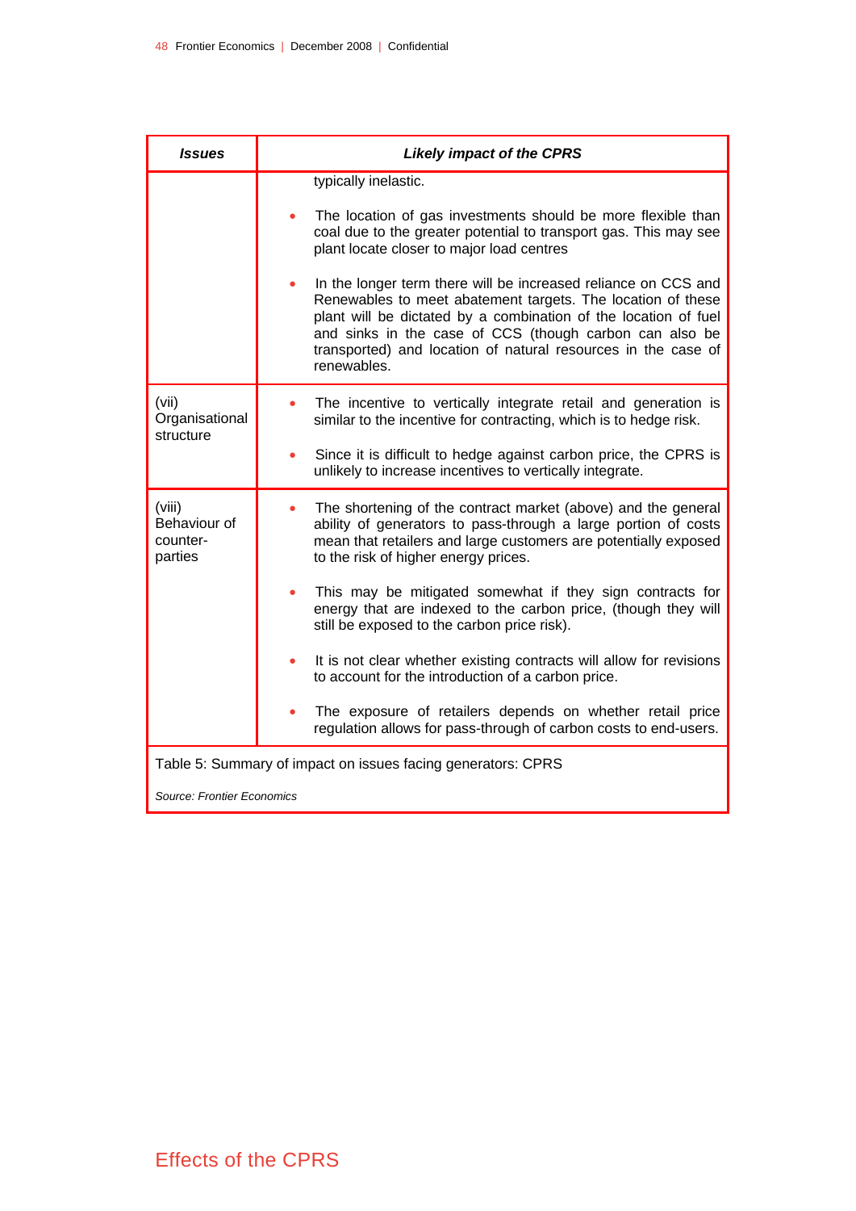| Issues | Likely impact of the CPRS |
|---|---|
| | typically inelastic.<br><br>• The location of gas investments should be more flexible than coal due to the greater potential to transport gas. This may see plant locate closer to major load centres<br><br>• In the longer term there will be increased reliance on CCS and Renewables to meet abatement targets. The location of these plant will be dictated by a combination of the location of fuel and sinks in the case of CCS (though carbon can also be transported) and location of natural resources in the case of renewables. |
| (vii) Organisational structure | • The incentive to vertically integrate retail and generation is similar to the incentive for contracting, which is to hedge risk.<br><br>• Since it is difficult to hedge against carbon price, the CPRS is unlikely to increase incentives to vertically integrate. |
| (viii) Behaviour of counter-parties | • The shortening of the contract market (above) and the general ability of generators to pass-through a large portion of costs mean that retailers and large customers are potentially exposed to the risk of higher energy prices.<br><br>• This may be mitigated somewhat if they sign contracts for energy that are indexed to the carbon price, (though they will still be exposed to the carbon price risk).<br><br>• It is not clear whether existing contracts will allow for revisions to account for the introduction of a carbon price.<br><br>• The exposure of retailers depends on whether retail price regulation allows for pass-through of carbon costs to end-users. |

Table 5: Summary of impact on issues facing generators: CPRS

*Source: Frontier Economics*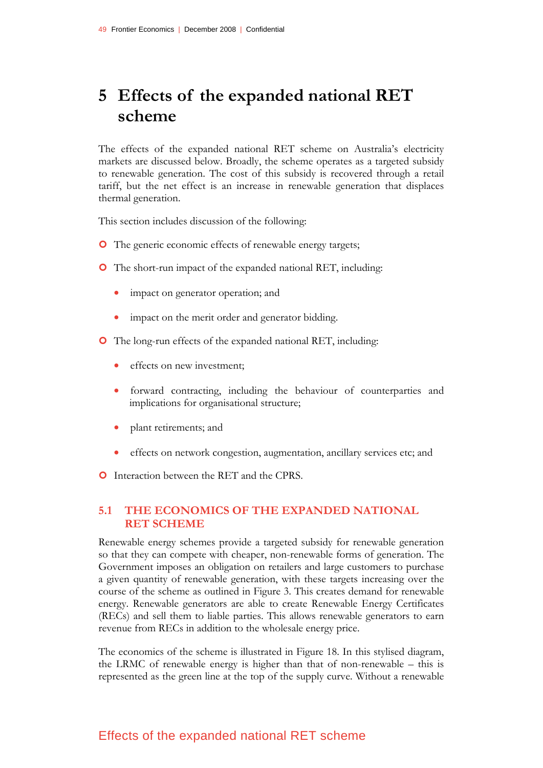# 5 Effects of the expanded national RET scheme

The effects of the expanded national RET scheme on Australia's electricity markets are discussed below. Broadly, the scheme operates as a targeted subsidy to renewable generation. The cost of this subsidy is recovered through a retail tariff, but the net effect is an increase in renewable generation that displaces thermal generation.

This section includes discussion of the following:

- The generic economic effects of renewable energy targets;
- The short-run impact of the expanded national RET, including:
  - impact on generator operation; and
  - impact on the merit order and generator bidding.
- The long-run effects of the expanded national RET, including:
  - effects on new investment;
  - forward contracting, including the behaviour of counterparties and implications for organisational structure;
  - plant retirements; and
  - effects on network congestion, augmentation, ancillary services etc; and
- Interaction between the RET and the CPRS.

## 5.1 THE ECONOMICS OF THE EXPANDED NATIONAL RET SCHEME

Renewable energy schemes provide a targeted subsidy for renewable generation so that they can compete with cheaper, non-renewable forms of generation. The Government imposes an obligation on retailers and large customers to purchase a given quantity of renewable generation, with these targets increasing over the course of the scheme as outlined in Figure 3. This creates demand for renewable energy. Renewable generators are able to create Renewable Energy Certificates (RECs) and sell them to liable parties. This allows renewable generators to earn revenue from RECs in addition to the wholesale energy price.

The economics of the scheme is illustrated in Figure 18. In this stylised diagram, the LRMC of renewable energy is higher than that of non-renewable – this is represented as the green line at the top of the supply curve. Without a renewable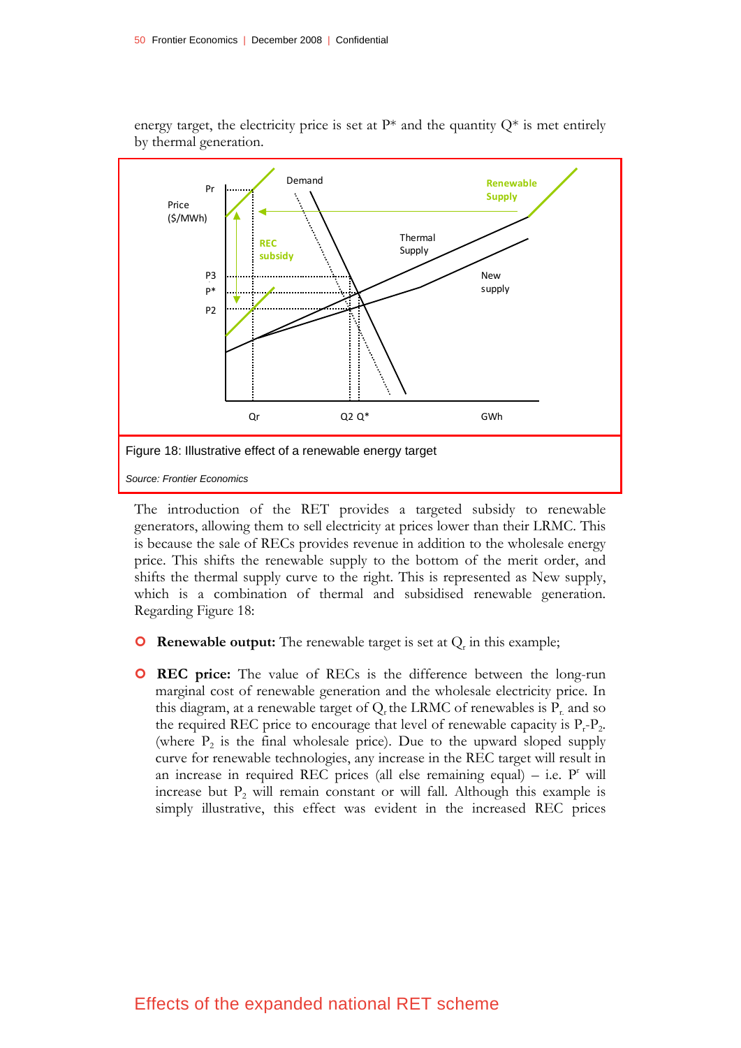energy target, the electricity price is set at P* and the quantity Q* is met entirely by thermal generation.

Figure 18: Illustrative effect of a renewable energy target

*Source: Frontier Economics*

The introduction of the RET provides a targeted subsidy to renewable generators, allowing them to sell electricity at prices lower than their LRMC. This is because the sale of RECs provides revenue in addition to the wholesale energy price. This shifts the renewable supply to the bottom of the merit order, and shifts the thermal supply curve to the right. This is represented as New supply, which is a combination of thermal and subsidised renewable generation. Regarding Figure 18:

- **Renewable output:** The renewable target is set at $Q_r$ in this example;
- **REC price:** The value of RECs is the difference between the long-run marginal cost of renewable generation and the wholesale electricity price. In this diagram, at a renewable target of $Q_r$ the LRMC of renewables is $P_r$ and so the required REC price to encourage that level of renewable capacity is $P_r$-$P_2$. (where $P_2$ is the final wholesale price). Due to the upward sloped supply curve for renewable technologies, any increase in the REC target will result in an increase in required REC prices (all else remaining equal) – i.e. $P^r$ will increase but $P_2$ will remain constant or will fall. Although this example is simply illustrative, this effect was evident in the increased REC prices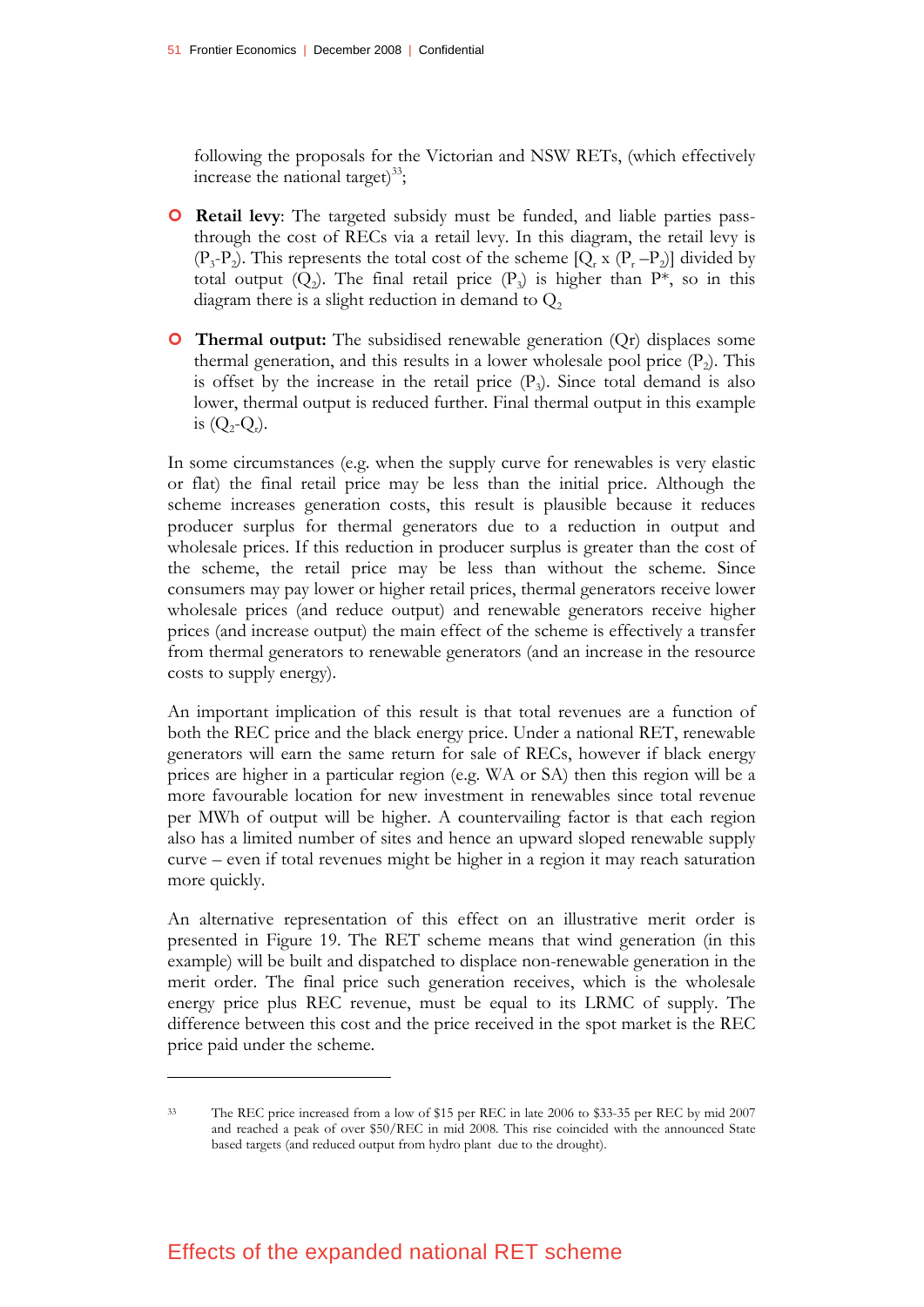following the proposals for the Victorian and NSW RETs, (which effectively increase the national target)[33];

- **Retail levy**: The targeted subsidy must be funded, and liable parties pass-through the cost of RECs via a retail levy. In this diagram, the retail levy is ($P_3$-$P_2$). This represents the total cost of the scheme [$Q_r$ x ($P_r$ –$P_2$)] divided by total output ($Q_2$). The final retail price ($P_3$) is higher than P*, so in this diagram there is a slight reduction in demand to $Q_2$

- **Thermal output:** The subsidised renewable generation (Qr) displaces some thermal generation, and this results in a lower wholesale pool price ($P_2$). This is offset by the increase in the retail price ($P_3$). Since total demand is also lower, thermal output is reduced further. Final thermal output in this example is ($Q_2$-$Q_r$).

In some circumstances (e.g. when the supply curve for renewables is very elastic or flat) the final retail price may be less than the initial price. Although the scheme increases generation costs, this result is plausible because it reduces producer surplus for thermal generators due to a reduction in output and wholesale prices. If this reduction in producer surplus is greater than the cost of the scheme, the retail price may be less than without the scheme. Since consumers may pay lower or higher retail prices, thermal generators receive lower wholesale prices (and reduce output) and renewable generators receive higher prices (and increase output) the main effect of the scheme is effectively a transfer from thermal generators to renewable generators (and an increase in the resource costs to supply energy).

An important implication of this result is that total revenues are a function of both the REC price and the black energy price. Under a national RET, renewable generators will earn the same return for sale of RECs, however if black energy prices are higher in a particular region (e.g. WA or SA) then this region will be a more favourable location for new investment in renewables since total revenue per MWh of output will be higher. A countervailing factor is that each region also has a limited number of sites and hence an upward sloped renewable supply curve – even if total revenues might be higher in a region it may reach saturation more quickly.

An alternative representation of this effect on an illustrative merit order is presented in Figure 19. The RET scheme means that wind generation (in this example) will be built and dispatched to displace non-renewable generation in the merit order. The final price such generation receives, which is the wholesale energy price plus REC revenue, must be equal to its LRMC of supply. The difference between this cost and the price received in the spot market is the REC price paid under the scheme.

[33] The REC price increased from a low of $15 per REC in late 2006 to $33-35 per REC by mid 2007 and reached a peak of over $50/REC in mid 2008. This rise coincided with the announced State based targets (and reduced output from hydro plant due to the drought).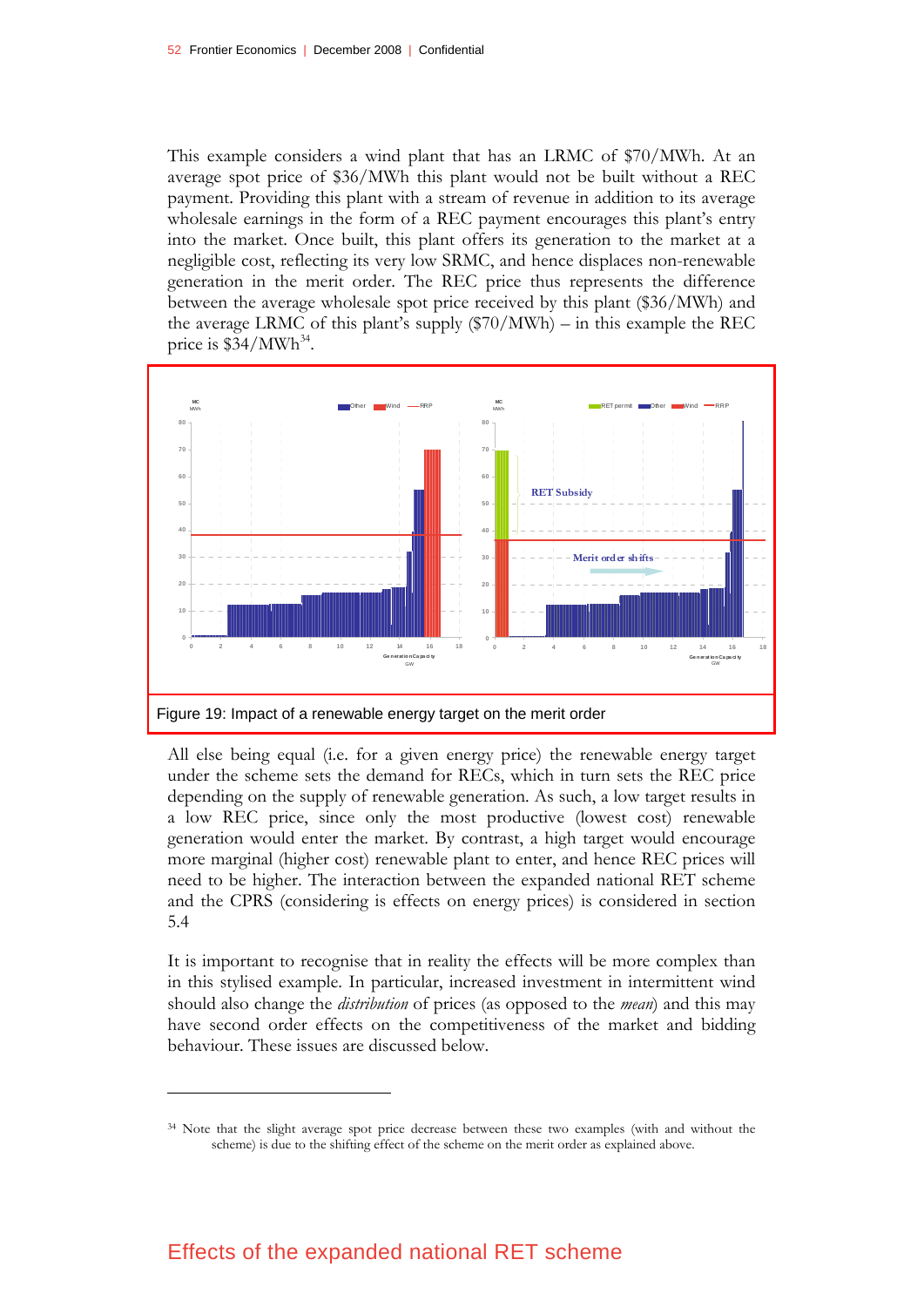This example considers a wind plant that has an LRMC of $70/MWh. At an average spot price of $36/MWh this plant would not be built without a REC payment. Providing this plant with a stream of revenue in addition to its average wholesale earnings in the form of a REC payment encourages this plant's entry into the market. Once built, this plant offers its generation to the market at a negligible cost, reflecting its very low SRMC, and hence displaces non-renewable generation in the merit order. The REC price thus represents the difference between the average wholesale spot price received by this plant ($36/MWh) and the average LRMC of this plant's supply ($70/MWh) – in this example the REC price is $34/MWh[34].

Figure 19: Impact of a renewable energy target on the merit order

All else being equal (i.e. for a given energy price) the renewable energy target under the scheme sets the demand for RECs, which in turn sets the REC price depending on the supply of renewable generation. As such, a low target results in a low REC price, since only the most productive (lowest cost) renewable generation would enter the market. By contrast, a high target would encourage more marginal (higher cost) renewable plant to enter, and hence REC prices will need to be higher. The interaction between the expanded national RET scheme and the CPRS (considering is effects on energy prices) is considered in section 5.4

It is important to recognise that in reality the effects will be more complex than in this stylised example. In particular, increased investment in intermittent wind should also change the *distribution* of prices (as opposed to the *mean*) and this may have second order effects on the competitiveness of the market and bidding behaviour. These issues are discussed below.

[34] Note that the slight average spot price decrease between these two examples (with and without the scheme) is due to the shifting effect of the scheme on the merit order as explained above.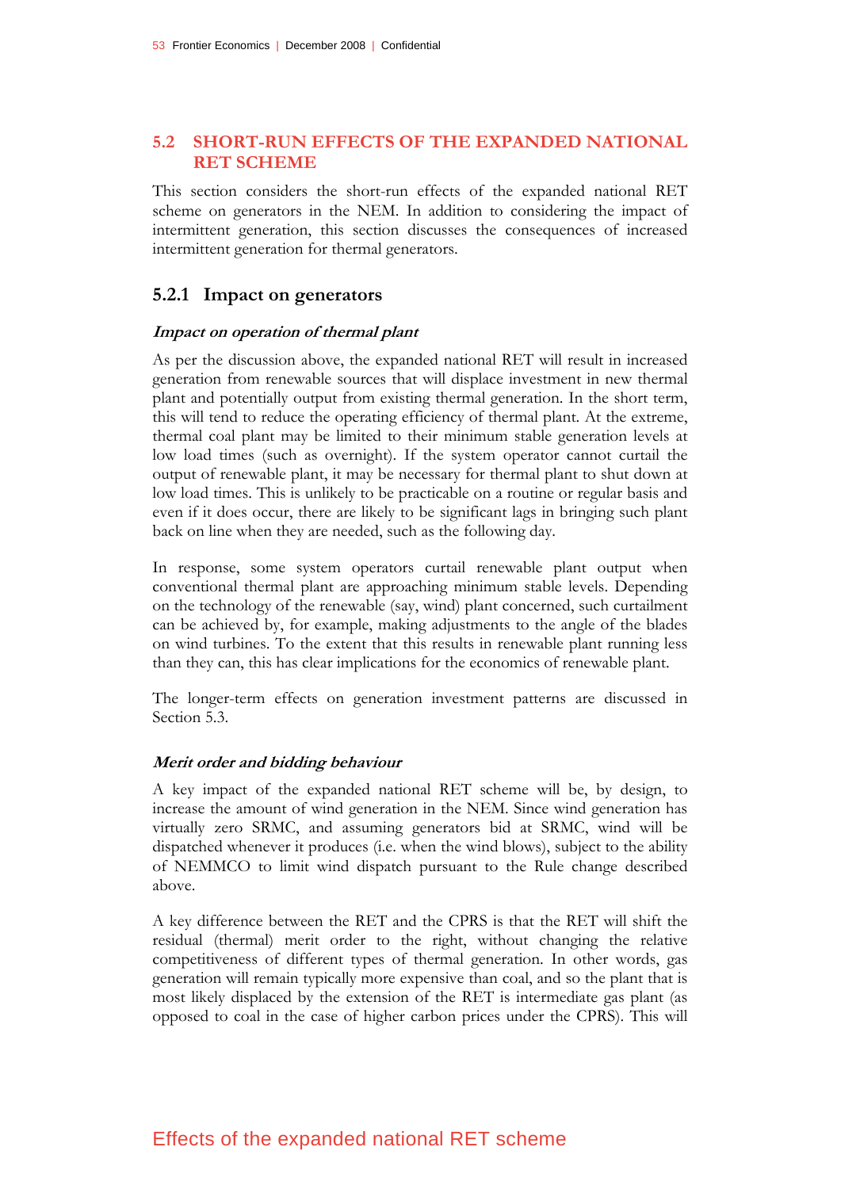## 5.2 SHORT-RUN EFFECTS OF THE EXPANDED NATIONAL RET SCHEME

This section considers the short-run effects of the expanded national RET scheme on generators in the NEM. In addition to considering the impact of intermittent generation, this section discusses the consequences of increased intermittent generation for thermal generators.

### 5.2.1 Impact on generators

***Impact on operation of thermal plant***

As per the discussion above, the expanded national RET will result in increased generation from renewable sources that will displace investment in new thermal plant and potentially output from existing thermal generation. In the short term, this will tend to reduce the operating efficiency of thermal plant. At the extreme, thermal coal plant may be limited to their minimum stable generation levels at low load times (such as overnight). If the system operator cannot curtail the output of renewable plant, it may be necessary for thermal plant to shut down at low load times. This is unlikely to be practicable on a routine or regular basis and even if it does occur, there are likely to be significant lags in bringing such plant back on line when they are needed, such as the following day.

In response, some system operators curtail renewable plant output when conventional thermal plant are approaching minimum stable levels. Depending on the technology of the renewable (say, wind) plant concerned, such curtailment can be achieved by, for example, making adjustments to the angle of the blades on wind turbines. To the extent that this results in renewable plant running less than they can, this has clear implications for the economics of renewable plant.

The longer-term effects on generation investment patterns are discussed in Section 5.3.

***Merit order and bidding behaviour***

A key impact of the expanded national RET scheme will be, by design, to increase the amount of wind generation in the NEM. Since wind generation has virtually zero SRMC, and assuming generators bid at SRMC, wind will be dispatched whenever it produces (i.e. when the wind blows), subject to the ability of NEMMCO to limit wind dispatch pursuant to the Rule change described above.

A key difference between the RET and the CPRS is that the RET will shift the residual (thermal) merit order to the right, without changing the relative competitiveness of different types of thermal generation. In other words, gas generation will remain typically more expensive than coal, and so the plant that is most likely displaced by the extension of the RET is intermediate gas plant (as opposed to coal in the case of higher carbon prices under the CPRS). This will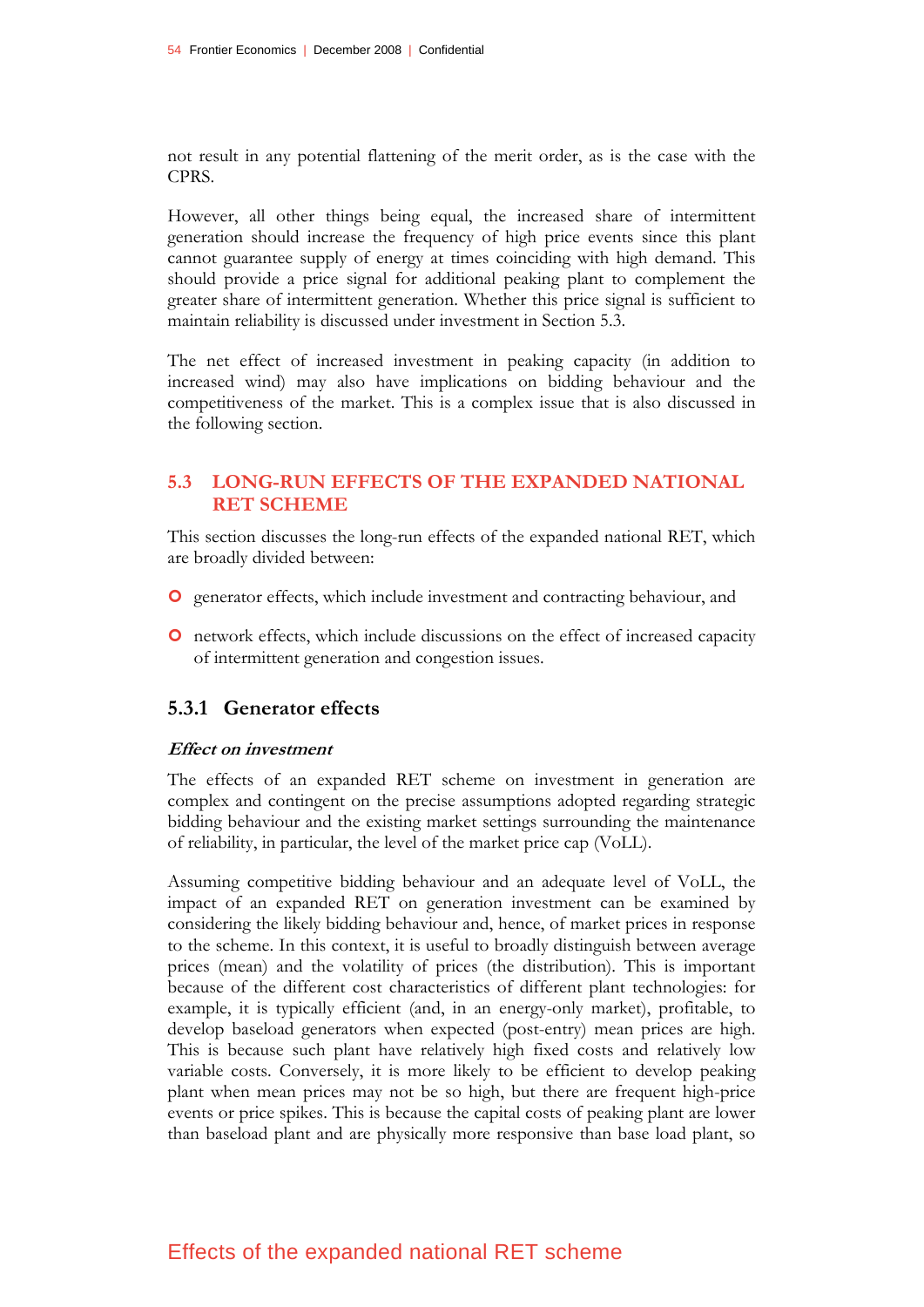not result in any potential flattening of the merit order, as is the case with the CPRS.

However, all other things being equal, the increased share of intermittent generation should increase the frequency of high price events since this plant cannot guarantee supply of energy at times coinciding with high demand. This should provide a price signal for additional peaking plant to complement the greater share of intermittent generation. Whether this price signal is sufficient to maintain reliability is discussed under investment in Section 5.3.

The net effect of increased investment in peaking capacity (in addition to increased wind) may also have implications on bidding behaviour and the competitiveness of the market. This is a complex issue that is also discussed in the following section.

## 5.3 LONG-RUN EFFECTS OF THE EXPANDED NATIONAL RET SCHEME

This section discusses the long-run effects of the expanded national RET, which are broadly divided between:

- generator effects, which include investment and contracting behaviour, and
- network effects, which include discussions on the effect of increased capacity of intermittent generation and congestion issues.

### 5.3.1 Generator effects

***Effect on investment***

The effects of an expanded RET scheme on investment in generation are complex and contingent on the precise assumptions adopted regarding strategic bidding behaviour and the existing market settings surrounding the maintenance of reliability, in particular, the level of the market price cap (VoLL).

Assuming competitive bidding behaviour and an adequate level of VoLL, the impact of an expanded RET on generation investment can be examined by considering the likely bidding behaviour and, hence, of market prices in response to the scheme. In this context, it is useful to broadly distinguish between average prices (mean) and the volatility of prices (the distribution). This is important because of the different cost characteristics of different plant technologies: for example, it is typically efficient (and, in an energy-only market), profitable, to develop baseload generators when expected (post-entry) mean prices are high. This is because such plant have relatively high fixed costs and relatively low variable costs. Conversely, it is more likely to be efficient to develop peaking plant when mean prices may not be so high, but there are frequent high-price events or price spikes. This is because the capital costs of peaking plant are lower than baseload plant and are physically more responsive than base load plant, so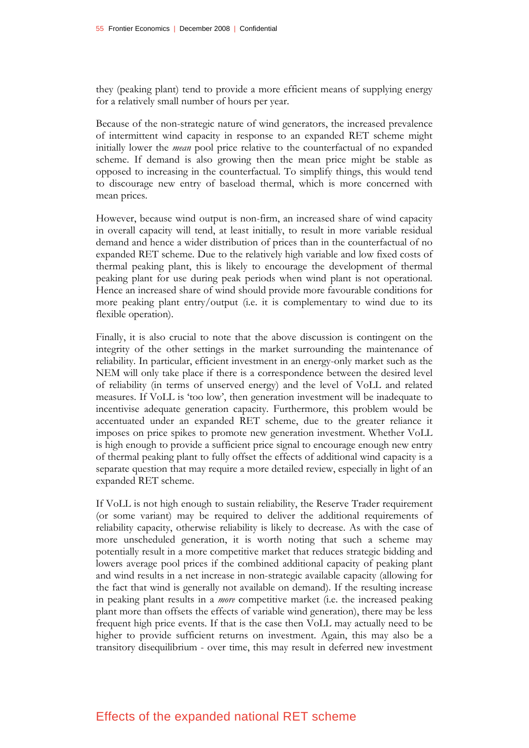they (peaking plant) tend to provide a more efficient means of supplying energy for a relatively small number of hours per year.

Because of the non-strategic nature of wind generators, the increased prevalence of intermittent wind capacity in response to an expanded RET scheme might initially lower the *mean* pool price relative to the counterfactual of no expanded scheme. If demand is also growing then the mean price might be stable as opposed to increasing in the counterfactual. To simplify things, this would tend to discourage new entry of baseload thermal, which is more concerned with mean prices.

However, because wind output is non-firm, an increased share of wind capacity in overall capacity will tend, at least initially, to result in more variable residual demand and hence a wider distribution of prices than in the counterfactual of no expanded RET scheme. Due to the relatively high variable and low fixed costs of thermal peaking plant, this is likely to encourage the development of thermal peaking plant for use during peak periods when wind plant is not operational. Hence an increased share of wind should provide more favourable conditions for more peaking plant entry/output (i.e. it is complementary to wind due to its flexible operation).

Finally, it is also crucial to note that the above discussion is contingent on the integrity of the other settings in the market surrounding the maintenance of reliability. In particular, efficient investment in an energy-only market such as the NEM will only take place if there is a correspondence between the desired level of reliability (in terms of unserved energy) and the level of VoLL and related measures. If VoLL is 'too low', then generation investment will be inadequate to incentivise adequate generation capacity. Furthermore, this problem would be accentuated under an expanded RET scheme, due to the greater reliance it imposes on price spikes to promote new generation investment. Whether VoLL is high enough to provide a sufficient price signal to encourage enough new entry of thermal peaking plant to fully offset the effects of additional wind capacity is a separate question that may require a more detailed review, especially in light of an expanded RET scheme.

If VoLL is not high enough to sustain reliability, the Reserve Trader requirement (or some variant) may be required to deliver the additional requirements of reliability capacity, otherwise reliability is likely to decrease. As with the case of more unscheduled generation, it is worth noting that such a scheme may potentially result in a more competitive market that reduces strategic bidding and lowers average pool prices if the combined additional capacity of peaking plant and wind results in a net increase in non-strategic available capacity (allowing for the fact that wind is generally not available on demand). If the resulting increase in peaking plant results in a *more* competitive market (i.e. the increased peaking plant more than offsets the effects of variable wind generation), there may be less frequent high price events. If that is the case then VoLL may actually need to be higher to provide sufficient returns on investment. Again, this may also be a transitory disequilibrium - over time, this may result in deferred new investment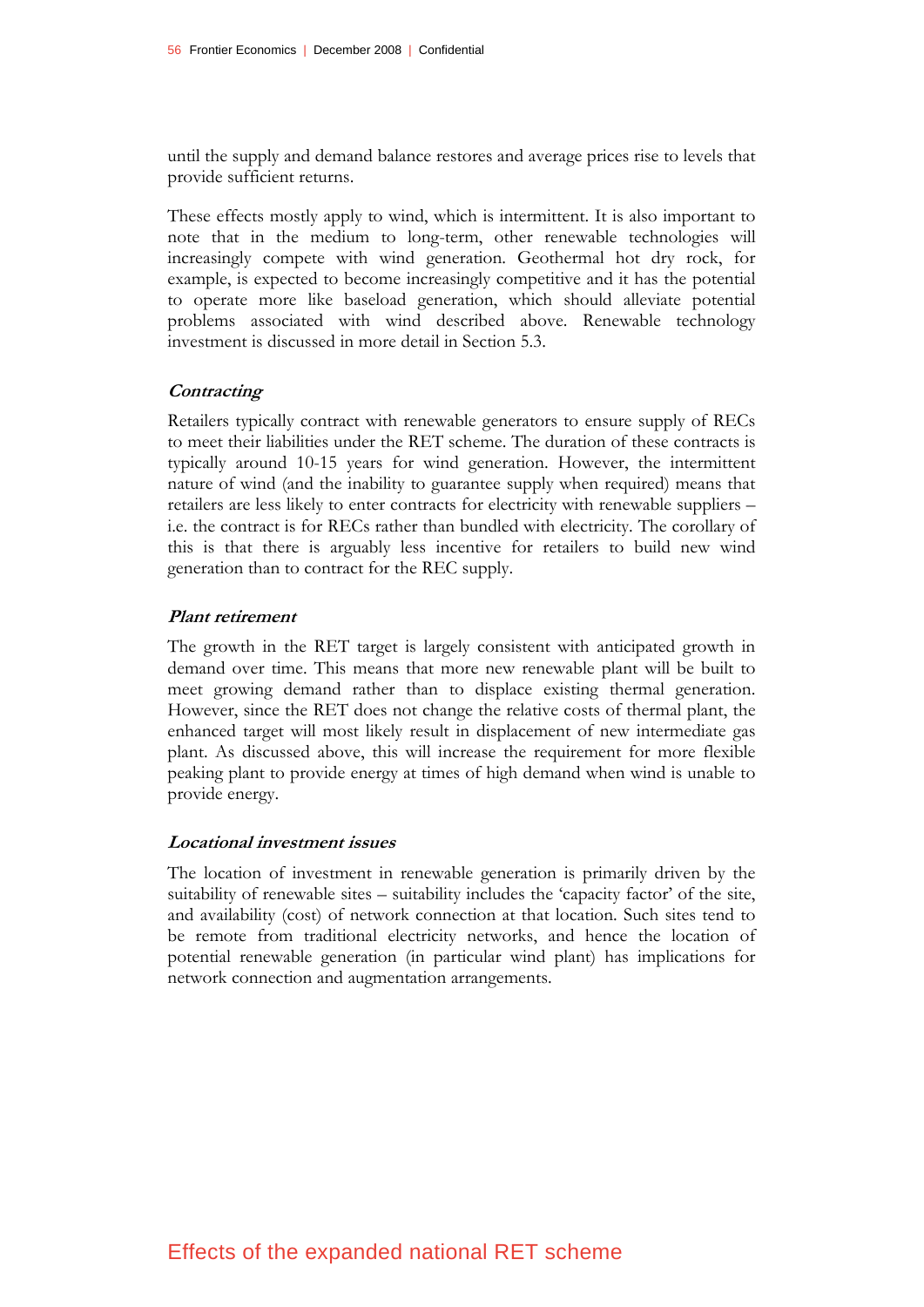until the supply and demand balance restores and average prices rise to levels that provide sufficient returns.

These effects mostly apply to wind, which is intermittent. It is also important to note that in the medium to long-term, other renewable technologies will increasingly compete with wind generation. Geothermal hot dry rock, for example, is expected to become increasingly competitive and it has the potential to operate more like baseload generation, which should alleviate potential problems associated with wind described above. Renewable technology investment is discussed in more detail in Section 5.3.

### *Contracting*

Retailers typically contract with renewable generators to ensure supply of RECs to meet their liabilities under the RET scheme. The duration of these contracts is typically around 10-15 years for wind generation. However, the intermittent nature of wind (and the inability to guarantee supply when required) means that retailers are less likely to enter contracts for electricity with renewable suppliers – i.e. the contract is for RECs rather than bundled with electricity. The corollary of this is that there is arguably less incentive for retailers to build new wind generation than to contract for the REC supply.

### *Plant retirement*

The growth in the RET target is largely consistent with anticipated growth in demand over time. This means that more new renewable plant will be built to meet growing demand rather than to displace existing thermal generation. However, since the RET does not change the relative costs of thermal plant, the enhanced target will most likely result in displacement of new intermediate gas plant. As discussed above, this will increase the requirement for more flexible peaking plant to provide energy at times of high demand when wind is unable to provide energy.

### *Locational investment issues*

The location of investment in renewable generation is primarily driven by the suitability of renewable sites – suitability includes the 'capacity factor' of the site, and availability (cost) of network connection at that location. Such sites tend to be remote from traditional electricity networks, and hence the location of potential renewable generation (in particular wind plant) has implications for network connection and augmentation arrangements.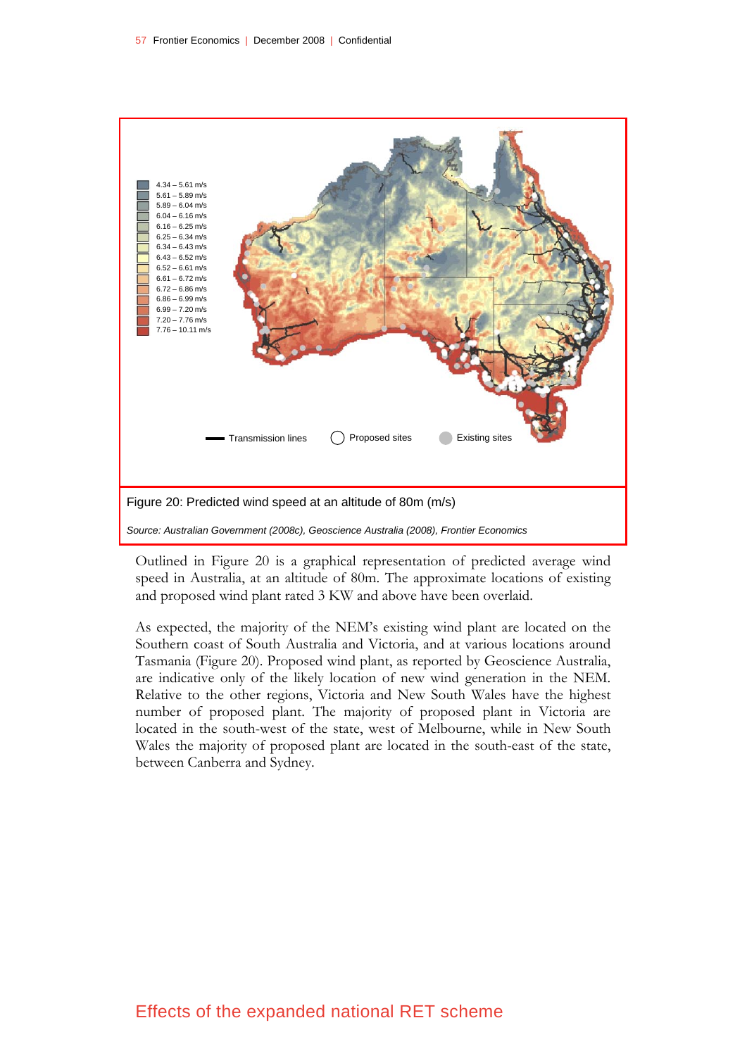Figure 20: Predicted wind speed at an altitude of 80m (m/s)

*Source: Australian Government (2008c), Geoscience Australia (2008), Frontier Economics*

Outlined in Figure 20 is a graphical representation of predicted average wind speed in Australia, at an altitude of 80m. The approximate locations of existing and proposed wind plant rated 3 KW and above have been overlaid.

As expected, the majority of the NEM's existing wind plant are located on the Southern coast of South Australia and Victoria, and at various locations around Tasmania (Figure 20). Proposed wind plant, as reported by Geoscience Australia, are indicative only of the likely location of new wind generation in the NEM. Relative to the other regions, Victoria and New South Wales have the highest number of proposed plant. The majority of proposed plant in Victoria are located in the south-west of the state, west of Melbourne, while in New South Wales the majority of proposed plant are located in the south-east of the state, between Canberra and Sydney.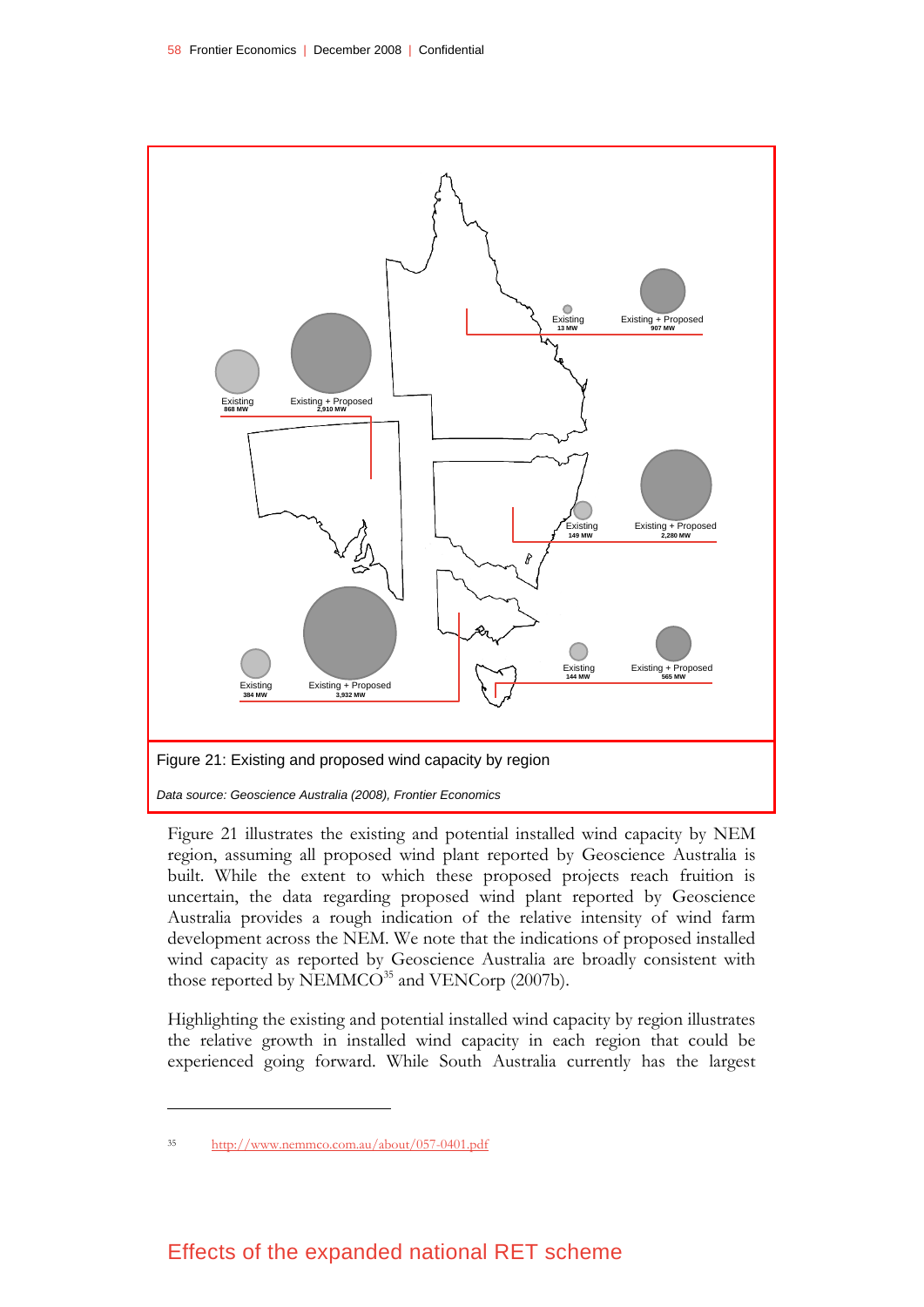Existing
868 MW

Existing + Proposed
2,910 MW

Existing
13 MW

Existing + Proposed
907 MW

Existing
149 MW

Existing + Proposed
2,280 MW

Existing
384 MW

Existing + Proposed
3,932 MW

Existing
144 MW

Existing + Proposed
565 MW

Figure 21: Existing and proposed wind capacity by region

*Data source: Geoscience Australia (2008), Frontier Economics*

Figure 21 illustrates the existing and potential installed wind capacity by NEM region, assuming all proposed wind plant reported by Geoscience Australia is built. While the extent to which these proposed projects reach fruition is uncertain, the data regarding proposed wind plant reported by Geoscience Australia provides a rough indication of the relative intensity of wind farm development across the NEM. We note that the indications of proposed installed wind capacity as reported by Geoscience Australia are broadly consistent with those reported by NEMMCO[35] and VENCorp (2007b).

Highlighting the existing and potential installed wind capacity by region illustrates the relative growth in installed wind capacity in each region that could be experienced going forward. While South Australia currently has the largest

---

[35] http://www.nemmco.com.au/about/057-0401.pdf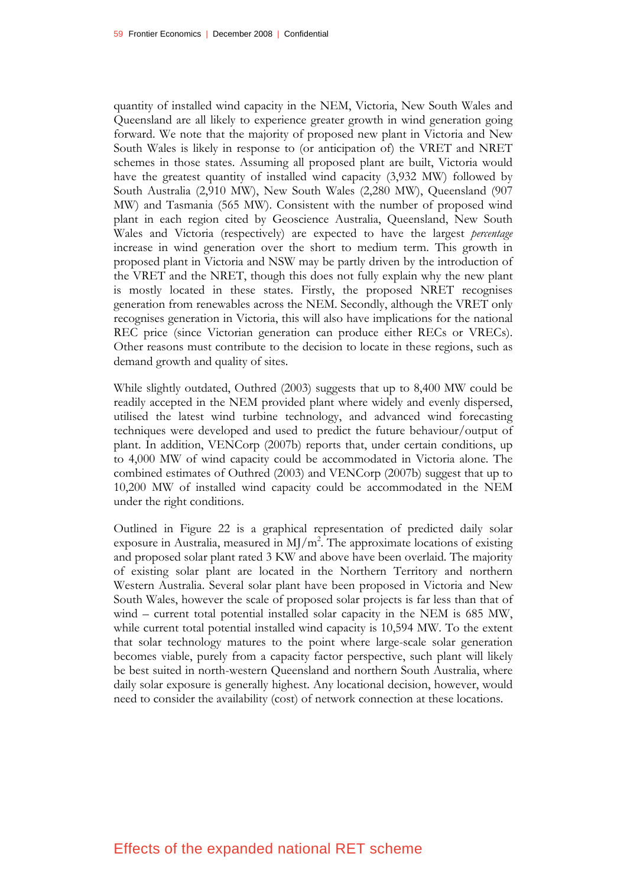quantity of installed wind capacity in the NEM, Victoria, New South Wales and Queensland are all likely to experience greater growth in wind generation going forward. We note that the majority of proposed new plant in Victoria and New South Wales is likely in response to (or anticipation of) the VRET and NRET schemes in those states. Assuming all proposed plant are built, Victoria would have the greatest quantity of installed wind capacity (3,932 MW) followed by South Australia (2,910 MW), New South Wales (2,280 MW), Queensland (907 MW) and Tasmania (565 MW). Consistent with the number of proposed wind plant in each region cited by Geoscience Australia, Queensland, New South Wales and Victoria (respectively) are expected to have the largest *percentage* increase in wind generation over the short to medium term. This growth in proposed plant in Victoria and NSW may be partly driven by the introduction of the VRET and the NRET, though this does not fully explain why the new plant is mostly located in these states. Firstly, the proposed NRET recognises generation from renewables across the NEM. Secondly, although the VRET only recognises generation in Victoria, this will also have implications for the national REC price (since Victorian generation can produce either RECs or VRECs). Other reasons must contribute to the decision to locate in these regions, such as demand growth and quality of sites.

While slightly outdated, Outhred (2003) suggests that up to 8,400 MW could be readily accepted in the NEM provided plant where widely and evenly dispersed, utilised the latest wind turbine technology, and advanced wind forecasting techniques were developed and used to predict the future behaviour/output of plant. In addition, VENCorp (2007b) reports that, under certain conditions, up to 4,000 MW of wind capacity could be accommodated in Victoria alone. The combined estimates of Outhred (2003) and VENCorp (2007b) suggest that up to 10,200 MW of installed wind capacity could be accommodated in the NEM under the right conditions.

Outlined in Figure 22 is a graphical representation of predicted daily solar exposure in Australia, measured in $MJ/m^2$. The approximate locations of existing and proposed solar plant rated 3 KW and above have been overlaid. The majority of existing solar plant are located in the Northern Territory and northern Western Australia. Several solar plant have been proposed in Victoria and New South Wales, however the scale of proposed solar projects is far less than that of wind – current total potential installed solar capacity in the NEM is 685 MW, while current total potential installed wind capacity is 10,594 MW. To the extent that solar technology matures to the point where large-scale solar generation becomes viable, purely from a capacity factor perspective, such plant will likely be best suited in north-western Queensland and northern South Australia, where daily solar exposure is generally highest. Any locational decision, however, would need to consider the availability (cost) of network connection at these locations.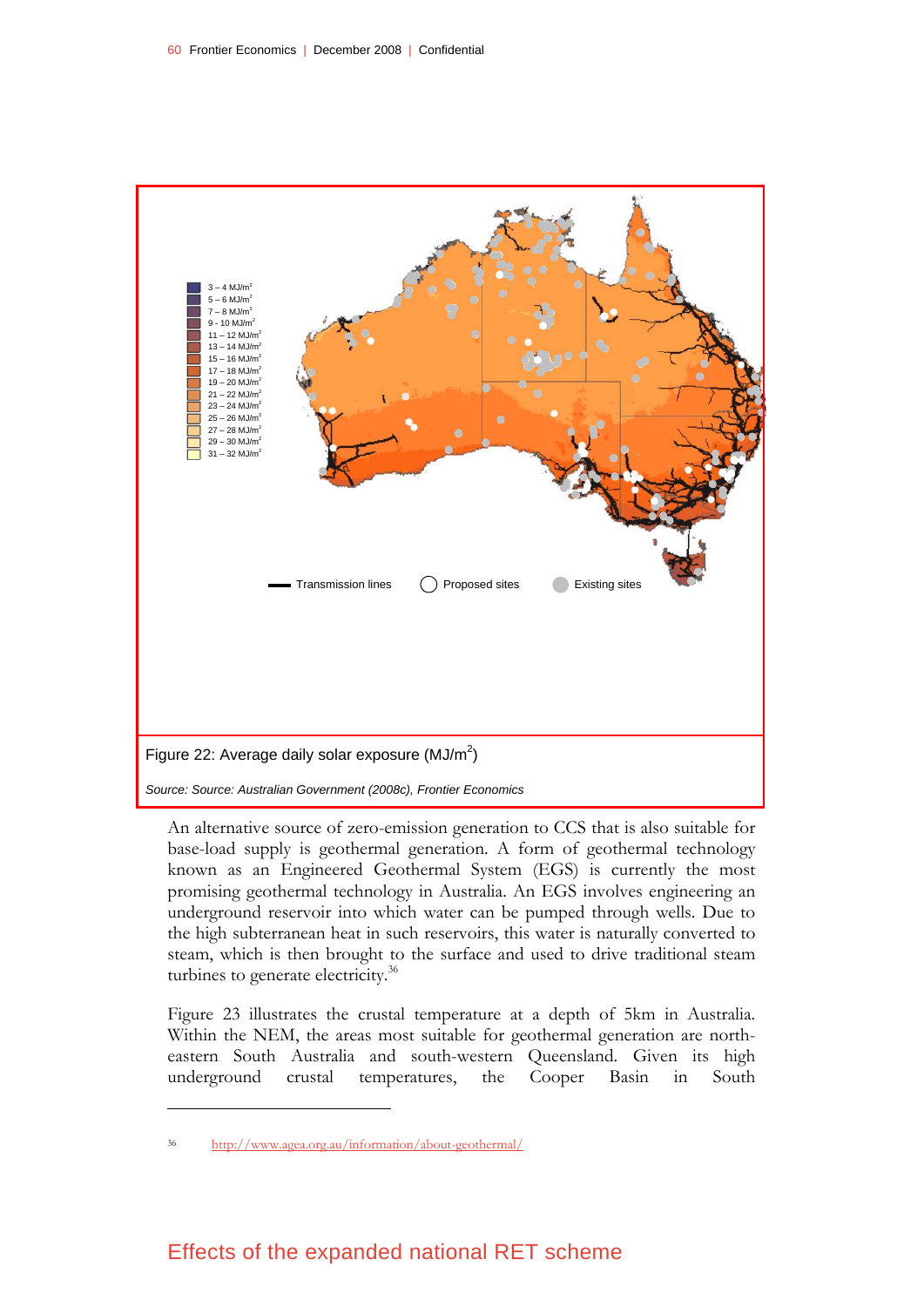Figure 22: Average daily solar exposure (MJ/m²)

*Source: Source: Australian Government (2008c), Frontier Economics*

An alternative source of zero-emission generation to CCS that is also suitable for base-load supply is geothermal generation. A form of geothermal technology known as an Engineered Geothermal System (EGS) is currently the most promising geothermal technology in Australia. An EGS involves engineering an underground reservoir into which water can be pumped through wells. Due to the high subterranean heat in such reservoirs, this water is naturally converted to steam, which is then brought to the surface and used to drive traditional steam turbines to generate electricity.[36]

Figure 23 illustrates the crustal temperature at a depth of 5km in Australia. Within the NEM, the areas most suitable for geothermal generation are north-eastern South Australia and south-western Queensland. Given its high underground crustal temperatures, the Cooper Basin in South

---

[36] http://www.agea.org.au/information/about-geothermal/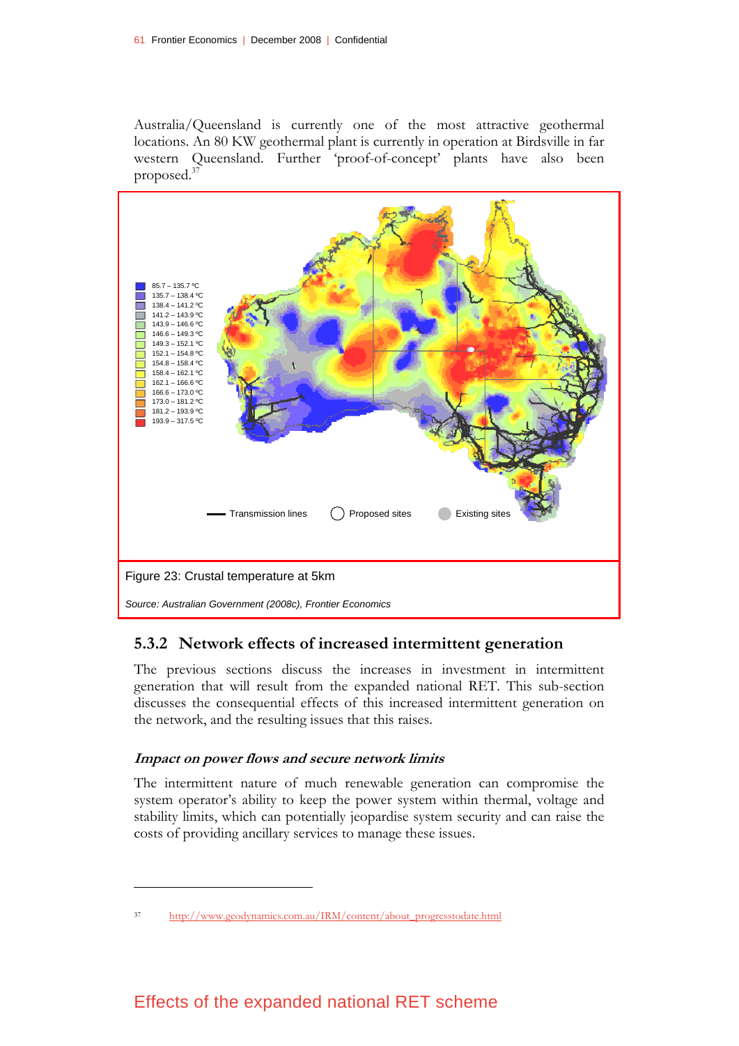Australia/Queensland is currently one of the most attractive geothermal locations. An 80 KW geothermal plant is currently in operation at Birdsville in far western Queensland. Further 'proof-of-concept' plants have also been proposed.[37]

85.7 – 135.7 ºC
135.7 – 138.4 ºC
138.4 – 141.2 ºC
141.2 – 143.9 ºC
143.9 – 146.6 ºC
146.6 – 149.3 ºC
149.3 – 152.1 ºC
152.1 – 154.8 ºC
154.8 – 158.4 ºC
158.4 – 162.1 ºC
162.1 – 166.6 ºC
166.6 – 173.0 ºC
173.0 – 181.2 ºC
181.2 – 193.9 ºC
193.9 – 317.5 ºC

Transmission lines — Proposed sites — Existing sites

Figure 23: Crustal temperature at 5km

*Source: Australian Government (2008c), Frontier Economics*

### 5.3.2 Network effects of increased intermittent generation

The previous sections discuss the increases in investment in intermittent generation that will result from the expanded national RET. This sub-section discusses the consequential effects of this increased intermittent generation on the network, and the resulting issues that this raises.

#### *Impact on power flows and secure network limits*

The intermittent nature of much renewable generation can compromise the system operator's ability to keep the power system within thermal, voltage and stability limits, which can potentially jeopardise system security and can raise the costs of providing ancillary services to manage these issues.

---

[37] http://www.geodynamics.com.au/IRM/content/about_progresstodate.html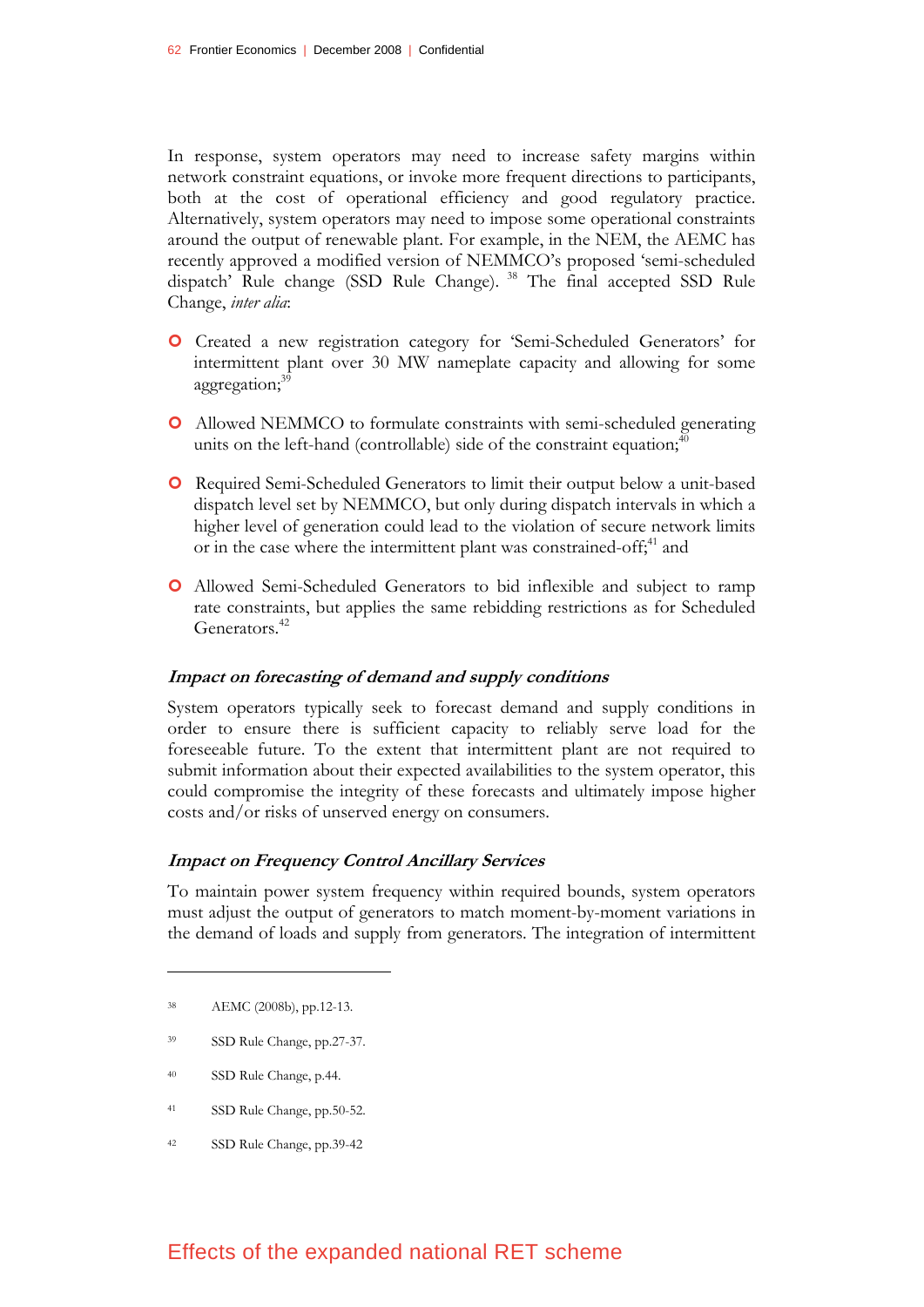In response, system operators may need to increase safety margins within network constraint equations, or invoke more frequent directions to participants, both at the cost of operational efficiency and good regulatory practice. Alternatively, system operators may need to impose some operational constraints around the output of renewable plant. For example, in the NEM, the AEMC has recently approved a modified version of NEMMCO's proposed 'semi-scheduled dispatch' Rule change (SSD Rule Change). [38] The final accepted SSD Rule Change, *inter alia*:

- Created a new registration category for 'Semi-Scheduled Generators' for intermittent plant over 30 MW nameplate capacity and allowing for some aggregation;[39]
- Allowed NEMMCO to formulate constraints with semi-scheduled generating units on the left-hand (controllable) side of the constraint equation;[40]
- Required Semi-Scheduled Generators to limit their output below a unit-based dispatch level set by NEMMCO, but only during dispatch intervals in which a higher level of generation could lead to the violation of secure network limits or in the case where the intermittent plant was constrained-off;[41] and
- Allowed Semi-Scheduled Generators to bid inflexible and subject to ramp rate constraints, but applies the same rebidding restrictions as for Scheduled Generators.[42]

### *Impact on forecasting of demand and supply conditions*

System operators typically seek to forecast demand and supply conditions in order to ensure there is sufficient capacity to reliably serve load for the foreseeable future. To the extent that intermittent plant are not required to submit information about their expected availabilities to the system operator, this could compromise the integrity of these forecasts and ultimately impose higher costs and/or risks of unserved energy on consumers.

### *Impact on Frequency Control Ancillary Services*

To maintain power system frequency within required bounds, system operators must adjust the output of generators to match moment-by-moment variations in the demand of loads and supply from generators. The integration of intermittent

---

[38] AEMC (2008b), pp.12-13.

[39] SSD Rule Change, pp.27-37.

[40] SSD Rule Change, p.44.

[41] SSD Rule Change, pp.50-52.

[42] SSD Rule Change, pp.39-42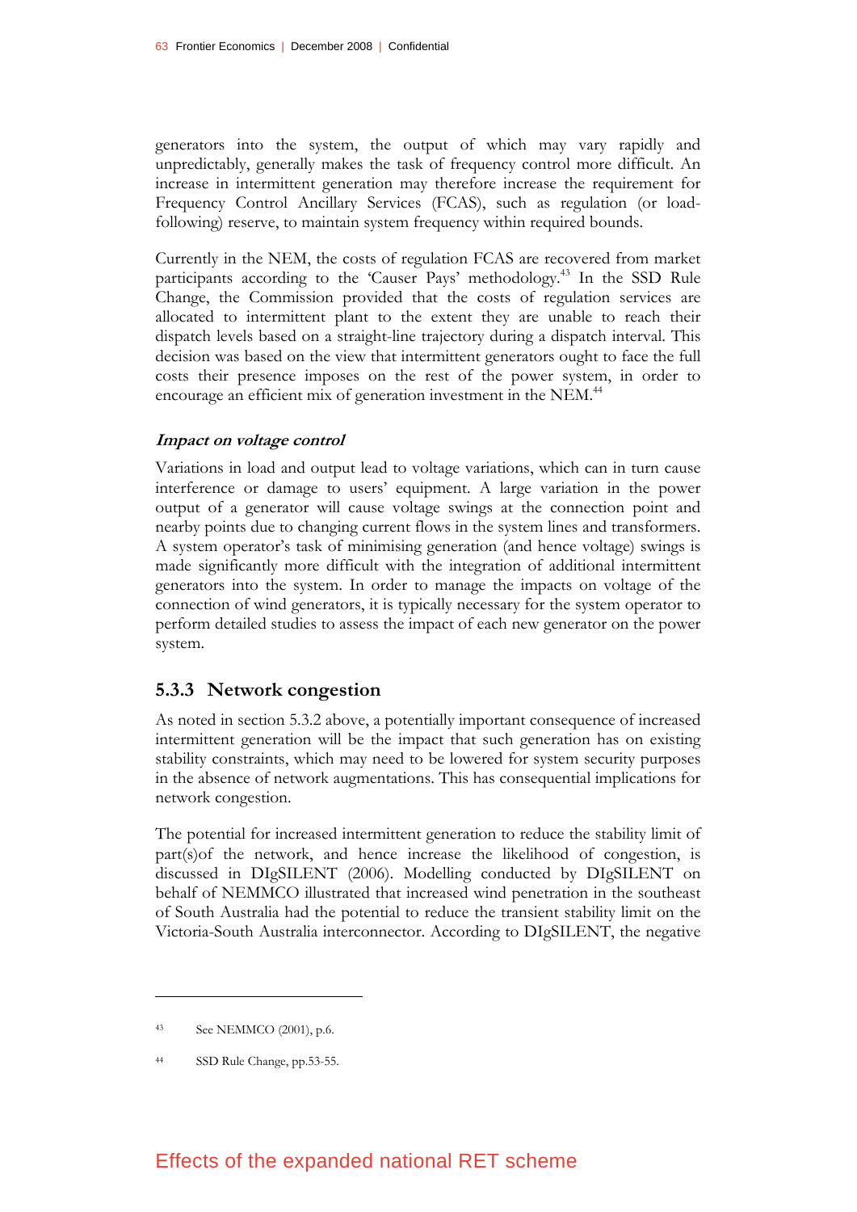generators into the system, the output of which may vary rapidly and unpredictably, generally makes the task of frequency control more difficult. An increase in intermittent generation may therefore increase the requirement for Frequency Control Ancillary Services (FCAS), such as regulation (or load-following) reserve, to maintain system frequency within required bounds.

Currently in the NEM, the costs of regulation FCAS are recovered from market participants according to the 'Causer Pays' methodology.[43] In the SSD Rule Change, the Commission provided that the costs of regulation services are allocated to intermittent plant to the extent they are unable to reach their dispatch levels based on a straight-line trajectory during a dispatch interval. This decision was based on the view that intermittent generators ought to face the full costs their presence imposes on the rest of the power system, in order to encourage an efficient mix of generation investment in the NEM.[44]

***Impact on voltage control***

Variations in load and output lead to voltage variations, which can in turn cause interference or damage to users' equipment. A large variation in the power output of a generator will cause voltage swings at the connection point and nearby points due to changing current flows in the system lines and transformers. A system operator's task of minimising generation (and hence voltage) swings is made significantly more difficult with the integration of additional intermittent generators into the system. In order to manage the impacts on voltage of the connection of wind generators, it is typically necessary for the system operator to perform detailed studies to assess the impact of each new generator on the power system.

### 5.3.3 Network congestion

As noted in section 5.3.2 above, a potentially important consequence of increased intermittent generation will be the impact that such generation has on existing stability constraints, which may need to be lowered for system security purposes in the absence of network augmentations. This has consequential implications for network congestion.

The potential for increased intermittent generation to reduce the stability limit of part(s)of the network, and hence increase the likelihood of congestion, is discussed in DIgSILENT (2006). Modelling conducted by DIgSILENT on behalf of NEMMCO illustrated that increased wind penetration in the southeast of South Australia had the potential to reduce the transient stability limit on the Victoria-South Australia interconnector. According to DIgSILENT, the negative

---

43 See NEMMCO (2001), p.6.

44 SSD Rule Change, pp.53-55.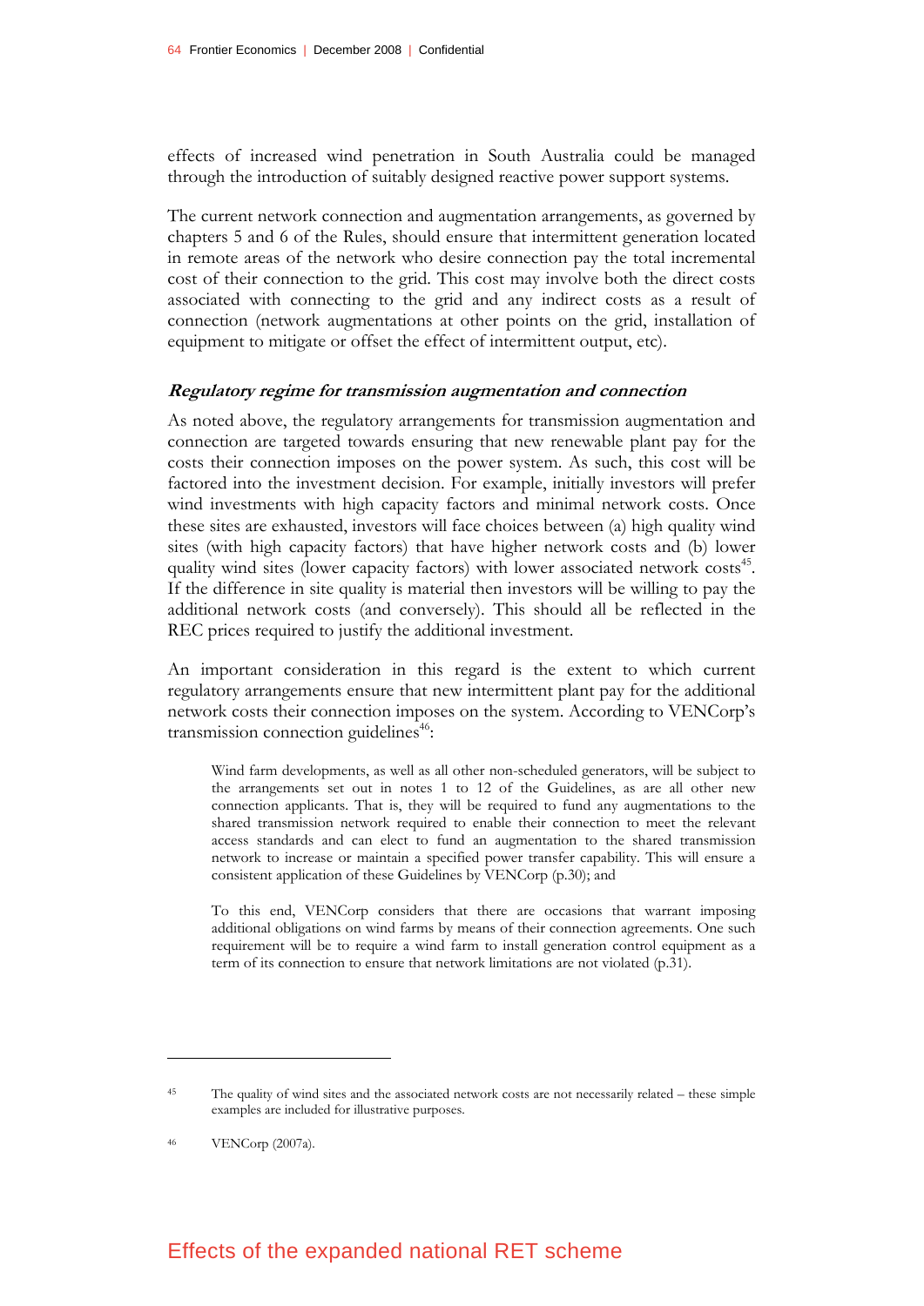effects of increased wind penetration in South Australia could be managed through the introduction of suitably designed reactive power support systems.

The current network connection and augmentation arrangements, as governed by chapters 5 and 6 of the Rules, should ensure that intermittent generation located in remote areas of the network who desire connection pay the total incremental cost of their connection to the grid. This cost may involve both the direct costs associated with connecting to the grid and any indirect costs as a result of connection (network augmentations at other points on the grid, installation of equipment to mitigate or offset the effect of intermittent output, etc).

### *Regulatory regime for transmission augmentation and connection*

As noted above, the regulatory arrangements for transmission augmentation and connection are targeted towards ensuring that new renewable plant pay for the costs their connection imposes on the power system. As such, this cost will be factored into the investment decision. For example, initially investors will prefer wind investments with high capacity factors and minimal network costs. Once these sites are exhausted, investors will face choices between (a) high quality wind sites (with high capacity factors) that have higher network costs and (b) lower quality wind sites (lower capacity factors) with lower associated network costs[45]. If the difference in site quality is material then investors will be willing to pay the additional network costs (and conversely). This should all be reflected in the REC prices required to justify the additional investment.

An important consideration in this regard is the extent to which current regulatory arrangements ensure that new intermittent plant pay for the additional network costs their connection imposes on the system. According to VENCorp's transmission connection guidelines[46]:

> Wind farm developments, as well as all other non-scheduled generators, will be subject to the arrangements set out in notes 1 to 12 of the Guidelines, as are all other new connection applicants. That is, they will be required to fund any augmentations to the shared transmission network required to enable their connection to meet the relevant access standards and can elect to fund an augmentation to the shared transmission network to increase or maintain a specified power transfer capability. This will ensure a consistent application of these Guidelines by VENCorp (p.30); and
>
> To this end, VENCorp considers that there are occasions that warrant imposing additional obligations on wind farms by means of their connection agreements. One such requirement will be to require a wind farm to install generation control equipment as a term of its connection to ensure that network limitations are not violated (p.31).

---

[45] The quality of wind sites and the associated network costs are not necessarily related – these simple examples are included for illustrative purposes.

[46] VENCorp (2007a).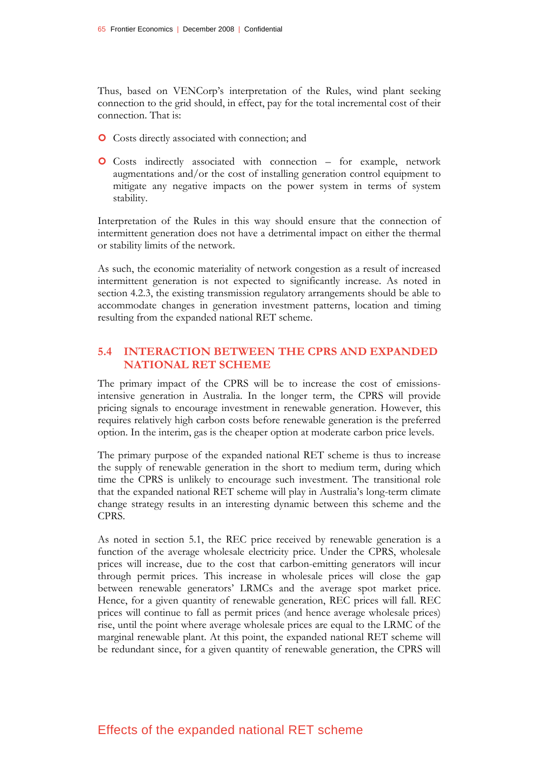Thus, based on VENCorp's interpretation of the Rules, wind plant seeking connection to the grid should, in effect, pay for the total incremental cost of their connection. That is:

- Costs directly associated with connection; and
- Costs indirectly associated with connection – for example, network augmentations and/or the cost of installing generation control equipment to mitigate any negative impacts on the power system in terms of system stability.

Interpretation of the Rules in this way should ensure that the connection of intermittent generation does not have a detrimental impact on either the thermal or stability limits of the network.

As such, the economic materiality of network congestion as a result of increased intermittent generation is not expected to significantly increase. As noted in section 4.2.3, the existing transmission regulatory arrangements should be able to accommodate changes in generation investment patterns, location and timing resulting from the expanded national RET scheme.

## 5.4 INTERACTION BETWEEN THE CPRS AND EXPANDED NATIONAL RET SCHEME

The primary impact of the CPRS will be to increase the cost of emissions-intensive generation in Australia. In the longer term, the CPRS will provide pricing signals to encourage investment in renewable generation. However, this requires relatively high carbon costs before renewable generation is the preferred option. In the interim, gas is the cheaper option at moderate carbon price levels.

The primary purpose of the expanded national RET scheme is thus to increase the supply of renewable generation in the short to medium term, during which time the CPRS is unlikely to encourage such investment. The transitional role that the expanded national RET scheme will play in Australia's long-term climate change strategy results in an interesting dynamic between this scheme and the CPRS.

As noted in section 5.1, the REC price received by renewable generation is a function of the average wholesale electricity price. Under the CPRS, wholesale prices will increase, due to the cost that carbon-emitting generators will incur through permit prices. This increase in wholesale prices will close the gap between renewable generators' LRMCs and the average spot market price. Hence, for a given quantity of renewable generation, REC prices will fall. REC prices will continue to fall as permit prices (and hence average wholesale prices) rise, until the point where average wholesale prices are equal to the LRMC of the marginal renewable plant. At this point, the expanded national RET scheme will be redundant since, for a given quantity of renewable generation, the CPRS will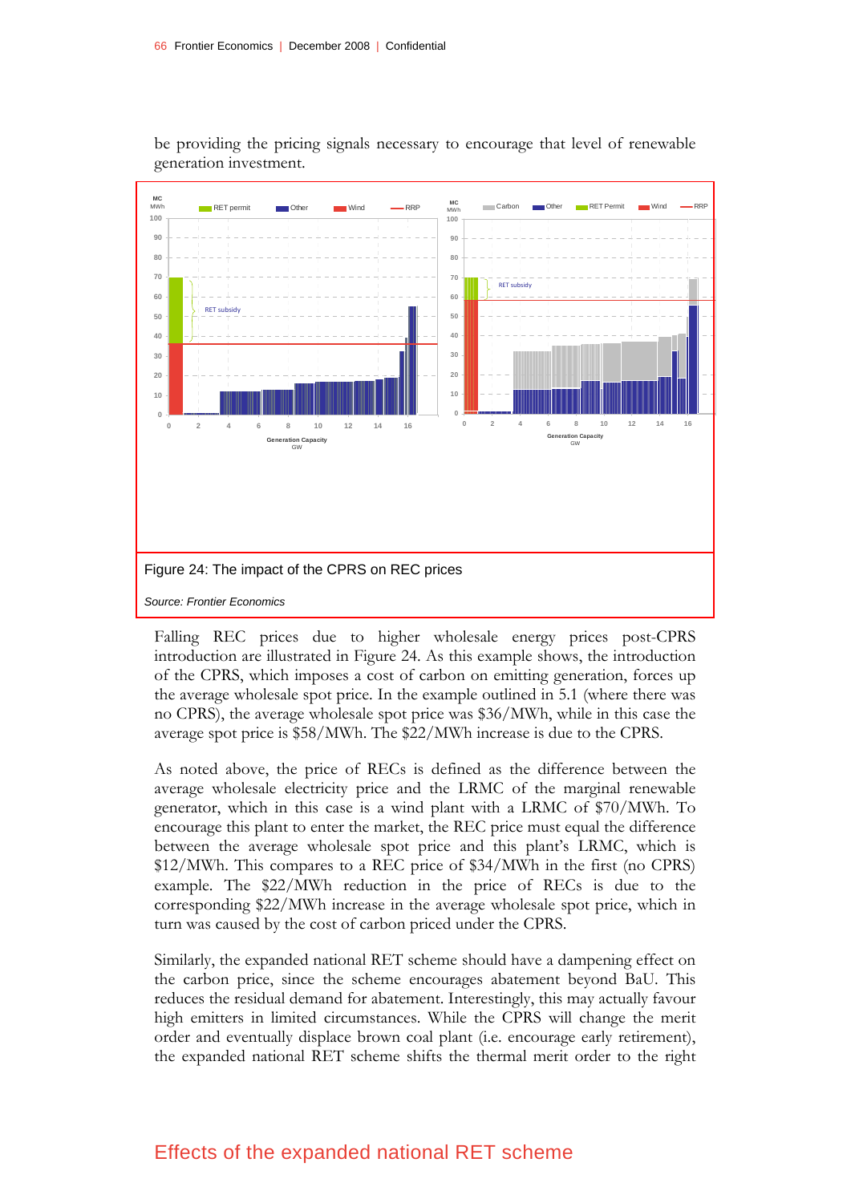be providing the pricing signals necessary to encourage that level of renewable generation investment.

Figure 24: The impact of the CPRS on REC prices

*Source: Frontier Economics*

Falling REC prices due to higher wholesale energy prices post-CPRS introduction are illustrated in Figure 24. As this example shows, the introduction of the CPRS, which imposes a cost of carbon on emitting generation, forces up the average wholesale spot price. In the example outlined in 5.1 (where there was no CPRS), the average wholesale spot price was $36/MWh, while in this case the average spot price is $58/MWh. The $22/MWh increase is due to the CPRS.

As noted above, the price of RECs is defined as the difference between the average wholesale electricity price and the LRMC of the marginal renewable generator, which in this case is a wind plant with a LRMC of $70/MWh. To encourage this plant to enter the market, the REC price must equal the difference between the average wholesale spot price and this plant's LRMC, which is $12/MWh. This compares to a REC price of $34/MWh in the first (no CPRS) example. The $22/MWh reduction in the price of RECs is due to the corresponding $22/MWh increase in the average wholesale spot price, which in turn was caused by the cost of carbon priced under the CPRS.

Similarly, the expanded national RET scheme should have a dampening effect on the carbon price, since the scheme encourages abatement beyond BaU. This reduces the residual demand for abatement. Interestingly, this may actually favour high emitters in limited circumstances. While the CPRS will change the merit order and eventually displace brown coal plant (i.e. encourage early retirement), the expanded national RET scheme shifts the thermal merit order to the right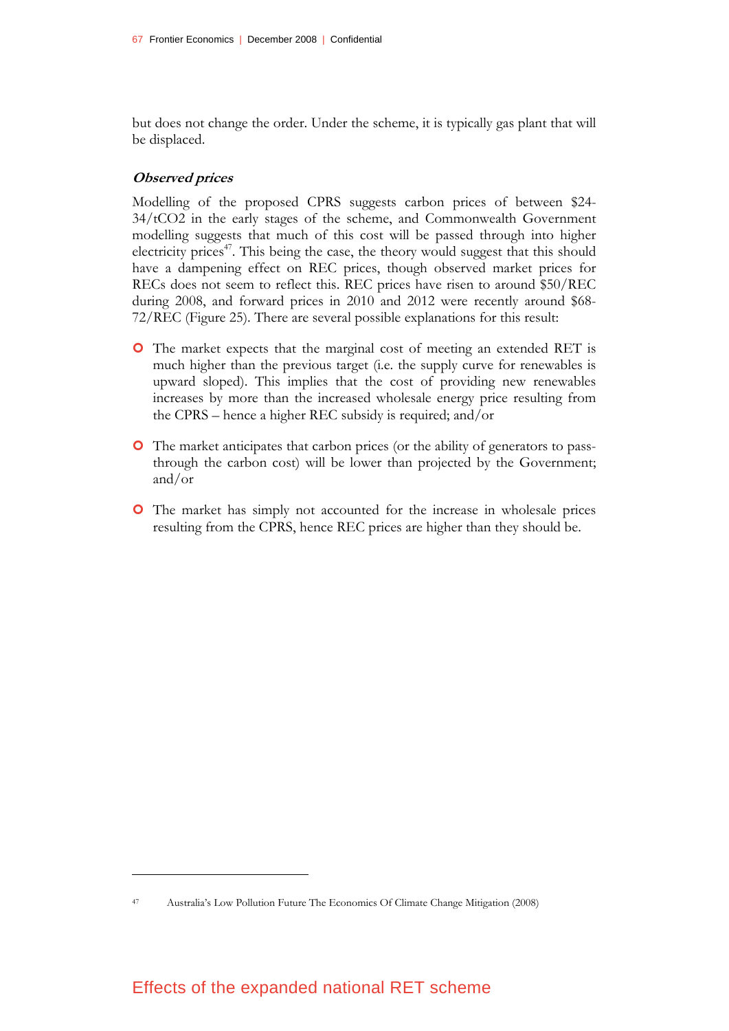but does not change the order. Under the scheme, it is typically gas plant that will be displaced.

### *Observed prices*

Modelling of the proposed CPRS suggests carbon prices of between $24-34/tCO2 in the early stages of the scheme, and Commonwealth Government modelling suggests that much of this cost will be passed through into higher electricity prices[47]. This being the case, the theory would suggest that this should have a dampening effect on REC prices, though observed market prices for RECs does not seem to reflect this. REC prices have risen to around $50/REC during 2008, and forward prices in 2010 and 2012 were recently around $68-72/REC (Figure 25). There are several possible explanations for this result:

- The market expects that the marginal cost of meeting an extended RET is much higher than the previous target (i.e. the supply curve for renewables is upward sloped). This implies that the cost of providing new renewables increases by more than the increased wholesale energy price resulting from the CPRS – hence a higher REC subsidy is required; and/or
- The market anticipates that carbon prices (or the ability of generators to pass-through the carbon cost) will be lower than projected by the Government; and/or
- The market has simply not accounted for the increase in wholesale prices resulting from the CPRS, hence REC prices are higher than they should be.

---

[47] Australia's Low Pollution Future The Economics Of Climate Change Mitigation (2008)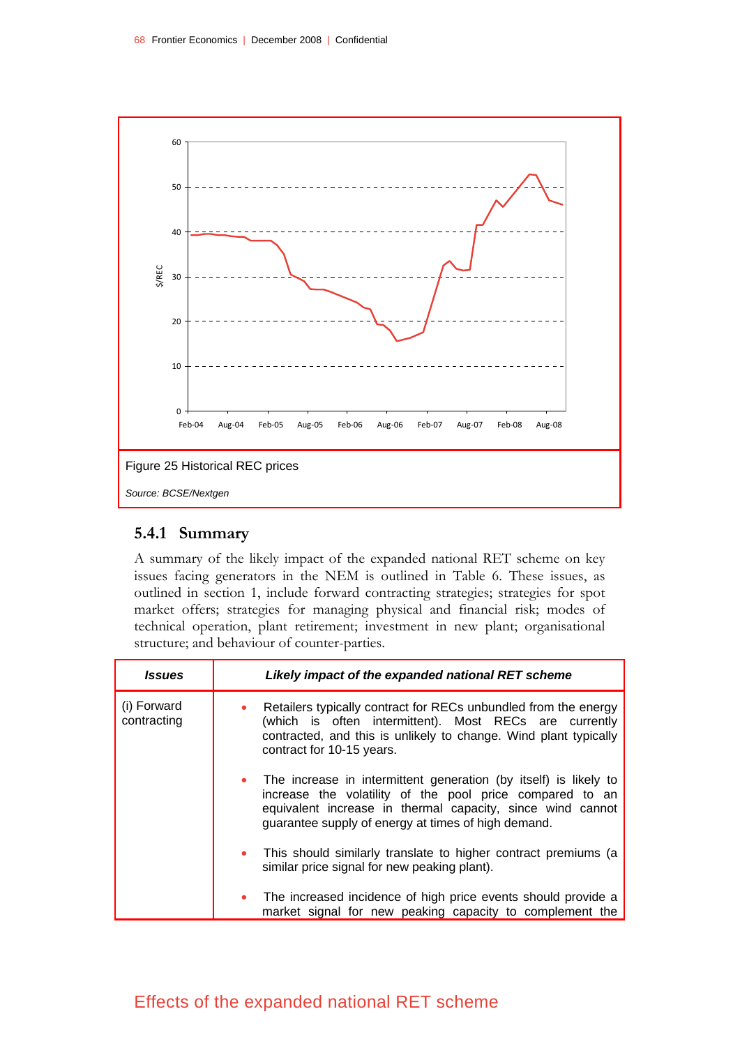Figure 25 Historical REC prices

*Source: BCSE/Nextgen*

### 5.4.1 Summary

A summary of the likely impact of the expanded national RET scheme on key issues facing generators in the NEM is outlined in Table 6. These issues, as outlined in section 1, include forward contracting strategies; strategies for spot market offers; strategies for managing physical and financial risk; modes of technical operation, plant retirement; investment in new plant; organisational structure; and behaviour of counter-parties.

| ***Issues*** | ***Likely impact of the expanded national RET scheme*** |
|---|---|
| (i) Forward contracting | • Retailers typically contract for RECs unbundled from the energy (which is often intermittent). Most RECs are currently contracted, and this is unlikely to change. Wind plant typically contract for 10-15 years.<br><br>• The increase in intermittent generation (by itself) is likely to increase the volatility of the pool price compared to an equivalent increase in thermal capacity, since wind cannot guarantee supply of energy at times of high demand.<br><br>• This should similarly translate to higher contract premiums (a similar price signal for new peaking plant).<br><br>• The increased incidence of high price events should provide a market signal for new peaking capacity to complement the |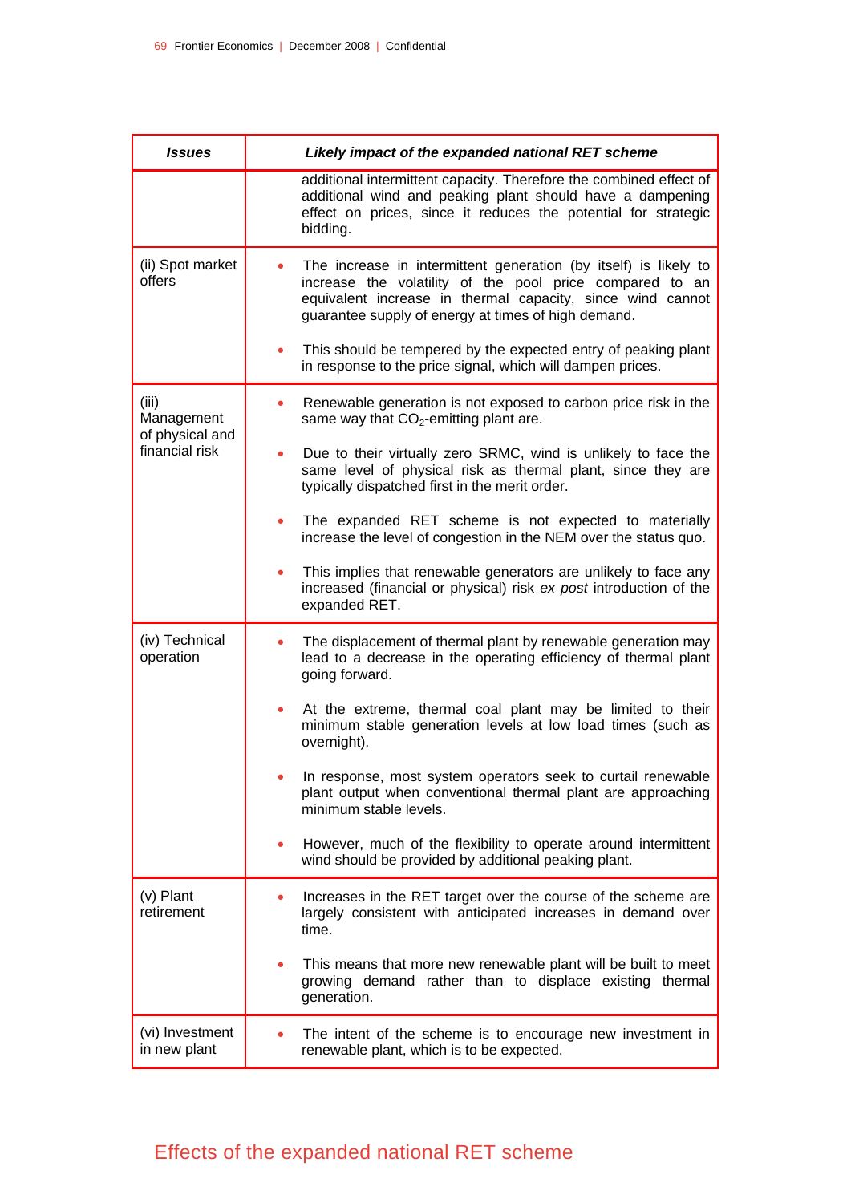| *Issues* | *Likely impact of the expanded national RET scheme* |
| --- | --- |
| | additional intermittent capacity. Therefore the combined effect of additional wind and peaking plant should have a dampening effect on prices, since it reduces the potential for strategic bidding. |
| (ii) Spot market offers | • The increase in intermittent generation (by itself) is likely to increase the volatility of the pool price compared to an equivalent increase in thermal capacity, since wind cannot guarantee supply of energy at times of high demand. <br><br> • This should be tempered by the expected entry of peaking plant in response to the price signal, which will dampen prices. |
| (iii) Management of physical and financial risk | • Renewable generation is not exposed to carbon price risk in the same way that $CO_2$-emitting plant are. <br><br> • Due to their virtually zero SRMC, wind is unlikely to face the same level of physical risk as thermal plant, since they are typically dispatched first in the merit order. <br><br> • The expanded RET scheme is not expected to materially increase the level of congestion in the NEM over the status quo. <br><br> • This implies that renewable generators are unlikely to face any increased (financial or physical) risk *ex post* introduction of the expanded RET. |
| (iv) Technical operation | • The displacement of thermal plant by renewable generation may lead to a decrease in the operating efficiency of thermal plant going forward. <br><br> • At the extreme, thermal coal plant may be limited to their minimum stable generation levels at low load times (such as overnight). <br><br> • In response, most system operators seek to curtail renewable plant output when conventional thermal plant are approaching minimum stable levels. <br><br> • However, much of the flexibility to operate around intermittent wind should be provided by additional peaking plant. |
| (v) Plant retirement | • Increases in the RET target over the course of the scheme are largely consistent with anticipated increases in demand over time. <br><br> • This means that more new renewable plant will be built to meet growing demand rather than to displace existing thermal generation. |
| (vi) Investment in new plant | • The intent of the scheme is to encourage new investment in renewable plant, which is to be expected. |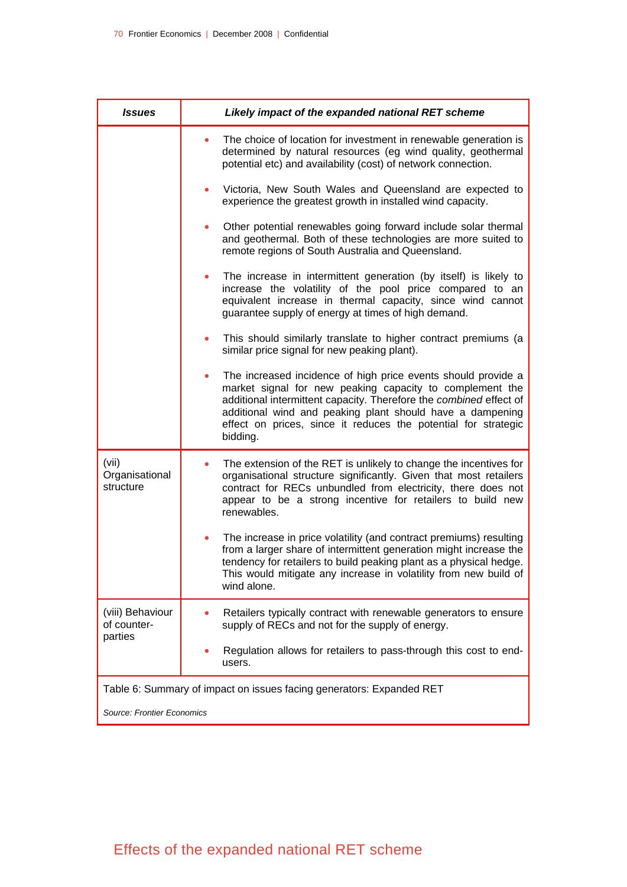| *Issues* | *Likely impact of the expanded national RET scheme* |
|---|---|
| | • The choice of location for investment in renewable generation is determined by natural resources (eg wind quality, geothermal potential etc) and availability (cost) of network connection.<br><br>• Victoria, New South Wales and Queensland are expected to experience the greatest growth in installed wind capacity.<br><br>• Other potential renewables going forward include solar thermal and geothermal. Both of these technologies are more suited to remote regions of South Australia and Queensland.<br><br>• The increase in intermittent generation (by itself) is likely to increase the volatility of the pool price compared to an equivalent increase in thermal capacity, since wind cannot guarantee supply of energy at times of high demand.<br><br>• This should similarly translate to higher contract premiums (a similar price signal for new peaking plant).<br><br>• The increased incidence of high price events should provide a market signal for new peaking capacity to complement the additional intermittent capacity. Therefore the *combined* effect of additional wind and peaking plant should have a dampening effect on prices, since it reduces the potential for strategic bidding. |
| (vii) Organisational structure | • The extension of the RET is unlikely to change the incentives for organisational structure significantly. Given that most retailers contract for RECs unbundled from electricity, there does not appear to be a strong incentive for retailers to build new renewables.<br><br>• The increase in price volatility (and contract premiums) resulting from a larger share of intermittent generation might increase the tendency for retailers to build peaking plant as a physical hedge. This would mitigate any increase in volatility from new build of wind alone. |
| (viii) Behaviour of counter-parties | • Retailers typically contract with renewable generators to ensure supply of RECs and not for the supply of energy.<br><br>• Regulation allows for retailers to pass-through this cost to end-users. |

Table 6: Summary of impact on issues facing generators: Expanded RET

*Source: Frontier Economics*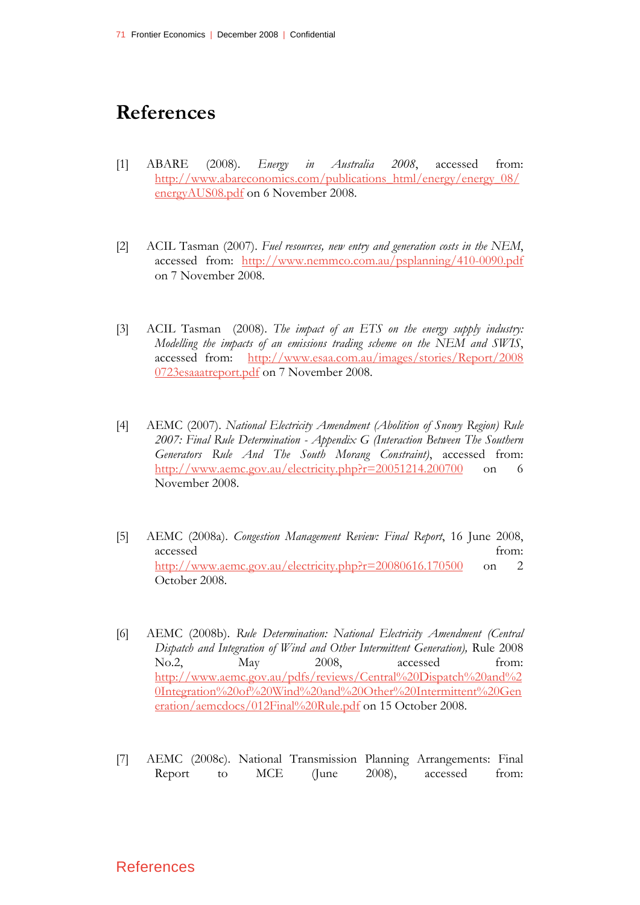# References

[1] ABARE (2008). *Energy in Australia 2008*, accessed from: http://www.abareconomics.com/publications_html/energy/energy_08/energyAUS08.pdf on 6 November 2008.

[2] ACIL Tasman (2007). *Fuel resources, new entry and generation costs in the NEM*, accessed from: http://www.nemmco.com.au/psplanning/410-0090.pdf on 7 November 2008.

[3] ACIL Tasman (2008). *The impact of an ETS on the energy supply industry: Modelling the impacts of an emissions trading scheme on the NEM and SWIS*, accessed from: http://www.esaa.com.au/images/stories/Report/20080723esaaatreport.pdf on 7 November 2008.

[4] AEMC (2007). *National Electricity Amendment (Abolition of Snowy Region) Rule 2007: Final Rule Determination - Appendix G (Interaction Between The Southern Generators Rule And The South Morang Constraint)*, accessed from: http://www.aemc.gov.au/electricity.php?r=20051214.200700 on 6 November 2008.

[5] AEMC (2008a). *Congestion Management Review: Final Report*, 16 June 2008, accessed from: http://www.aemc.gov.au/electricity.php?r=20080616.170500 on 2 October 2008.

[6] AEMC (2008b). *Rule Determination: National Electricity Amendment (Central Dispatch and Integration of Wind and Other Intermittent Generation),* Rule 2008 No.2, May 2008, accessed from: http://www.aemc.gov.au/pdfs/reviews/Central%20Dispatch%20and%20Integration%20of%20Wind%20and%20Other%20Intermittent%20Generation/aemcdocs/012Final%20Rule.pdf on 15 October 2008.

[7] AEMC (2008c). National Transmission Planning Arrangements: Final Report to MCE (June 2008), accessed from: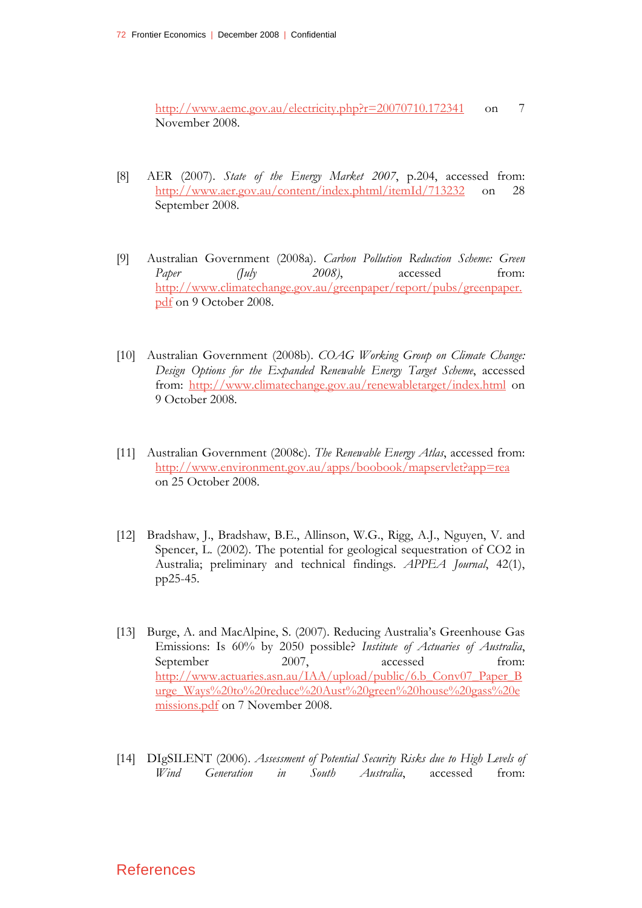http://www.aemc.gov.au/electricity.php?r=20070710.172341 on 7 November 2008.

[8] AER (2007). *State of the Energy Market 2007*, p.204, accessed from: http://www.aer.gov.au/content/index.phtml/itemId/713232 on 28 September 2008.

[9] Australian Government (2008a). *Carbon Pollution Reduction Scheme: Green Paper (July 2008)*, accessed from: http://www.climatechange.gov.au/greenpaper/report/pubs/greenpaper.pdf on 9 October 2008.

[10] Australian Government (2008b). *COAG Working Group on Climate Change: Design Options for the Expanded Renewable Energy Target Scheme*, accessed from: http://www.climatechange.gov.au/renewabletarget/index.html on 9 October 2008.

[11] Australian Government (2008c). *The Renewable Energy Atlas*, accessed from: http://www.environment.gov.au/apps/boobook/mapservlet?app=rea on 25 October 2008.

[12] Bradshaw, J., Bradshaw, B.E., Allinson, W.G., Rigg, A.J., Nguyen, V. and Spencer, L. (2002). The potential for geological sequestration of CO2 in Australia; preliminary and technical findings. *APPEA Journal*, 42(1), pp25-45.

[13] Burge, A. and MacAlpine, S. (2007). Reducing Australia's Greenhouse Gas Emissions: Is 60% by 2050 possible? *Institute of Actuaries of Australia*, September 2007, accessed from: http://www.actuaries.asn.au/IAA/upload/public/6.b_Conv07_Paper_Burge_Ways%20to%20reduce%20Aust%20green%20house%20gass%20emissions.pdf on 7 November 2008.

[14] DIgSILENT (2006). *Assessment of Potential Security Risks due to High Levels of Wind Generation in South Australia*, accessed from: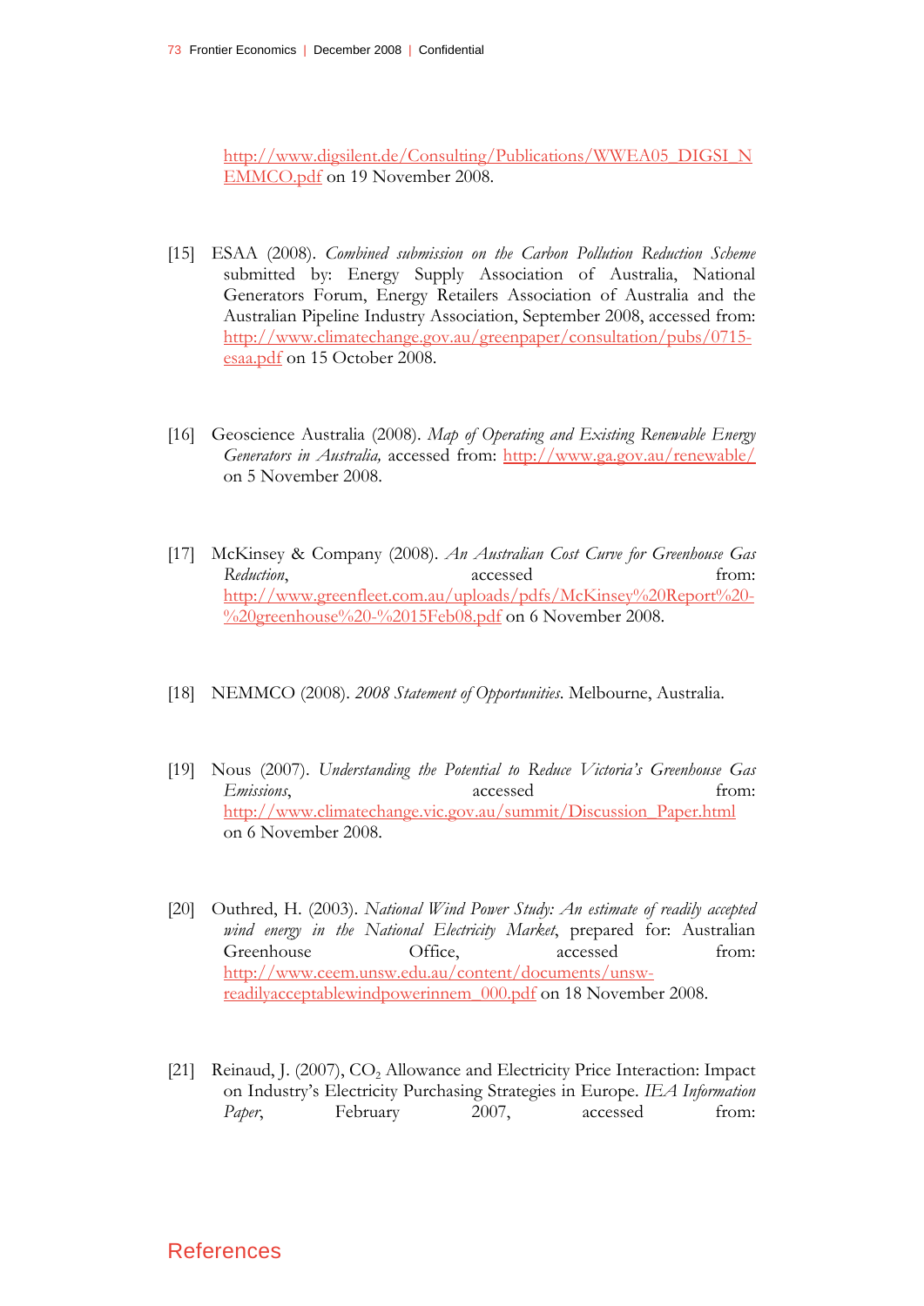http://www.digsilent.de/Consulting/Publications/WWEA05_DIGSI_NEMMCO.pdf on 19 November 2008.

[15] ESAA (2008). *Combined submission on the Carbon Pollution Reduction Scheme* submitted by: Energy Supply Association of Australia, National Generators Forum, Energy Retailers Association of Australia and the Australian Pipeline Industry Association, September 2008, accessed from: http://www.climatechange.gov.au/greenpaper/consultation/pubs/0715-esaa.pdf on 15 October 2008.

[16] Geoscience Australia (2008). *Map of Operating and Existing Renewable Energy Generators in Australia,* accessed from: http://www.ga.gov.au/renewable/ on 5 November 2008.

[17] McKinsey & Company (2008). *An Australian Cost Curve for Greenhouse Gas Reduction*, accessed from: http://www.greenfleet.com.au/uploads/pdfs/McKinsey%20Report%20-%20greenhouse%20-%2015Feb08.pdf on 6 November 2008.

[18] NEMMCO (2008). *2008 Statement of Opportunities*. Melbourne, Australia.

[19] Nous (2007). *Understanding the Potential to Reduce Victoria's Greenhouse Gas Emissions*, accessed from: http://www.climatechange.vic.gov.au/summit/Discussion_Paper.html on 6 November 2008.

[20] Outhred, H. (2003). *National Wind Power Study: An estimate of readily accepted wind energy in the National Electricity Market*, prepared for: Australian Greenhouse Office, accessed from: http://www.ceem.unsw.edu.au/content/documents/unsw-readilyacceptablewindpowerinnem_000.pdf on 18 November 2008.

[21] Reinaud, J. (2007), $CO_2$ Allowance and Electricity Price Interaction: Impact on Industry's Electricity Purchasing Strategies in Europe. *IEA Information Paper*, February 2007, accessed from: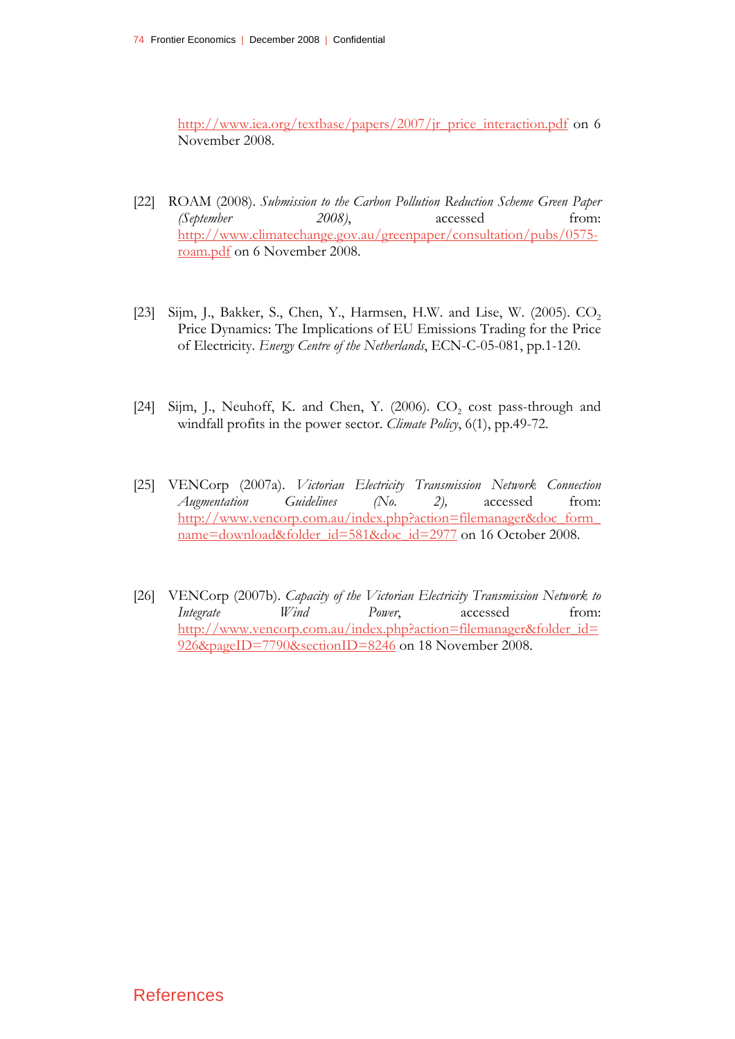http://www.iea.org/textbase/papers/2007/jr_price_interaction.pdf on 6 November 2008.

[22] ROAM (2008). *Submission to the Carbon Pollution Reduction Scheme Green Paper (September 2008)*, accessed from: http://www.climatechange.gov.au/greenpaper/consultation/pubs/0575-roam.pdf on 6 November 2008.

[23] Sijm, J., Bakker, S., Chen, Y., Harmsen, H.W. and Lise, W. (2005). $CO_2$ Price Dynamics: The Implications of EU Emissions Trading for the Price of Electricity. *Energy Centre of the Netherlands*, ECN-C-05-081, pp.1-120.

[24] Sijm, J., Neuhoff, K. and Chen, Y. (2006). $CO_2$ cost pass-through and windfall profits in the power sector. *Climate Policy*, 6(1), pp.49-72.

[25] VENCorp (2007a). *Victorian Electricity Transmission Network Connection Augmentation Guidelines (No. 2),* accessed from: http://www.vencorp.com.au/index.php?action=filemanager&doc_form_name=download&folder_id=581&doc_id=2977 on 16 October 2008.

[26] VENCorp (2007b). *Capacity of the Victorian Electricity Transmission Network to Integrate Wind Power*, accessed from: http://www.vencorp.com.au/index.php?action=filemanager&folder_id=926&pageID=7790&sectionID=8246 on 18 November 2008.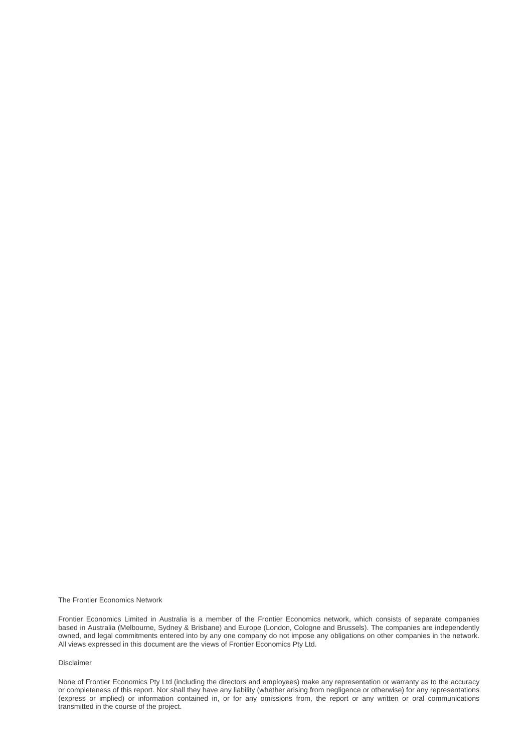The Frontier Economics Network

Frontier Economics Limited in Australia is a member of the Frontier Economics network, which consists of separate companies based in Australia (Melbourne, Sydney & Brisbane) and Europe (London, Cologne and Brussels). The companies are independently owned, and legal commitments entered into by any one company do not impose any obligations on other companies in the network. All views expressed in this document are the views of Frontier Economics Pty Ltd.

Disclaimer

None of Frontier Economics Pty Ltd (including the directors and employees) make any representation or warranty as to the accuracy or completeness of this report. Nor shall they have any liability (whether arising from negligence or otherwise) for any representations (express or implied) or information contained in, or for any omissions from, the report or any written or oral communications transmitted in the course of the project.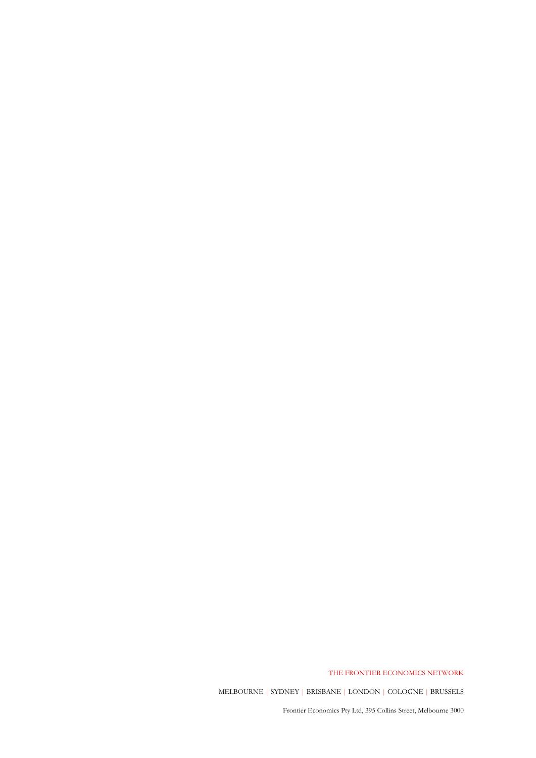THE FRONTIER ECONOMICS NETWORK

MELBOURNE | SYDNEY | BRISBANE | LONDON | COLOGNE | BRUSSELS

Frontier Economics Pty Ltd, 395 Collins Street, Melbourne 3000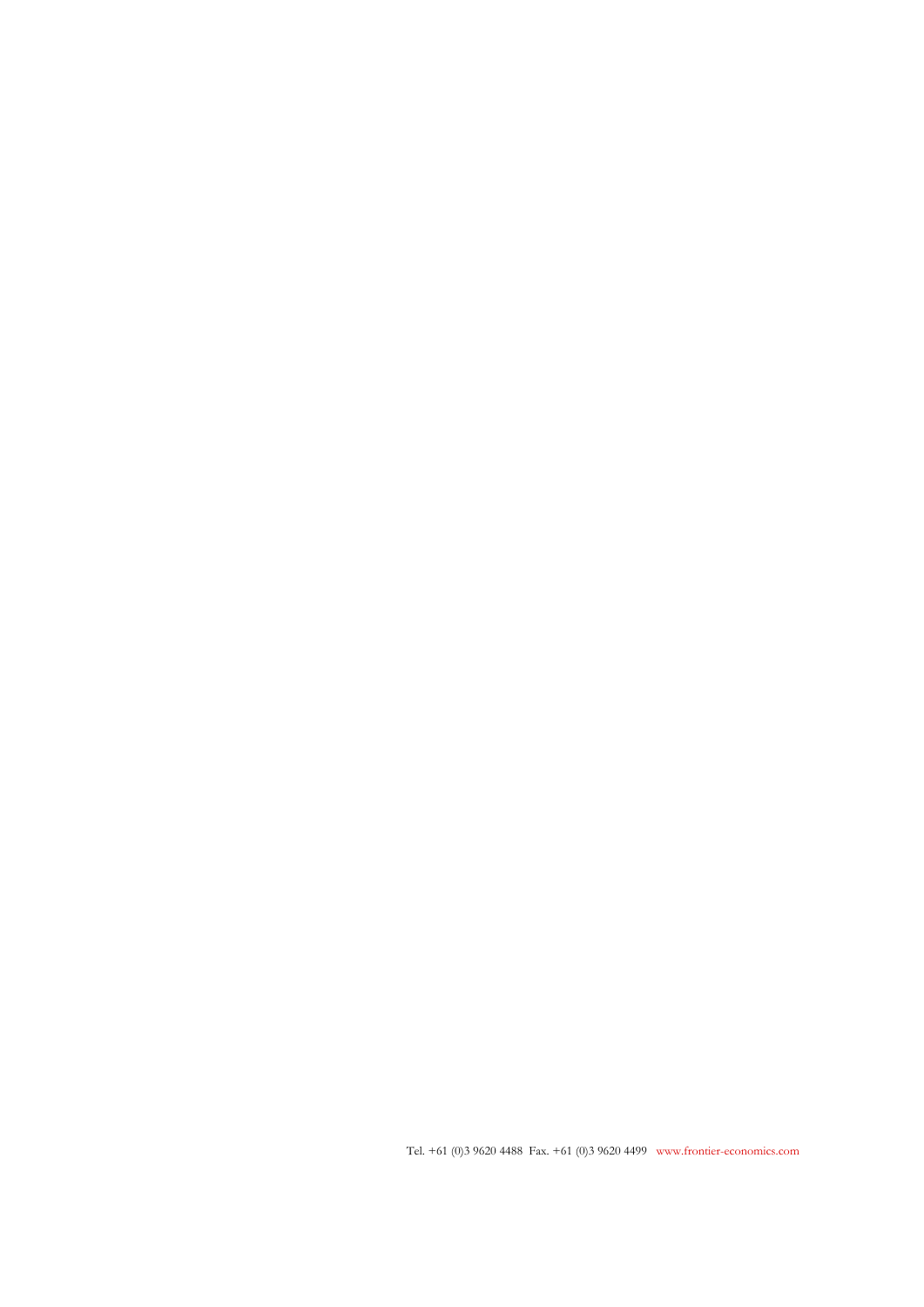Tel. +61 (0)3 9620 4488 Fax. +61 (0)3 9620 4499 www.frontier-economics.com